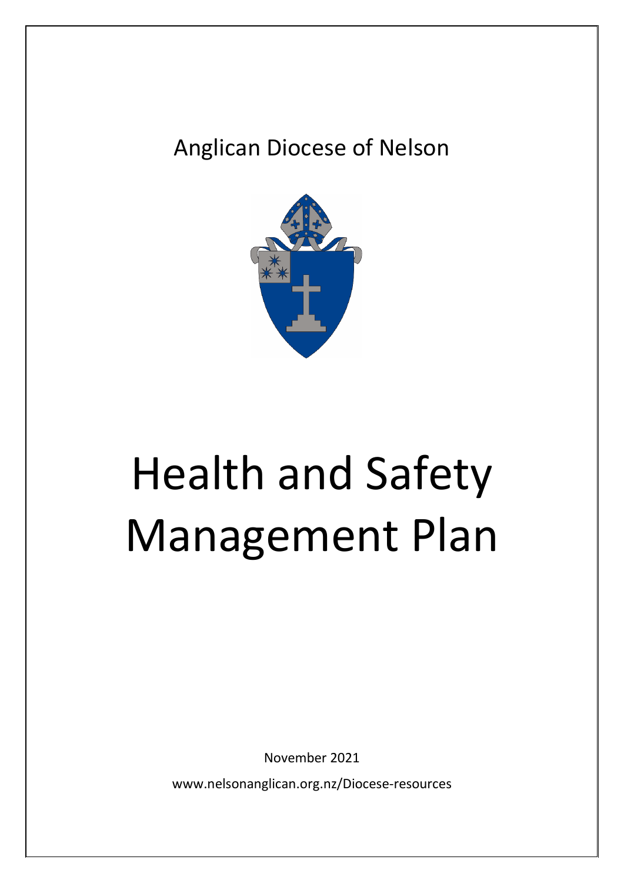Anglican Diocese of Nelson

# Health and Safety Management Plan

November 2021

www.nelsonanglican.org.nz/Diocese-resources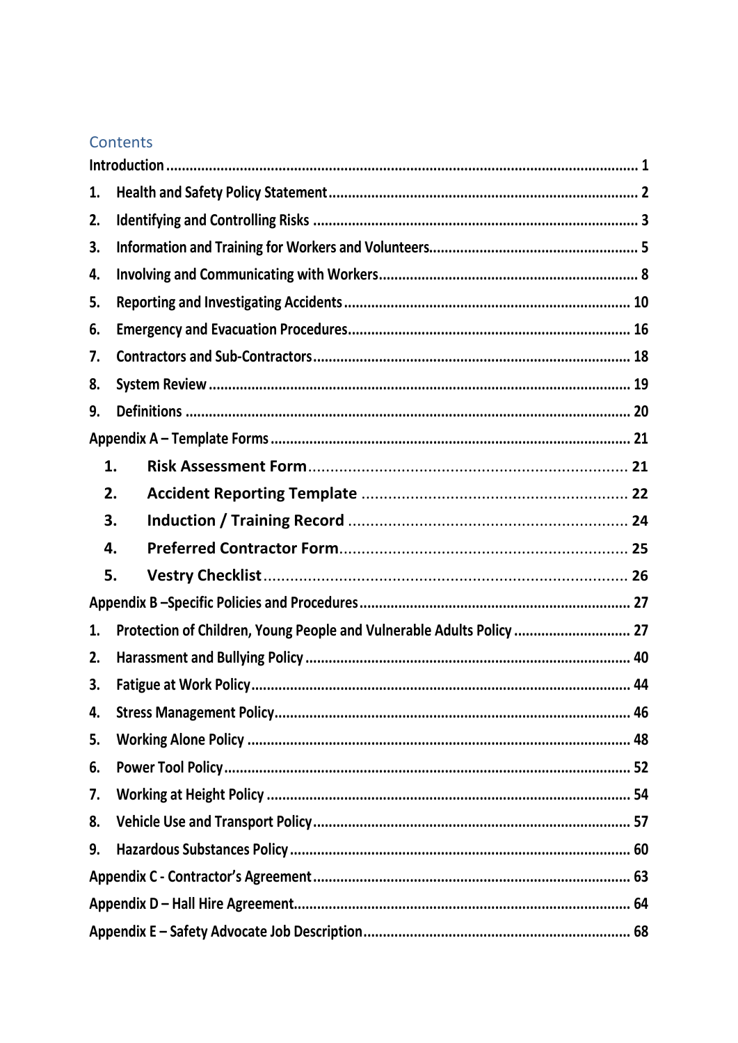# Contents

**Introduction** ........................................................................................................................ 1

**1. Health and Safety Policy Statement** ................................................................................ 2

**2. Identifying and Controlling Risks** .................................................................................... 3

**3. Information and Training for Workers and Volunteers** ...................................................... 5

**4. Involving and Communicating with Workers** .................................................................. 8

**5. Reporting and Investigating Accidents** ......................................................................... 10

**6. Emergency and Evacuation Procedures** ........................................................................ 16

**7. Contractors and Sub-Contractors** ................................................................................. 18

**8. System Review** ............................................................................................................ 19

**9. Definitions** ................................................................................................................. 20

**Appendix A – Template Forms** ........................................................................................... 21

- **1. Risk Assessment Form** ........................................................................ 21
- **2. Accident Reporting Template** ............................................................ 22
- **3. Induction / Training Record** ............................................................... 24
- **4. Preferred Contractor Form** ................................................................. 25
- **5. Vestry Checklist** .................................................................................. 26

**Appendix B –Specific Policies and Procedures** ..................................................................... 27

**1. Protection of Children, Young People and Vulnerable Adults Policy** ............................. 27

**2. Harassment and Bullying Policy** ................................................................................... 40

**3. Fatigue at Work Policy** ................................................................................................. 44

**4. Stress Management Policy** ........................................................................................... 46

**5. Working Alone Policy** .................................................................................................. 48

**6. Power Tool Policy** ........................................................................................................ 52

**7. Working at Height Policy** ............................................................................................. 54

**8. Vehicle Use and Transport Policy** ................................................................................. 57

**9. Hazardous Substances Policy** ....................................................................................... 60

**Appendix C - Contractor's Agreement** ................................................................................. 63

**Appendix D – Hall Hire Agreement** ...................................................................................... 64

**Appendix E – Safety Advocate Job Description** .................................................................... 68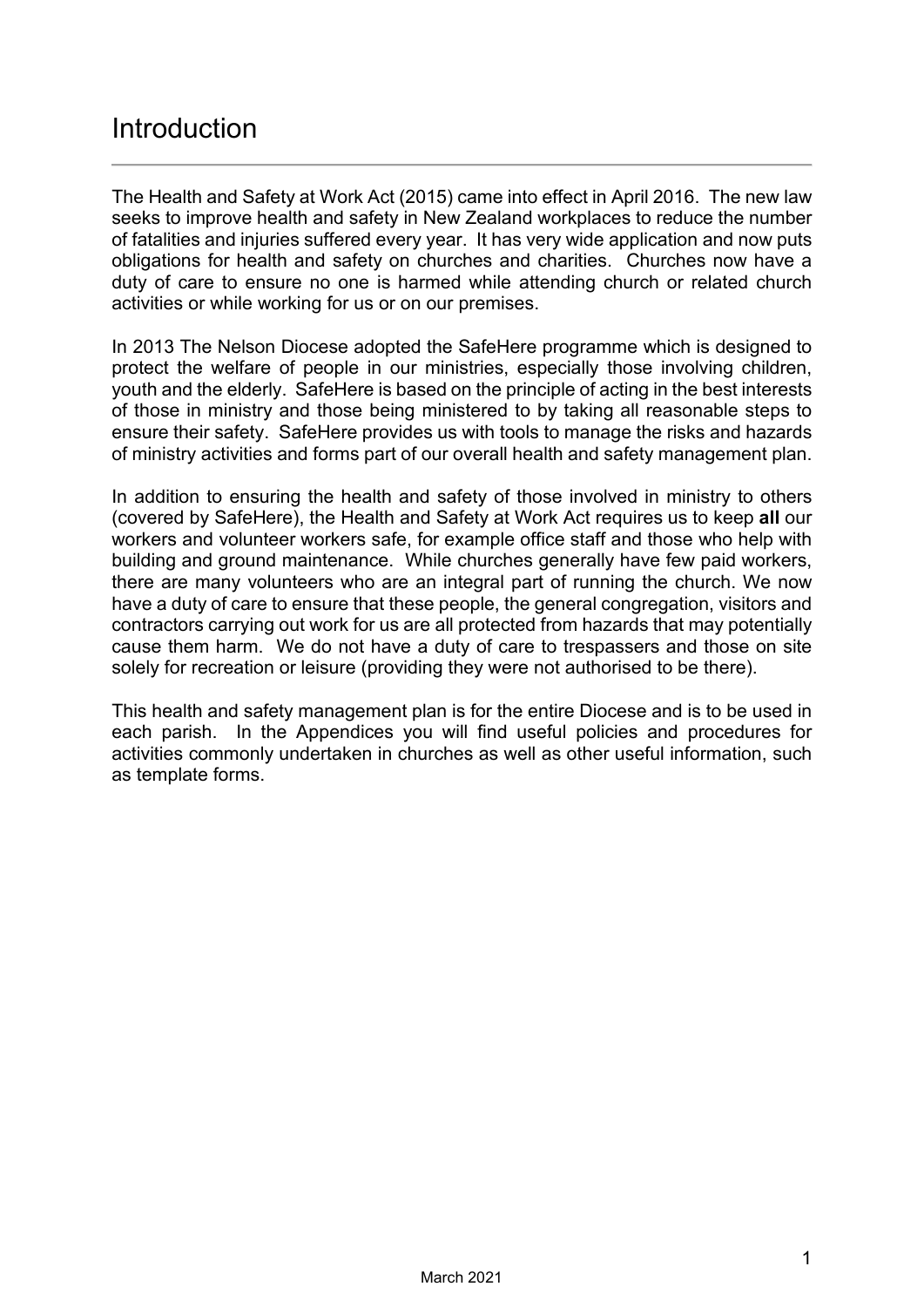# Introduction

The Health and Safety at Work Act (2015) came into effect in April 2016. The new law seeks to improve health and safety in New Zealand workplaces to reduce the number of fatalities and injuries suffered every year. It has very wide application and now puts obligations for health and safety on churches and charities. Churches now have a duty of care to ensure no one is harmed while attending church or related church activities or while working for us or on our premises.

In 2013 The Nelson Diocese adopted the SafeHere programme which is designed to protect the welfare of people in our ministries, especially those involving children, youth and the elderly. SafeHere is based on the principle of acting in the best interests of those in ministry and those being ministered to by taking all reasonable steps to ensure their safety. SafeHere provides us with tools to manage the risks and hazards of ministry activities and forms part of our overall health and safety management plan.

In addition to ensuring the health and safety of those involved in ministry to others (covered by SafeHere), the Health and Safety at Work Act requires us to keep **all** our workers and volunteer workers safe, for example office staff and those who help with building and ground maintenance. While churches generally have few paid workers, there are many volunteers who are an integral part of running the church. We now have a duty of care to ensure that these people, the general congregation, visitors and contractors carrying out work for us are all protected from hazards that may potentially cause them harm. We do not have a duty of care to trespassers and those on site solely for recreation or leisure (providing they were not authorised to be there).

This health and safety management plan is for the entire Diocese and is to be used in each parish. In the Appendices you will find useful policies and procedures for activities commonly undertaken in churches as well as other useful information, such as template forms.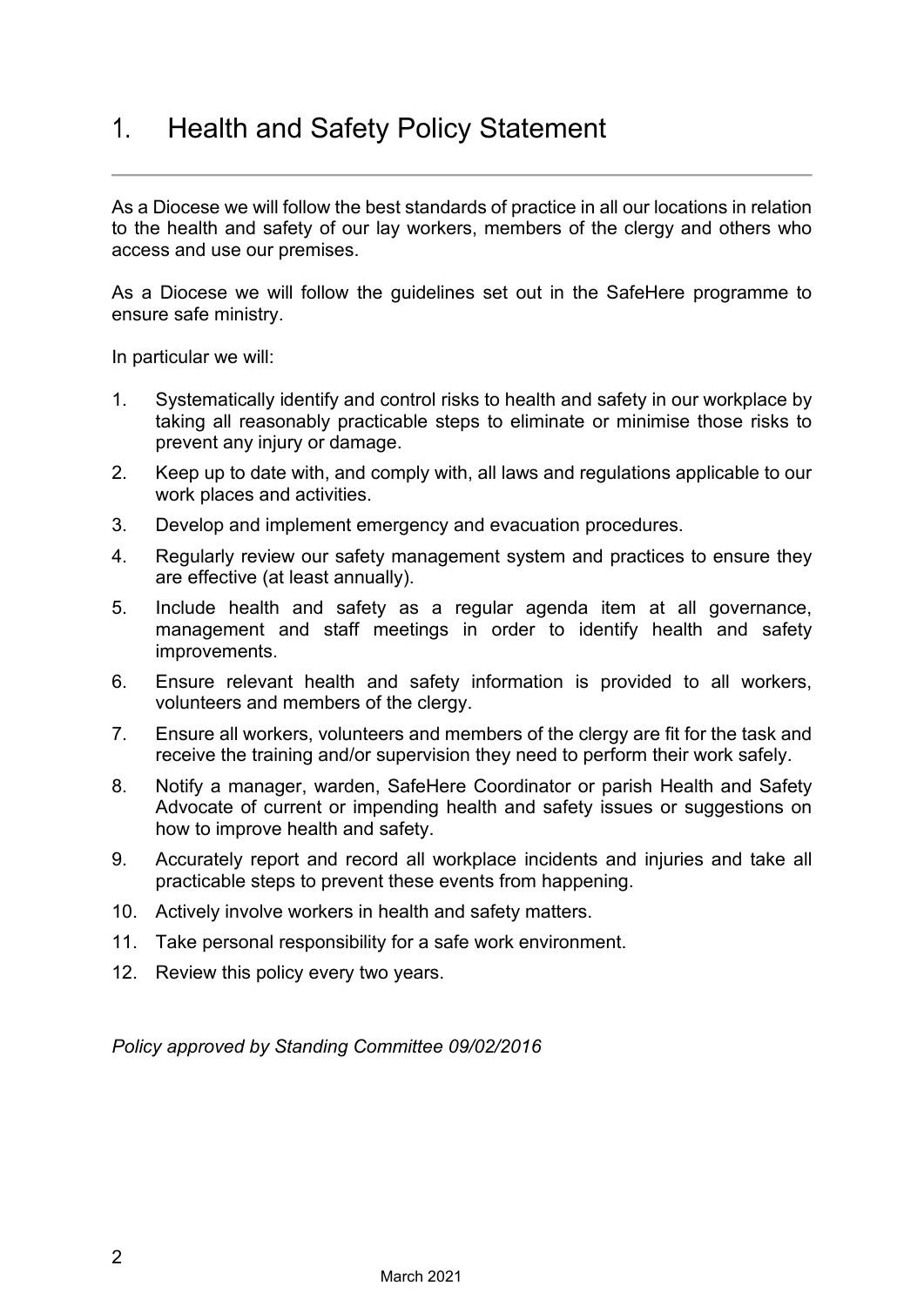# 1. Health and Safety Policy Statement

As a Diocese we will follow the best standards of practice in all our locations in relation to the health and safety of our lay workers, members of the clergy and others who access and use our premises.

As a Diocese we will follow the guidelines set out in the SafeHere programme to ensure safe ministry.

In particular we will:

1. Systematically identify and control risks to health and safety in our workplace by taking all reasonably practicable steps to eliminate or minimise those risks to prevent any injury or damage.
2. Keep up to date with, and comply with, all laws and regulations applicable to our work places and activities.
3. Develop and implement emergency and evacuation procedures.
4. Regularly review our safety management system and practices to ensure they are effective (at least annually).
5. Include health and safety as a regular agenda item at all governance, management and staff meetings in order to identify health and safety improvements.
6. Ensure relevant health and safety information is provided to all workers, volunteers and members of the clergy.
7. Ensure all workers, volunteers and members of the clergy are fit for the task and receive the training and/or supervision they need to perform their work safely.
8. Notify a manager, warden, SafeHere Coordinator or parish Health and Safety Advocate of current or impending health and safety issues or suggestions on how to improve health and safety.
9. Accurately report and record all workplace incidents and injuries and take all practicable steps to prevent these events from happening.
10. Actively involve workers in health and safety matters.
11. Take personal responsibility for a safe work environment.
12. Review this policy every two years.

*Policy approved by Standing Committee 09/02/2016*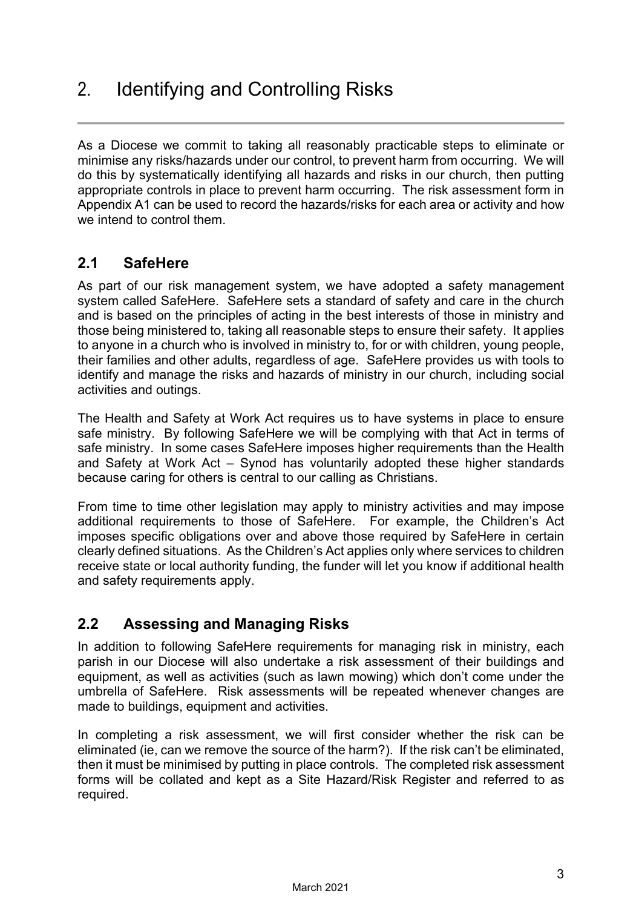# 2. Identifying and Controlling Risks

As a Diocese we commit to taking all reasonably practicable steps to eliminate or minimise any risks/hazards under our control, to prevent harm from occurring. We will do this by systematically identifying all hazards and risks in our church, then putting appropriate controls in place to prevent harm occurring. The risk assessment form in Appendix A1 can be used to record the hazards/risks for each area or activity and how we intend to control them.

## 2.1 SafeHere

As part of our risk management system, we have adopted a safety management system called SafeHere. SafeHere sets a standard of safety and care in the church and is based on the principles of acting in the best interests of those in ministry and those being ministered to, taking all reasonable steps to ensure their safety. It applies to anyone in a church who is involved in ministry to, for or with children, young people, their families and other adults, regardless of age. SafeHere provides us with tools to identify and manage the risks and hazards of ministry in our church, including social activities and outings.

The Health and Safety at Work Act requires us to have systems in place to ensure safe ministry. By following SafeHere we will be complying with that Act in terms of safe ministry. In some cases SafeHere imposes higher requirements than the Health and Safety at Work Act – Synod has voluntarily adopted these higher standards because caring for others is central to our calling as Christians.

From time to time other legislation may apply to ministry activities and may impose additional requirements to those of SafeHere. For example, the Children's Act imposes specific obligations over and above those required by SafeHere in certain clearly defined situations. As the Children's Act applies only where services to children receive state or local authority funding, the funder will let you know if additional health and safety requirements apply.

## 2.2 Assessing and Managing Risks

In addition to following SafeHere requirements for managing risk in ministry, each parish in our Diocese will also undertake a risk assessment of their buildings and equipment, as well as activities (such as lawn mowing) which don't come under the umbrella of SafeHere. Risk assessments will be repeated whenever changes are made to buildings, equipment and activities.

In completing a risk assessment, we will first consider whether the risk can be eliminated (ie, can we remove the source of the harm?). If the risk can't be eliminated, then it must be minimised by putting in place controls. The completed risk assessment forms will be collated and kept as a Site Hazard/Risk Register and referred to as required.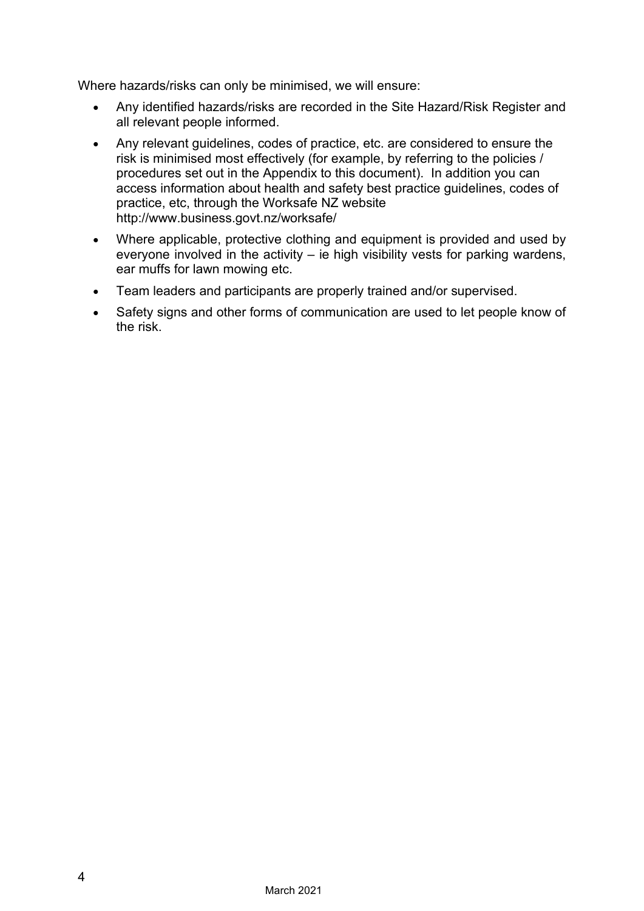Where hazards/risks can only be minimised, we will ensure:

- Any identified hazards/risks are recorded in the Site Hazard/Risk Register and all relevant people informed.
- Any relevant guidelines, codes of practice, etc. are considered to ensure the risk is minimised most effectively (for example, by referring to the policies / procedures set out in the Appendix to this document). In addition you can access information about health and safety best practice guidelines, codes of practice, etc, through the Worksafe NZ website http://www.business.govt.nz/worksafe/
- Where applicable, protective clothing and equipment is provided and used by everyone involved in the activity – ie high visibility vests for parking wardens, ear muffs for lawn mowing etc.
- Team leaders and participants are properly trained and/or supervised.
- Safety signs and other forms of communication are used to let people know of the risk.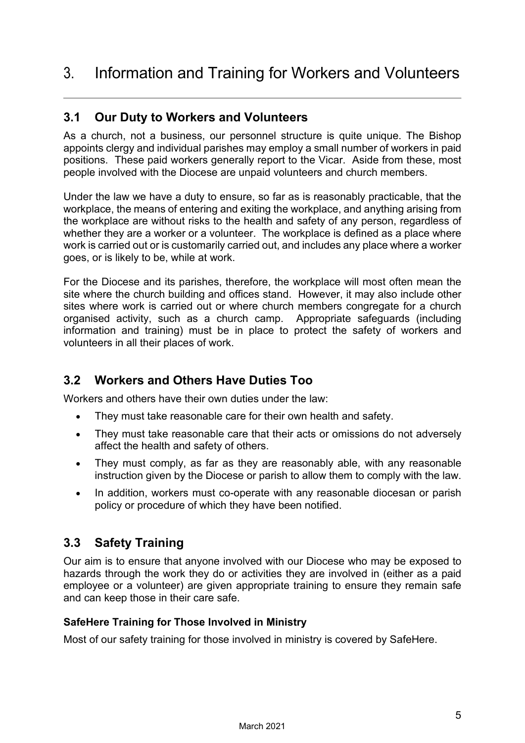# 3. Information and Training for Workers and Volunteers

## 3.1 Our Duty to Workers and Volunteers

As a church, not a business, our personnel structure is quite unique. The Bishop appoints clergy and individual parishes may employ a small number of workers in paid positions. These paid workers generally report to the Vicar. Aside from these, most people involved with the Diocese are unpaid volunteers and church members.

Under the law we have a duty to ensure, so far as is reasonably practicable, that the workplace, the means of entering and exiting the workplace, and anything arising from the workplace are without risks to the health and safety of any person, regardless of whether they are a worker or a volunteer. The workplace is defined as a place where work is carried out or is customarily carried out, and includes any place where a worker goes, or is likely to be, while at work.

For the Diocese and its parishes, therefore, the workplace will most often mean the site where the church building and offices stand. However, it may also include other sites where work is carried out or where church members congregate for a church organised activity, such as a church camp. Appropriate safeguards (including information and training) must be in place to protect the safety of workers and volunteers in all their places of work.

## 3.2 Workers and Others Have Duties Too

Workers and others have their own duties under the law:

- They must take reasonable care for their own health and safety.
- They must take reasonable care that their acts or omissions do not adversely affect the health and safety of others.
- They must comply, as far as they are reasonably able, with any reasonable instruction given by the Diocese or parish to allow them to comply with the law.
- In addition, workers must co-operate with any reasonable diocesan or parish policy or procedure of which they have been notified.

## 3.3 Safety Training

Our aim is to ensure that anyone involved with our Diocese who may be exposed to hazards through the work they do or activities they are involved in (either as a paid employee or a volunteer) are given appropriate training to ensure they remain safe and can keep those in their care safe.

**SafeHere Training for Those Involved in Ministry**

Most of our safety training for those involved in ministry is covered by SafeHere.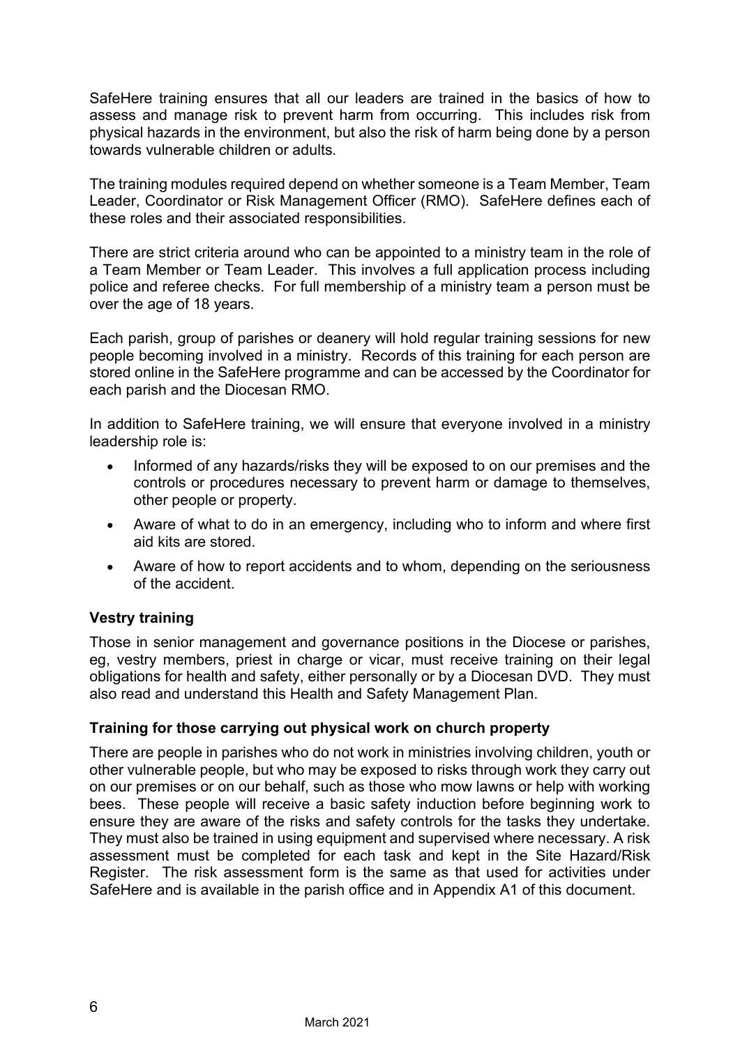SafeHere training ensures that all our leaders are trained in the basics of how to assess and manage risk to prevent harm from occurring. This includes risk from physical hazards in the environment, but also the risk of harm being done by a person towards vulnerable children or adults.

The training modules required depend on whether someone is a Team Member, Team Leader, Coordinator or Risk Management Officer (RMO). SafeHere defines each of these roles and their associated responsibilities.

There are strict criteria around who can be appointed to a ministry team in the role of a Team Member or Team Leader. This involves a full application process including police and referee checks. For full membership of a ministry team a person must be over the age of 18 years.

Each parish, group of parishes or deanery will hold regular training sessions for new people becoming involved in a ministry. Records of this training for each person are stored online in the SafeHere programme and can be accessed by the Coordinator for each parish and the Diocesan RMO.

In addition to SafeHere training, we will ensure that everyone involved in a ministry leadership role is:

- Informed of any hazards/risks they will be exposed to on our premises and the controls or procedures necessary to prevent harm or damage to themselves, other people or property.
- Aware of what to do in an emergency, including who to inform and where first aid kits are stored.
- Aware of how to report accidents and to whom, depending on the seriousness of the accident.

**Vestry training**

Those in senior management and governance positions in the Diocese or parishes, eg, vestry members, priest in charge or vicar, must receive training on their legal obligations for health and safety, either personally or by a Diocesan DVD. They must also read and understand this Health and Safety Management Plan.

**Training for those carrying out physical work on church property**

There are people in parishes who do not work in ministries involving children, youth or other vulnerable people, but who may be exposed to risks through work they carry out on our premises or on our behalf, such as those who mow lawns or help with working bees. These people will receive a basic safety induction before beginning work to ensure they are aware of the risks and safety controls for the tasks they undertake. They must also be trained in using equipment and supervised where necessary. A risk assessment must be completed for each task and kept in the Site Hazard/Risk Register. The risk assessment form is the same as that used for activities under SafeHere and is available in the parish office and in Appendix A1 of this document.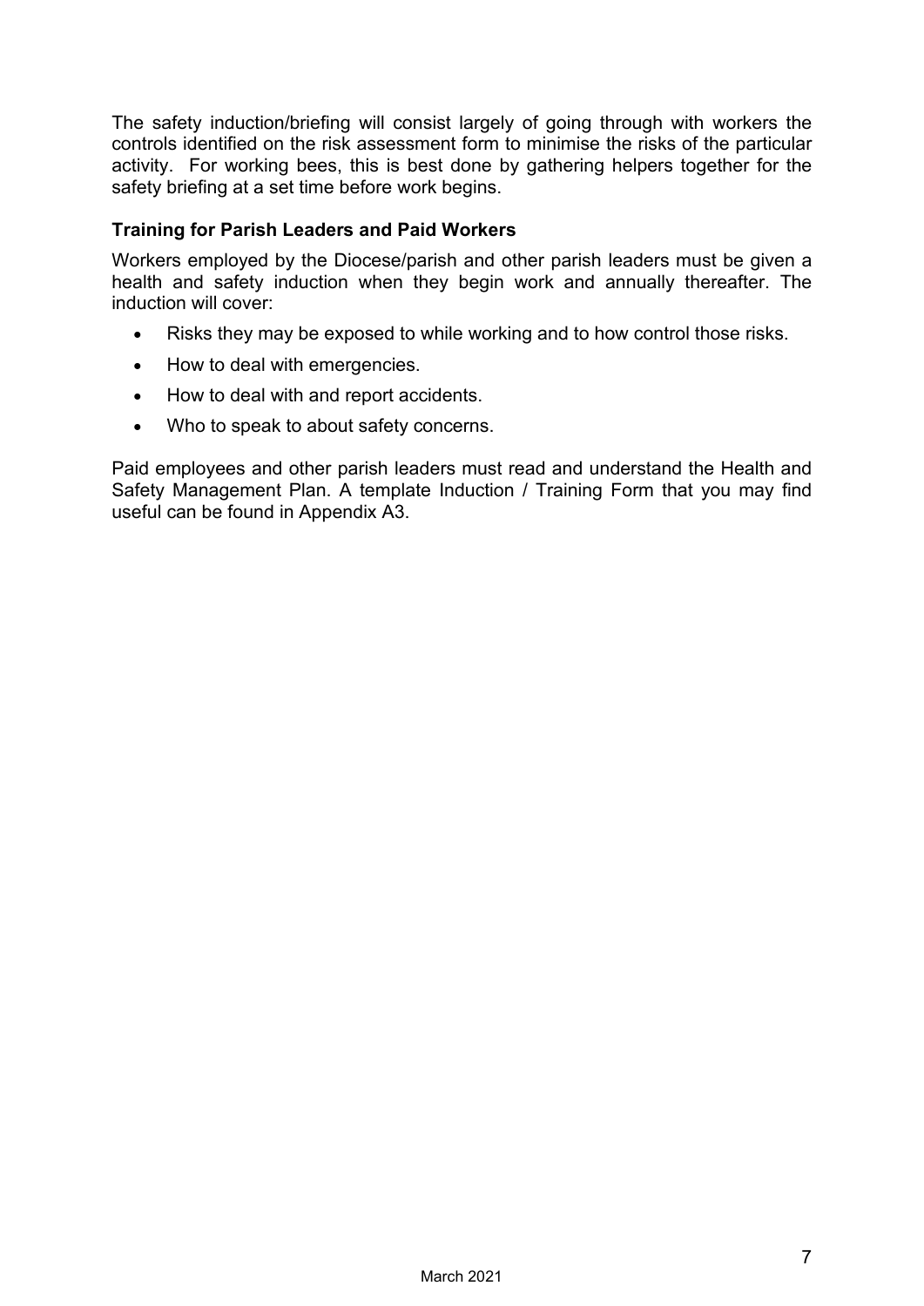The safety induction/briefing will consist largely of going through with workers the controls identified on the risk assessment form to minimise the risks of the particular activity. For working bees, this is best done by gathering helpers together for the safety briefing at a set time before work begins.

**Training for Parish Leaders and Paid Workers**

Workers employed by the Diocese/parish and other parish leaders must be given a health and safety induction when they begin work and annually thereafter. The induction will cover:

- Risks they may be exposed to while working and to how control those risks.
- How to deal with emergencies.
- How to deal with and report accidents.
- Who to speak to about safety concerns.

Paid employees and other parish leaders must read and understand the Health and Safety Management Plan. A template Induction / Training Form that you may find useful can be found in Appendix A3.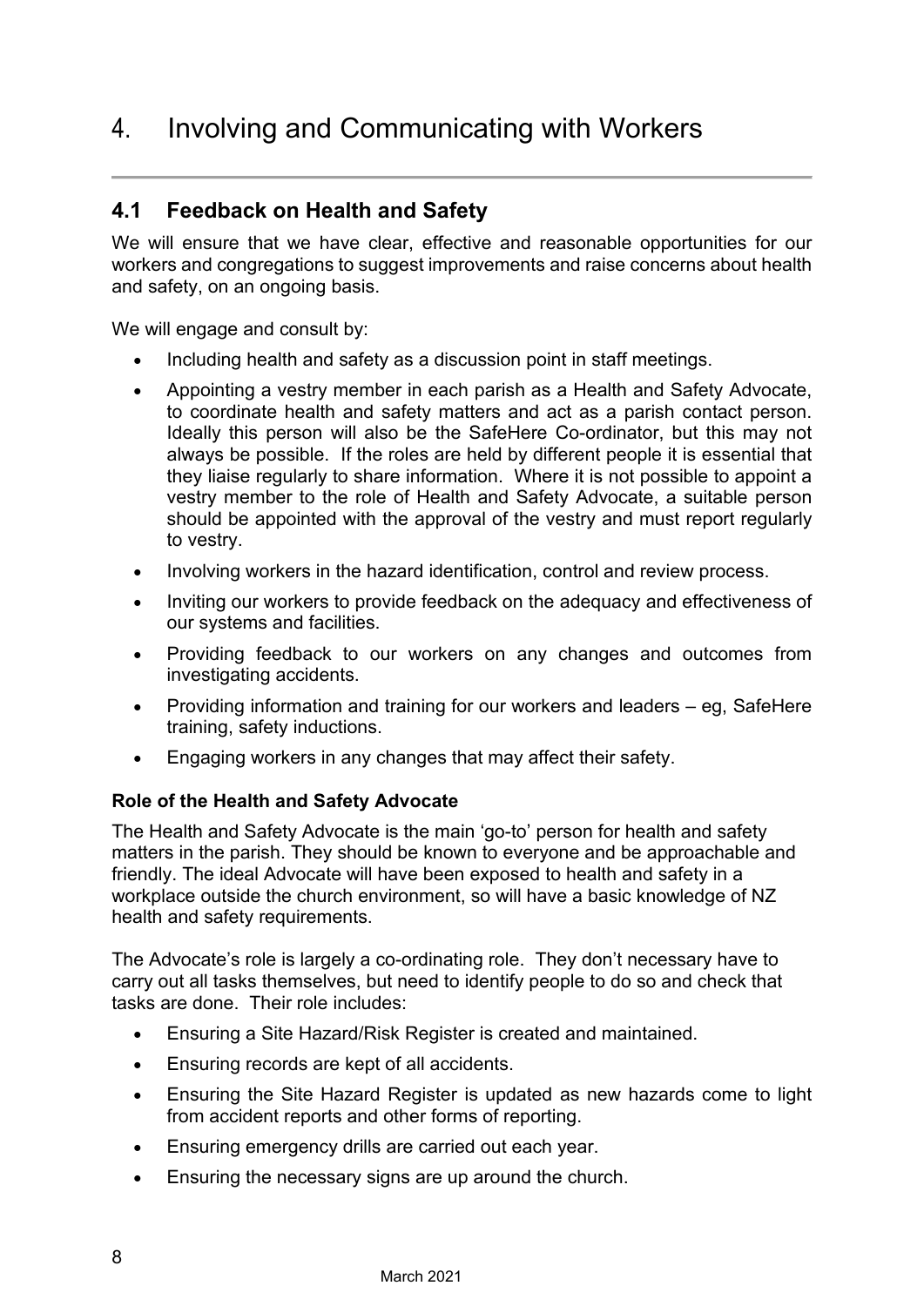# 4. Involving and Communicating with Workers

## 4.1 Feedback on Health and Safety

We will ensure that we have clear, effective and reasonable opportunities for our workers and congregations to suggest improvements and raise concerns about health and safety, on an ongoing basis.

We will engage and consult by:

- Including health and safety as a discussion point in staff meetings.
- Appointing a vestry member in each parish as a Health and Safety Advocate, to coordinate health and safety matters and act as a parish contact person. Ideally this person will also be the SafeHere Co-ordinator, but this may not always be possible. If the roles are held by different people it is essential that they liaise regularly to share information. Where it is not possible to appoint a vestry member to the role of Health and Safety Advocate, a suitable person should be appointed with the approval of the vestry and must report regularly to vestry.
- Involving workers in the hazard identification, control and review process.
- Inviting our workers to provide feedback on the adequacy and effectiveness of our systems and facilities.
- Providing feedback to our workers on any changes and outcomes from investigating accidents.
- Providing information and training for our workers and leaders – eg, SafeHere training, safety inductions.
- Engaging workers in any changes that may affect their safety.

**Role of the Health and Safety Advocate**

The Health and Safety Advocate is the main 'go-to' person for health and safety matters in the parish. They should be known to everyone and be approachable and friendly. The ideal Advocate will have been exposed to health and safety in a workplace outside the church environment, so will have a basic knowledge of NZ health and safety requirements.

The Advocate's role is largely a co-ordinating role. They don't necessary have to carry out all tasks themselves, but need to identify people to do so and check that tasks are done. Their role includes:

- Ensuring a Site Hazard/Risk Register is created and maintained.
- Ensuring records are kept of all accidents.
- Ensuring the Site Hazard Register is updated as new hazards come to light from accident reports and other forms of reporting.
- Ensuring emergency drills are carried out each year.
- Ensuring the necessary signs are up around the church.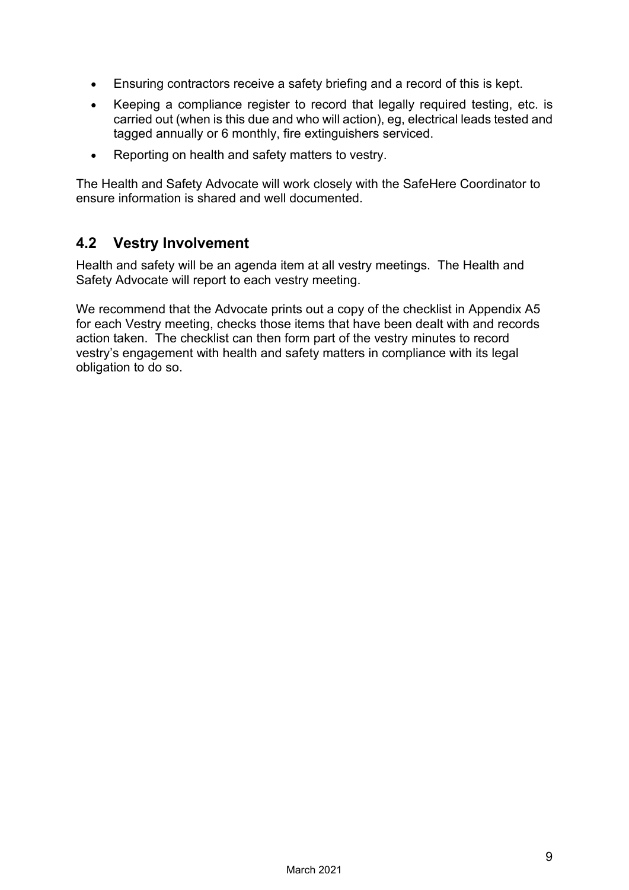- Ensuring contractors receive a safety briefing and a record of this is kept.
- Keeping a compliance register to record that legally required testing, etc. is carried out (when is this due and who will action), eg, electrical leads tested and tagged annually or 6 monthly, fire extinguishers serviced.
- Reporting on health and safety matters to vestry.

The Health and Safety Advocate will work closely with the SafeHere Coordinator to ensure information is shared and well documented.

## 4.2 Vestry Involvement

Health and safety will be an agenda item at all vestry meetings. The Health and Safety Advocate will report to each vestry meeting.

We recommend that the Advocate prints out a copy of the checklist in Appendix A5 for each Vestry meeting, checks those items that have been dealt with and records action taken. The checklist can then form part of the vestry minutes to record vestry's engagement with health and safety matters in compliance with its legal obligation to do so.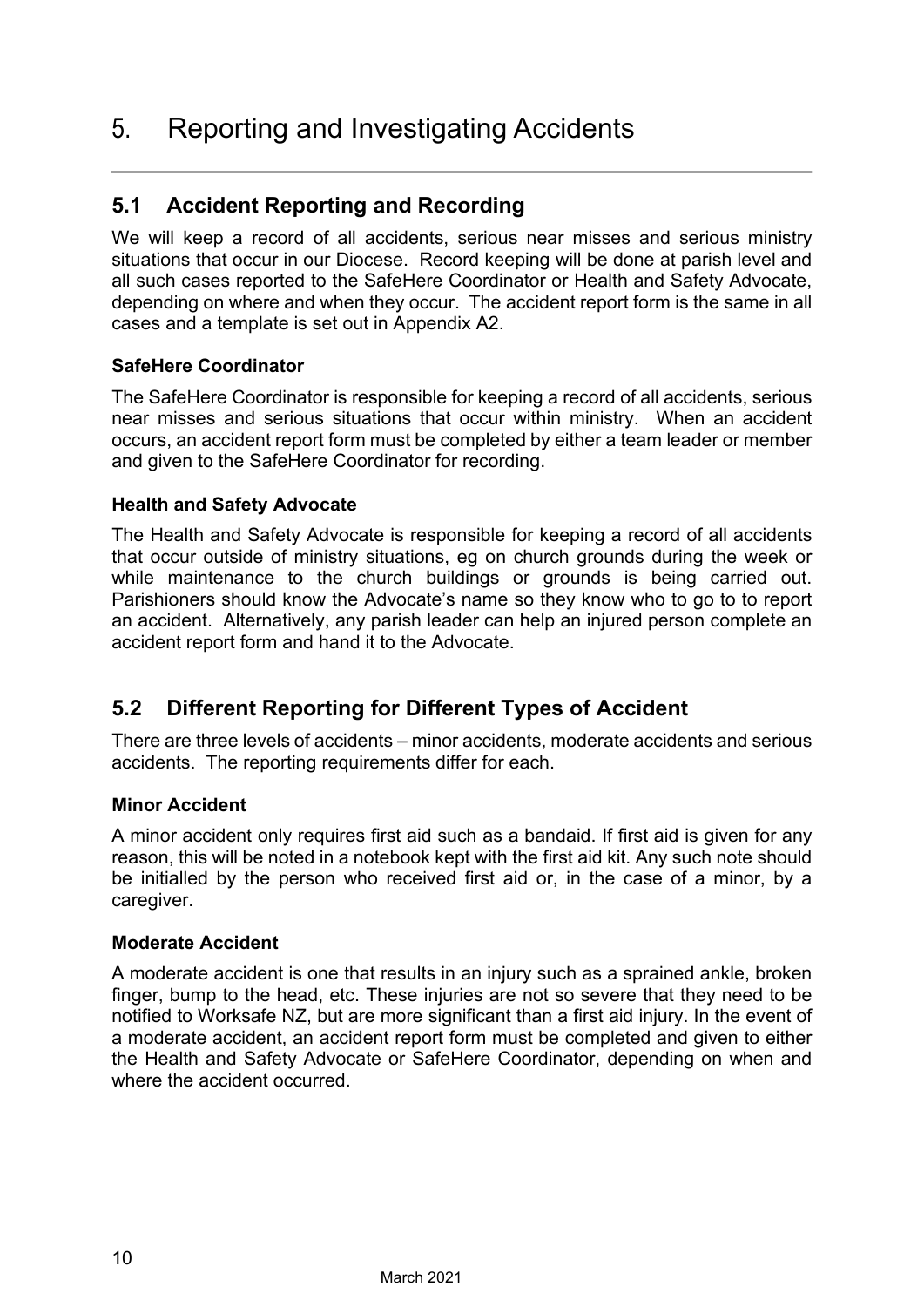# 5. Reporting and Investigating Accidents

## 5.1 Accident Reporting and Recording

We will keep a record of all accidents, serious near misses and serious ministry situations that occur in our Diocese. Record keeping will be done at parish level and all such cases reported to the SafeHere Coordinator or Health and Safety Advocate, depending on where and when they occur. The accident report form is the same in all cases and a template is set out in Appendix A2.

### SafeHere Coordinator

The SafeHere Coordinator is responsible for keeping a record of all accidents, serious near misses and serious situations that occur within ministry. When an accident occurs, an accident report form must be completed by either a team leader or member and given to the SafeHere Coordinator for recording.

### Health and Safety Advocate

The Health and Safety Advocate is responsible for keeping a record of all accidents that occur outside of ministry situations, eg on church grounds during the week or while maintenance to the church buildings or grounds is being carried out. Parishioners should know the Advocate's name so they know who to go to to report an accident. Alternatively, any parish leader can help an injured person complete an accident report form and hand it to the Advocate.

## 5.2 Different Reporting for Different Types of Accident

There are three levels of accidents – minor accidents, moderate accidents and serious accidents. The reporting requirements differ for each.

### Minor Accident

A minor accident only requires first aid such as a bandaid. If first aid is given for any reason, this will be noted in a notebook kept with the first aid kit. Any such note should be initialled by the person who received first aid or, in the case of a minor, by a caregiver.

### Moderate Accident

A moderate accident is one that results in an injury such as a sprained ankle, broken finger, bump to the head, etc. These injuries are not so severe that they need to be notified to Worksafe NZ, but are more significant than a first aid injury. In the event of a moderate accident, an accident report form must be completed and given to either the Health and Safety Advocate or SafeHere Coordinator, depending on when and where the accident occurred.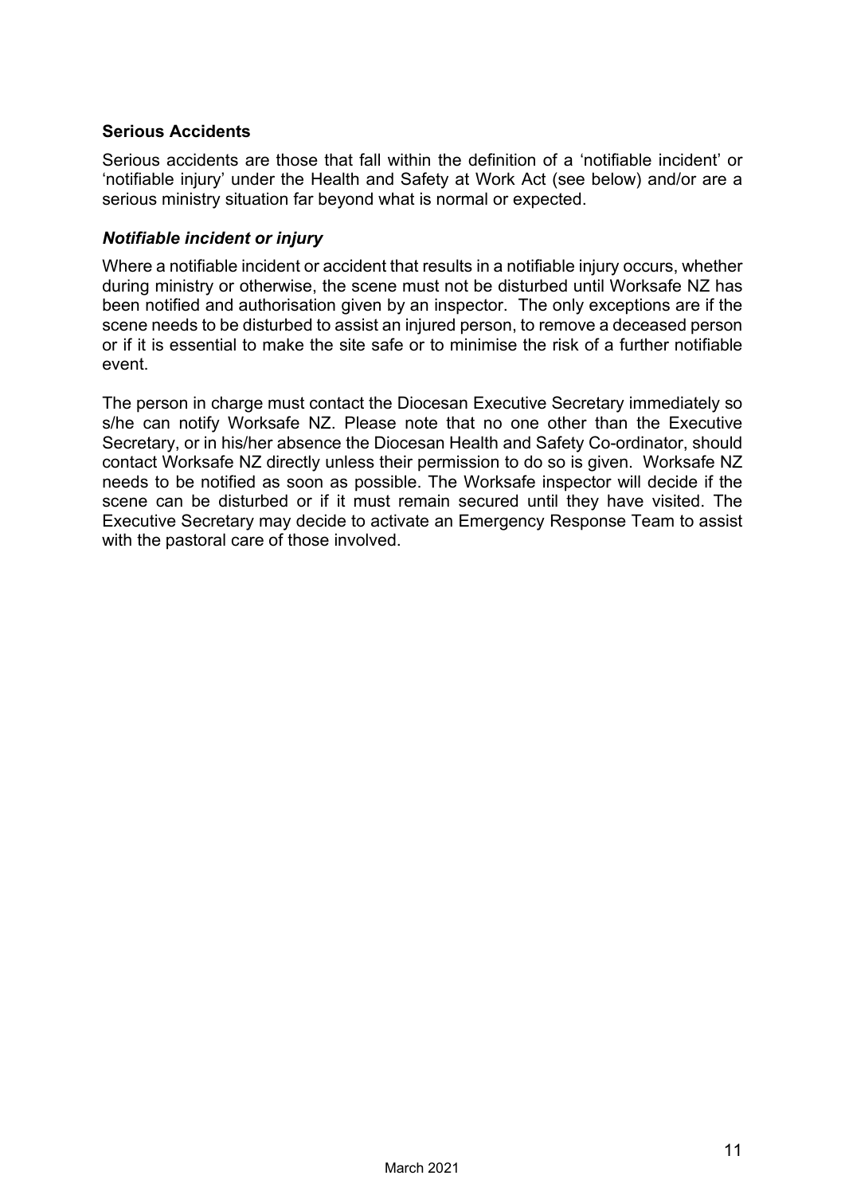### Serious Accidents

Serious accidents are those that fall within the definition of a 'notifiable incident' or 'notifiable injury' under the Health and Safety at Work Act (see below) and/or are a serious ministry situation far beyond what is normal or expected.

#### *Notifiable incident or injury*

Where a notifiable incident or accident that results in a notifiable injury occurs, whether during ministry or otherwise, the scene must not be disturbed until Worksafe NZ has been notified and authorisation given by an inspector. The only exceptions are if the scene needs to be disturbed to assist an injured person, to remove a deceased person or if it is essential to make the site safe or to minimise the risk of a further notifiable event.

The person in charge must contact the Diocesan Executive Secretary immediately so s/he can notify Worksafe NZ. Please note that no one other than the Executive Secretary, or in his/her absence the Diocesan Health and Safety Co-ordinator, should contact Worksafe NZ directly unless their permission to do so is given. Worksafe NZ needs to be notified as soon as possible. The Worksafe inspector will decide if the scene can be disturbed or if it must remain secured until they have visited. The Executive Secretary may decide to activate an Emergency Response Team to assist with the pastoral care of those involved.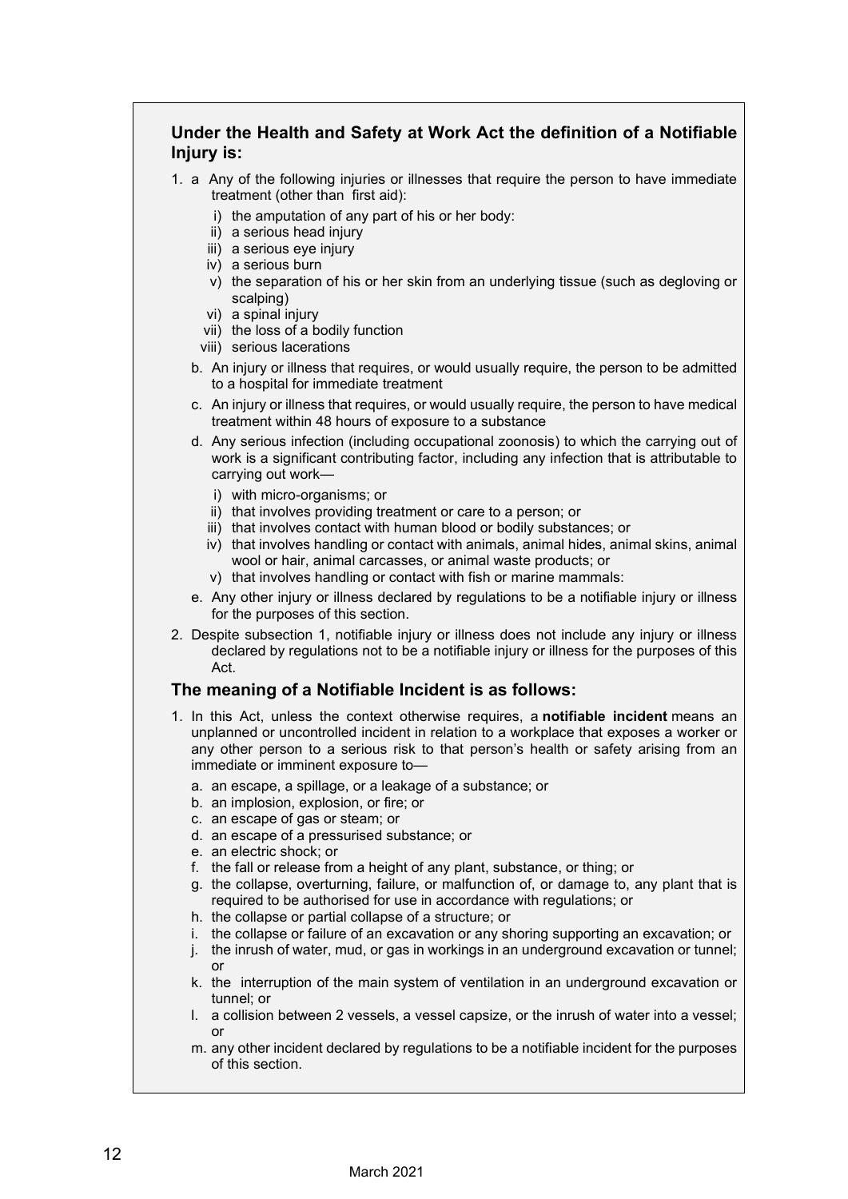## Under the Health and Safety at Work Act the definition of a Notifiable Injury is:

1. a. Any of the following injuries or illnesses that require the person to have immediate treatment (other than first aid):
      - i) the amputation of any part of his or her body:
      - ii) a serious head injury
      - iii) a serious eye injury
      - iv) a serious burn
      - v) the separation of his or her skin from an underlying tissue (such as degloving or scalping)
      - vi) a spinal injury
      - vii) the loss of a bodily function
      - viii) serious lacerations
   b. An injury or illness that requires, or would usually require, the person to be admitted to a hospital for immediate treatment
   c. An injury or illness that requires, or would usually require, the person to have medical treatment within 48 hours of exposure to a substance
   d. Any serious infection (including occupational zoonosis) to which the carrying out of work is a significant contributing factor, including any infection that is attributable to carrying out work—
      - i) with micro-organisms; or
      - ii) that involves providing treatment or care to a person; or
      - iii) that involves contact with human blood or bodily substances; or
      - iv) that involves handling or contact with animals, animal hides, animal skins, animal wool or hair, animal carcasses, or animal waste products; or
      - v) that involves handling or contact with fish or marine mammals:
   e. Any other injury or illness declared by regulations to be a notifiable injury or illness for the purposes of this section.
2. Despite subsection 1, notifiable injury or illness does not include any injury or illness declared by regulations not to be a notifiable injury or illness for the purposes of this Act.

## The meaning of a Notifiable Incident is as follows:

1. In this Act, unless the context otherwise requires, a **notifiable incident** means an unplanned or uncontrolled incident in relation to a workplace that exposes a worker or any other person to a serious risk to that person's health or safety arising from an immediate or imminent exposure to—
   a. an escape, a spillage, or a leakage of a substance; or
   b. an implosion, explosion, or fire; or
   c. an escape of gas or steam; or
   d. an escape of a pressurised substance; or
   e. an electric shock; or
   f. the fall or release from a height of any plant, substance, or thing; or
   g. the collapse, overturning, failure, or malfunction of, or damage to, any plant that is required to be authorised for use in accordance with regulations; or
   h. the collapse or partial collapse of a structure; or
   i. the collapse or failure of an excavation or any shoring supporting an excavation; or
   j. the inrush of water, mud, or gas in workings in an underground excavation or tunnel; or
   k. the interruption of the main system of ventilation in an underground excavation or tunnel; or
   l. a collision between 2 vessels, a vessel capsize, or the inrush of water into a vessel; or
   m. any other incident declared by regulations to be a notifiable incident for the purposes of this section.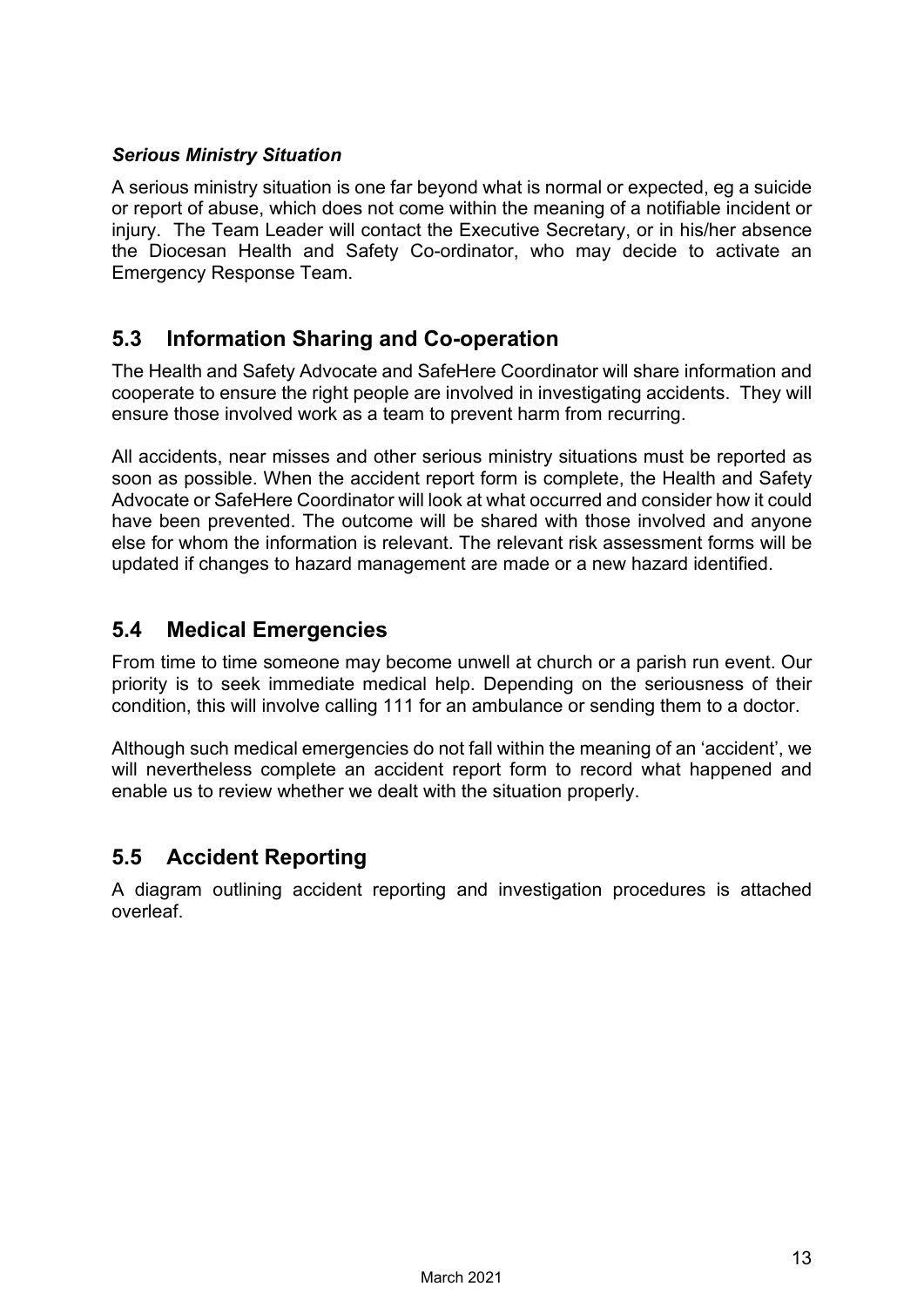***Serious Ministry Situation***

A serious ministry situation is one far beyond what is normal or expected, eg a suicide or report of abuse, which does not come within the meaning of a notifiable incident or injury. The Team Leader will contact the Executive Secretary, or in his/her absence the Diocesan Health and Safety Co-ordinator, who may decide to activate an Emergency Response Team.

## 5.3 Information Sharing and Co-operation

The Health and Safety Advocate and SafeHere Coordinator will share information and cooperate to ensure the right people are involved in investigating accidents. They will ensure those involved work as a team to prevent harm from recurring.

All accidents, near misses and other serious ministry situations must be reported as soon as possible. When the accident report form is complete, the Health and Safety Advocate or SafeHere Coordinator will look at what occurred and consider how it could have been prevented. The outcome will be shared with those involved and anyone else for whom the information is relevant. The relevant risk assessment forms will be updated if changes to hazard management are made or a new hazard identified.

## 5.4 Medical Emergencies

From time to time someone may become unwell at church or a parish run event. Our priority is to seek immediate medical help. Depending on the seriousness of their condition, this will involve calling 111 for an ambulance or sending them to a doctor.

Although such medical emergencies do not fall within the meaning of an 'accident', we will nevertheless complete an accident report form to record what happened and enable us to review whether we dealt with the situation properly.

## 5.5 Accident Reporting

A diagram outlining accident reporting and investigation procedures is attached overleaf.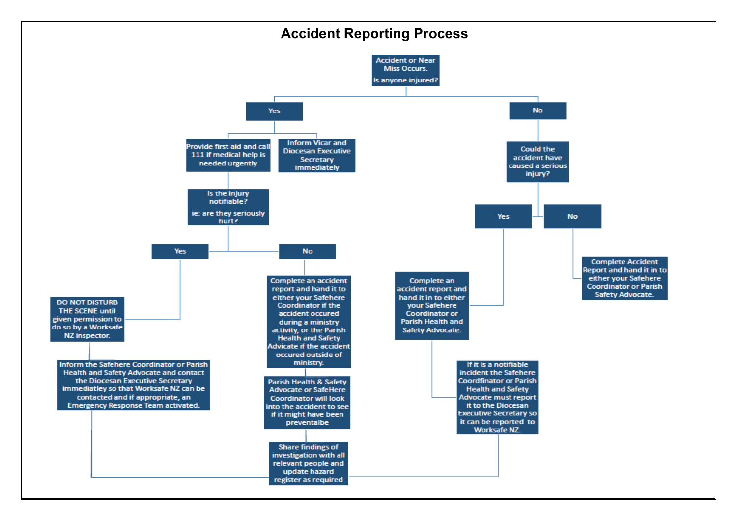# Accident Reporting Process

**Accident or Near Miss Occurs. Is anyone injured?**

- **Yes**
  - Provide first aid and call 111 if medical help is needed urgently
  - Inform Vicar and Diocesan Executive Secretary immediately
  - **Is the injury notifiable? ie: are they seriously hurt?**
    - **Yes**
      - DO NOT DISTURB THE SCENE until given permission to do so by a Worksafe NZ inspector.
      - Inform the Safehere Coordinator or Parish Health and Safety Advocate and contact the Diocesan Executive Secretary immediatley so that Worksafe NZ can be contacted and if appropriate, an Emergency Response Team activated.
    - **No**
      - Complete an accident report and hand it to either your Safehere Coordinator if the accident occured during a ministry activity, or the Parish Health and Safety Advicate if the accident occured outside of ministry.
      - Parish Health & Safety Advocate or SafeHere Coordinator will look into the accident to see if it might have been preventalbe
      - Share findings of investigation with all relevant people and update hazard register as required
- **No**
  - **Could the accident have caused a serious injury?**
    - **Yes**
      - Complete an accident report and hand it in to either your Safehere Coordinator or Parish Health and Safety Advocate.
      - If it is a notifiable incident the Safehere Coordfinator or Parish Health and Safety Advocate must report it to the Diocesan Executive Secretary so it can be reported to Worksafe NZ.
    - **No**
      - Complete Accident Report and hand it in to either your Safehere Coordinator or Parish Safety Advocate.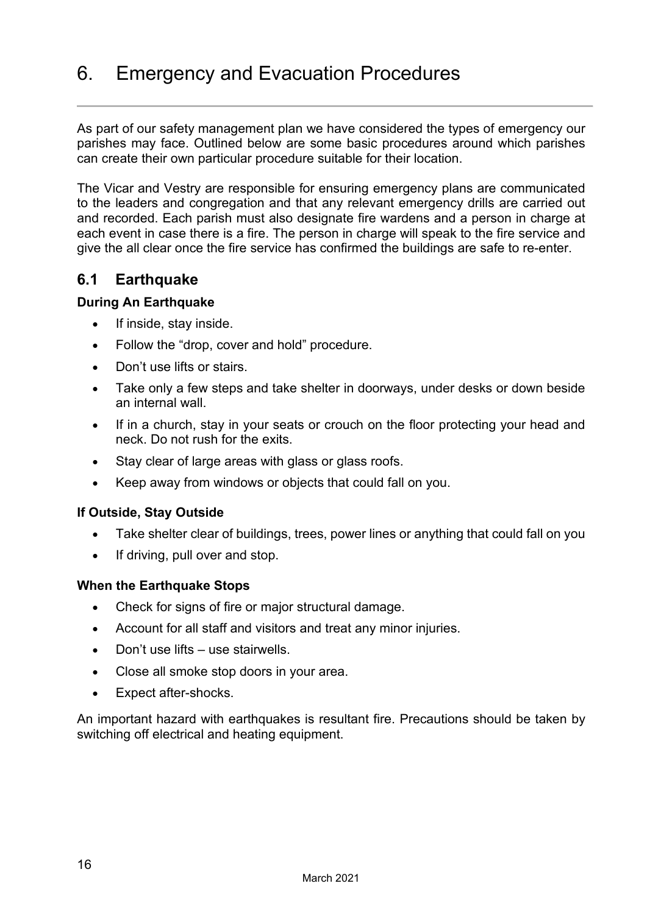# 6. Emergency and Evacuation Procedures

As part of our safety management plan we have considered the types of emergency our parishes may face. Outlined below are some basic procedures around which parishes can create their own particular procedure suitable for their location.

The Vicar and Vestry are responsible for ensuring emergency plans are communicated to the leaders and congregation and that any relevant emergency drills are carried out and recorded. Each parish must also designate fire wardens and a person in charge at each event in case there is a fire. The person in charge will speak to the fire service and give the all clear once the fire service has confirmed the buildings are safe to re-enter.

## 6.1 Earthquake

**During An Earthquake**

- If inside, stay inside.
- Follow the "drop, cover and hold" procedure.
- Don't use lifts or stairs.
- Take only a few steps and take shelter in doorways, under desks or down beside an internal wall.
- If in a church, stay in your seats or crouch on the floor protecting your head and neck. Do not rush for the exits.
- Stay clear of large areas with glass or glass roofs.
- Keep away from windows or objects that could fall on you.

**If Outside, Stay Outside**

- Take shelter clear of buildings, trees, power lines or anything that could fall on you
- If driving, pull over and stop.

**When the Earthquake Stops**

- Check for signs of fire or major structural damage.
- Account for all staff and visitors and treat any minor injuries.
- Don't use lifts – use stairwells.
- Close all smoke stop doors in your area.
- Expect after-shocks.

An important hazard with earthquakes is resultant fire. Precautions should be taken by switching off electrical and heating equipment.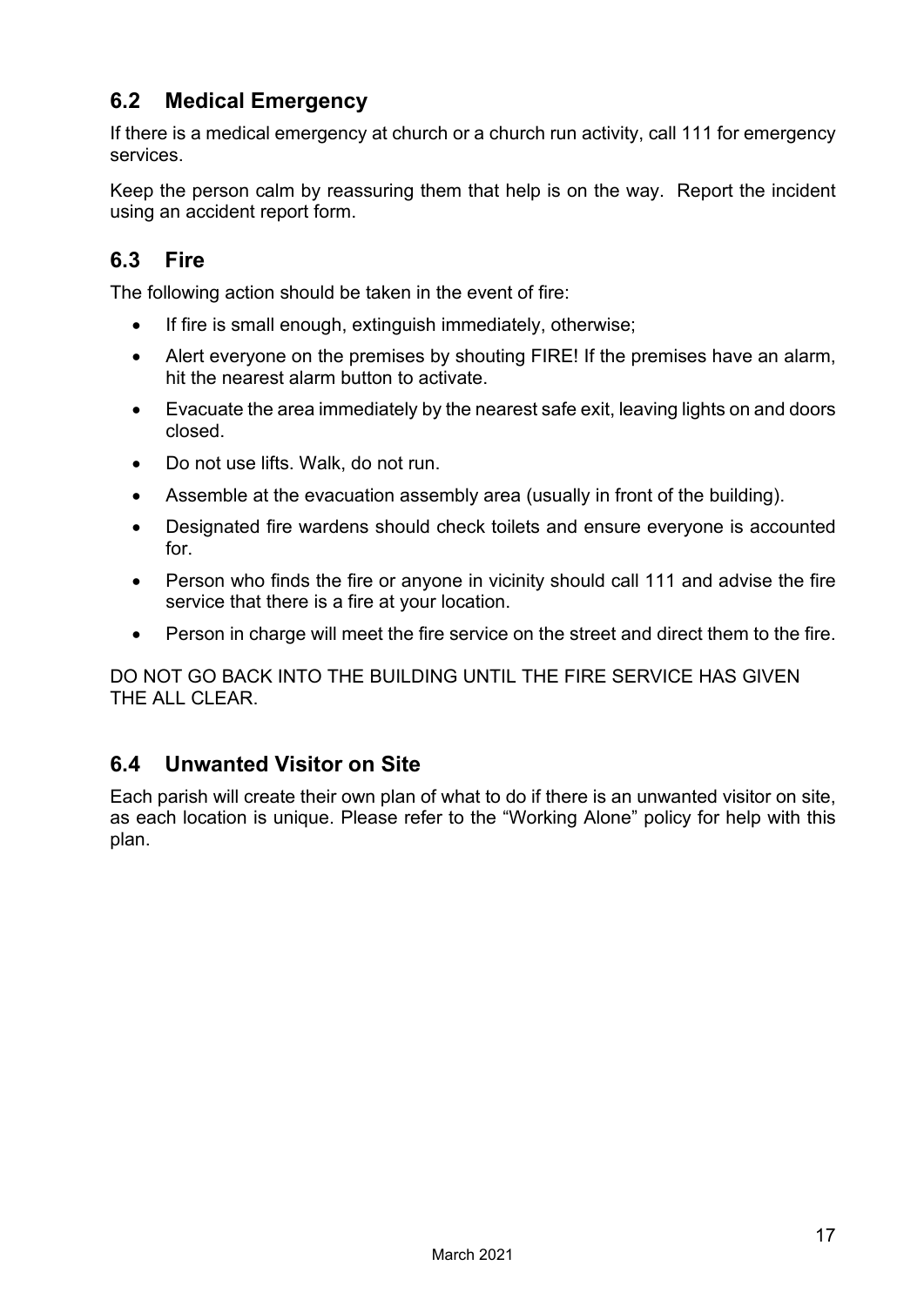## 6.2 Medical Emergency

If there is a medical emergency at church or a church run activity, call 111 for emergency services.

Keep the person calm by reassuring them that help is on the way. Report the incident using an accident report form.

## 6.3 Fire

The following action should be taken in the event of fire:

- If fire is small enough, extinguish immediately, otherwise;
- Alert everyone on the premises by shouting FIRE! If the premises have an alarm, hit the nearest alarm button to activate.
- Evacuate the area immediately by the nearest safe exit, leaving lights on and doors closed.
- Do not use lifts. Walk, do not run.
- Assemble at the evacuation assembly area (usually in front of the building).
- Designated fire wardens should check toilets and ensure everyone is accounted for.
- Person who finds the fire or anyone in vicinity should call 111 and advise the fire service that there is a fire at your location.
- Person in charge will meet the fire service on the street and direct them to the fire.

DO NOT GO BACK INTO THE BUILDING UNTIL THE FIRE SERVICE HAS GIVEN THE ALL CLEAR.

## 6.4 Unwanted Visitor on Site

Each parish will create their own plan of what to do if there is an unwanted visitor on site, as each location is unique. Please refer to the "Working Alone" policy for help with this plan.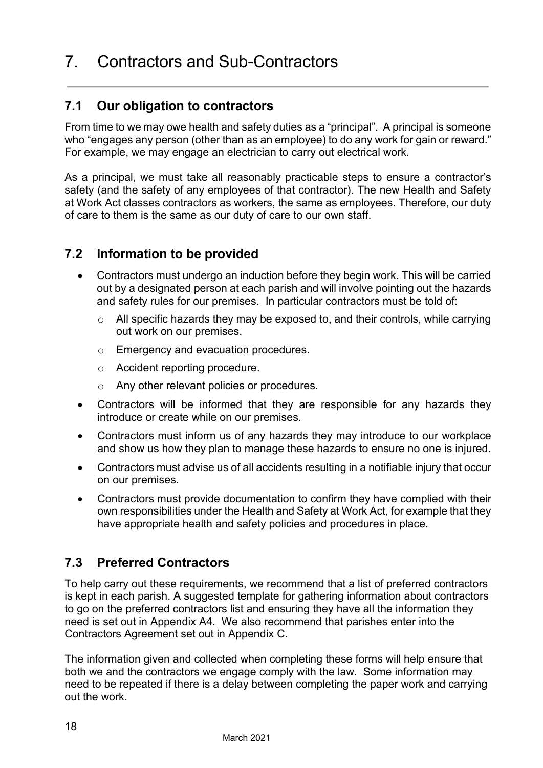# 7. Contractors and Sub-Contractors

## 7.1 Our obligation to contractors

From time to we may owe health and safety duties as a "principal". A principal is someone who "engages any person (other than as an employee) to do any work for gain or reward." For example, we may engage an electrician to carry out electrical work.

As a principal, we must take all reasonably practicable steps to ensure a contractor's safety (and the safety of any employees of that contractor). The new Health and Safety at Work Act classes contractors as workers, the same as employees. Therefore, our duty of care to them is the same as our duty of care to our own staff.

## 7.2 Information to be provided

- Contractors must undergo an induction before they begin work. This will be carried out by a designated person at each parish and will involve pointing out the hazards and safety rules for our premises. In particular contractors must be told of:
  - All specific hazards they may be exposed to, and their controls, while carrying out work on our premises.
  - Emergency and evacuation procedures.
  - Accident reporting procedure.
  - Any other relevant policies or procedures.
- Contractors will be informed that they are responsible for any hazards they introduce or create while on our premises.
- Contractors must inform us of any hazards they may introduce to our workplace and show us how they plan to manage these hazards to ensure no one is injured.
- Contractors must advise us of all accidents resulting in a notifiable injury that occur on our premises.
- Contractors must provide documentation to confirm they have complied with their own responsibilities under the Health and Safety at Work Act, for example that they have appropriate health and safety policies and procedures in place.

## 7.3 Preferred Contractors

To help carry out these requirements, we recommend that a list of preferred contractors is kept in each parish. A suggested template for gathering information about contractors to go on the preferred contractors list and ensuring they have all the information they need is set out in Appendix A4. We also recommend that parishes enter into the Contractors Agreement set out in Appendix C.

The information given and collected when completing these forms will help ensure that both we and the contractors we engage comply with the law. Some information may need to be repeated if there is a delay between completing the paper work and carrying out the work.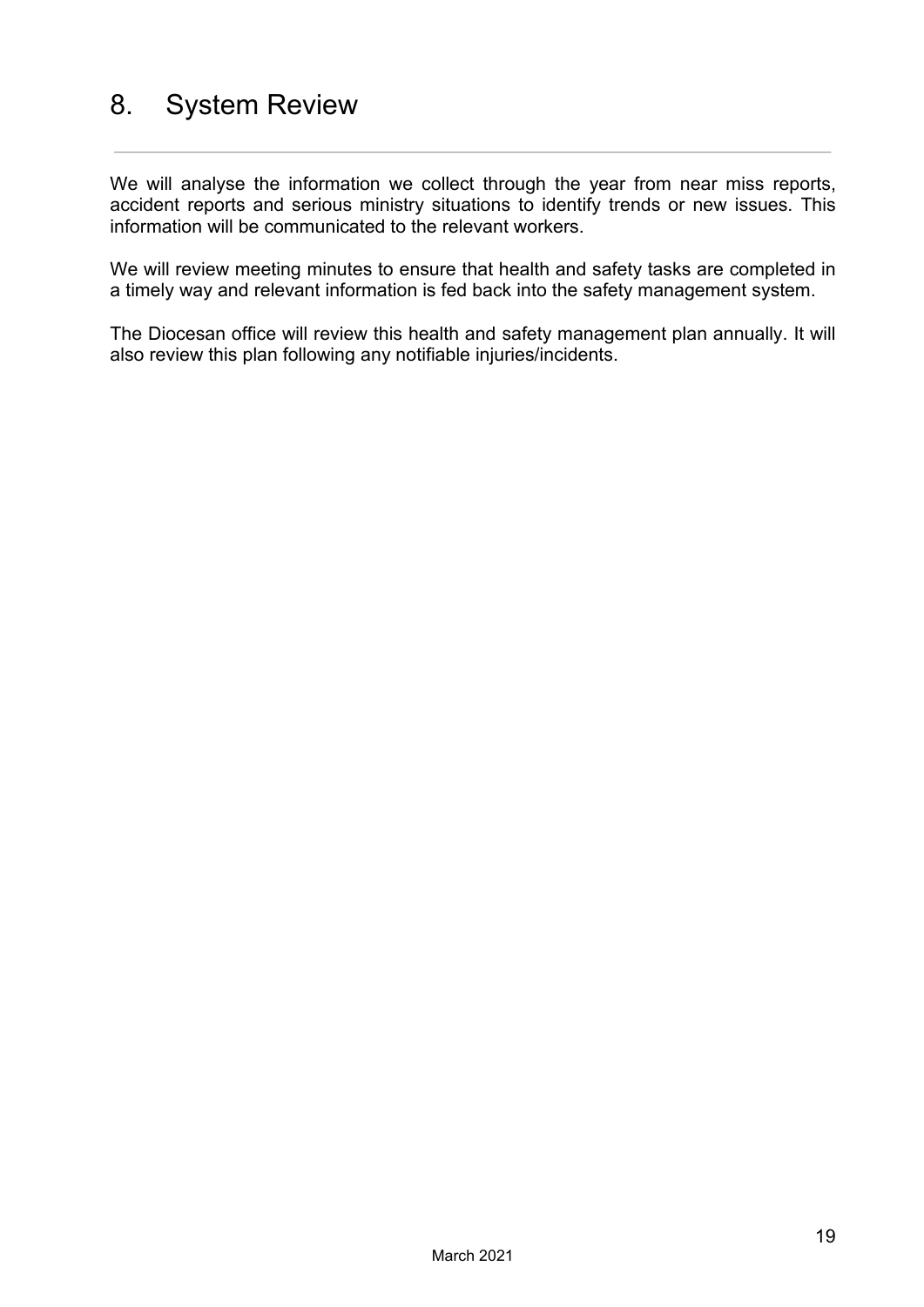# 8. System Review

We will analyse the information we collect through the year from near miss reports, accident reports and serious ministry situations to identify trends or new issues. This information will be communicated to the relevant workers.

We will review meeting minutes to ensure that health and safety tasks are completed in a timely way and relevant information is fed back into the safety management system.

The Diocesan office will review this health and safety management plan annually. It will also review this plan following any notifiable injuries/incidents.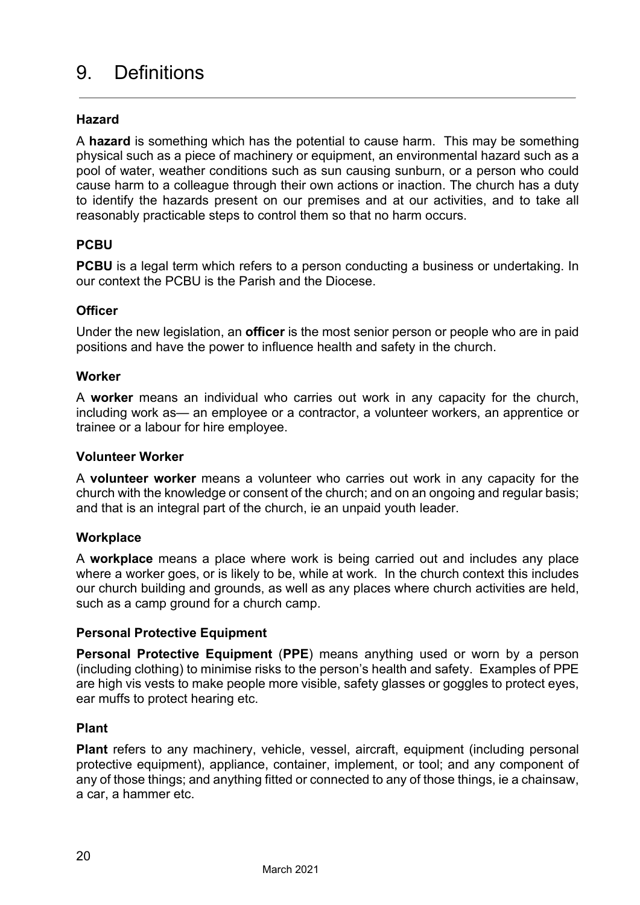# 9. Definitions

### Hazard

A **hazard** is something which has the potential to cause harm. This may be something physical such as a piece of machinery or equipment, an environmental hazard such as a pool of water, weather conditions such as sun causing sunburn, or a person who could cause harm to a colleague through their own actions or inaction. The church has a duty to identify the hazards present on our premises and at our activities, and to take all reasonably practicable steps to control them so that no harm occurs.

### PCBU

**PCBU** is a legal term which refers to a person conducting a business or undertaking. In our context the PCBU is the Parish and the Diocese.

### Officer

Under the new legislation, an **officer** is the most senior person or people who are in paid positions and have the power to influence health and safety in the church.

### Worker

A **worker** means an individual who carries out work in any capacity for the church, including work as— an employee or a contractor, a volunteer workers, an apprentice or trainee or a labour for hire employee.

### Volunteer Worker

A **volunteer worker** means a volunteer who carries out work in any capacity for the church with the knowledge or consent of the church; and on an ongoing and regular basis; and that is an integral part of the church, ie an unpaid youth leader.

### Workplace

A **workplace** means a place where work is being carried out and includes any place where a worker goes, or is likely to be, while at work. In the church context this includes our church building and grounds, as well as any places where church activities are held, such as a camp ground for a church camp.

### Personal Protective Equipment

**Personal Protective Equipment** (**PPE**) means anything used or worn by a person (including clothing) to minimise risks to the person's health and safety. Examples of PPE are high vis vests to make people more visible, safety glasses or goggles to protect eyes, ear muffs to protect hearing etc.

### Plant

**Plant** refers to any machinery, vehicle, vessel, aircraft, equipment (including personal protective equipment), appliance, container, implement, or tool; and any component of any of those things; and anything fitted or connected to any of those things, ie a chainsaw, a car, a hammer etc.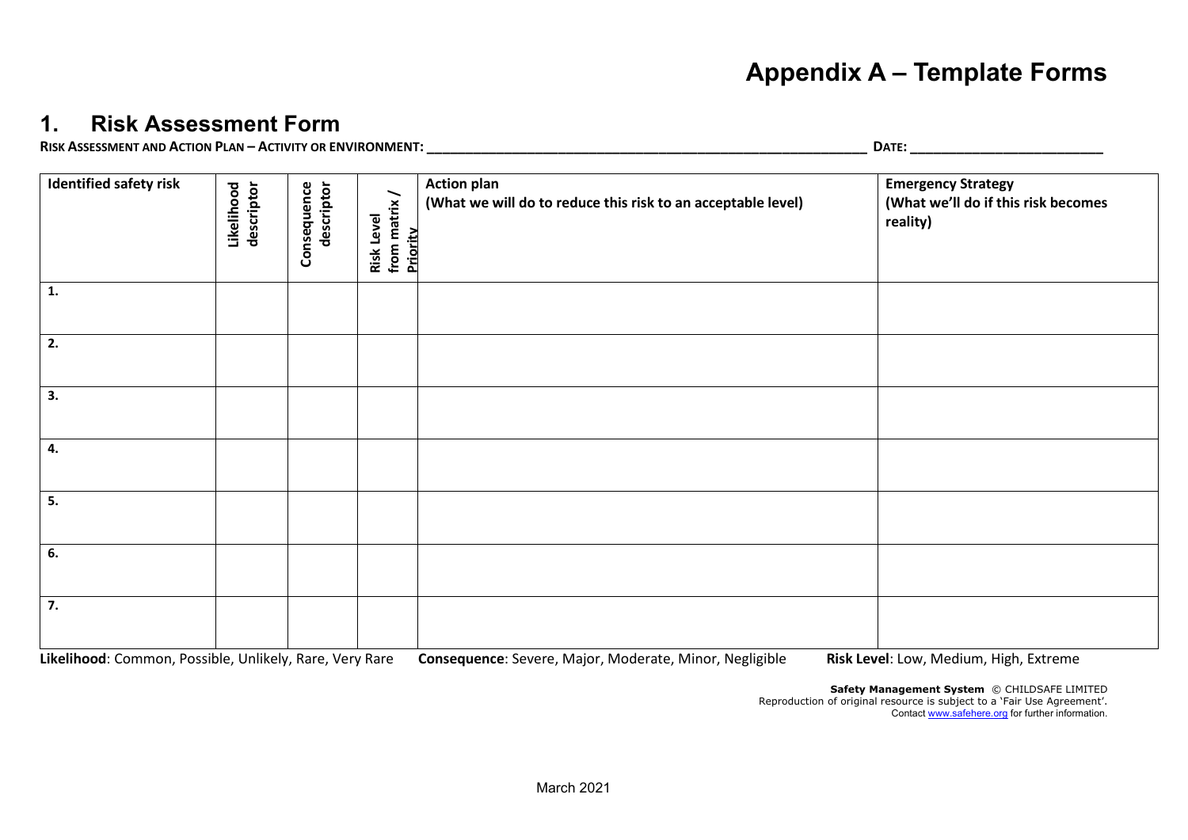# Appendix A – Template Forms

## 1. Risk Assessment Form

**RISK ASSESSMENT AND ACTION PLAN – ACTIVITY OR ENVIRONMENT: ____________________________________________ DATE: ____________________**

| Identified safety risk | Likelihood descriptor | Consequence descriptor | Risk Level from matrix / Priority | Action plan (What we will do to reduce this risk to an acceptable level) | Emergency Strategy (What we'll do if this risk becomes reality) |
|---|---|---|---|---|---|
| 1. | | | | | |
| 2. | | | | | |
| 3. | | | | | |
| 4. | | | | | |
| 5. | | | | | |
| 6. | | | | | |
| 7. | | | | | |

**Likelihood**: Common, Possible, Unlikely, Rare, Very Rare **Consequence**: Severe, Major, Moderate, Minor, Negligible **Risk Level**: Low, Medium, High, Extreme

**Safety Management System** © CHILDSAFE LIMITED
Reproduction of original resource is subject to a 'Fair Use Agreement'.
Contact www.safehere.org for further information.

March 2021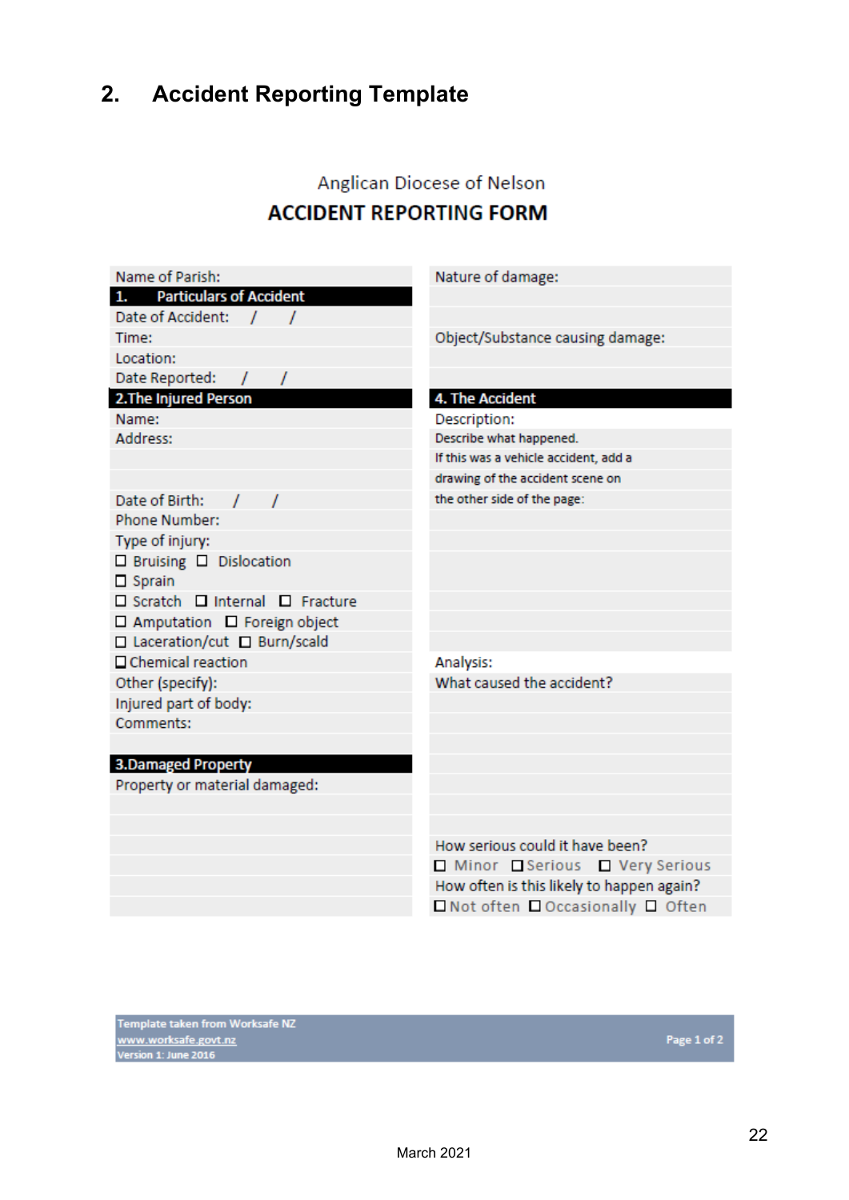## 2. Accident Reporting Template

Anglican Diocese of Nelson

**ACCIDENT REPORTING FORM**

| | |
|---|---|
| Name of Parish: | Nature of damage: |
| **1. Particulars of Accident** | |
| Date of Accident: / / | |
| Time: | Object/Substance causing damage: |
| Location: | |
| Date Reported: / / | |
| **2. The Injured Person** | **4. The Accident** |
| Name: | Description: |
| Address: | Describe what happened. |
| | If this was a vehicle accident, add a |
| | drawing of the accident scene on |
| Date of Birth: / / | the other side of the page: |
| Phone Number: | |
| Type of injury: | |
| ☐ Bruising ☐ Dislocation | |
| ☐ Sprain | |
| ☐ Scratch ☐ Internal ☐ Fracture | |
| ☐ Amputation ☐ Foreign object | |
| ☐ Laceration/cut ☐ Burn/scald | |
| ☐ Chemical reaction | Analysis: |
| Other (specify): | What caused the accident? |
| Injured part of body: | |
| Comments: | |
| | |
| **3. Damaged Property** | |
| Property or material damaged: | |
| | |
| | How serious could it have been? |
| | ☐ Minor ☐ Serious ☐ Very Serious |
| | How often is this likely to happen again? |
| | ☐ Not often ☐ Occasionally ☐ Often |

Template taken from Worksafe NZ
www.worksafe.govt.nz
Version 1: June 2016

March 2021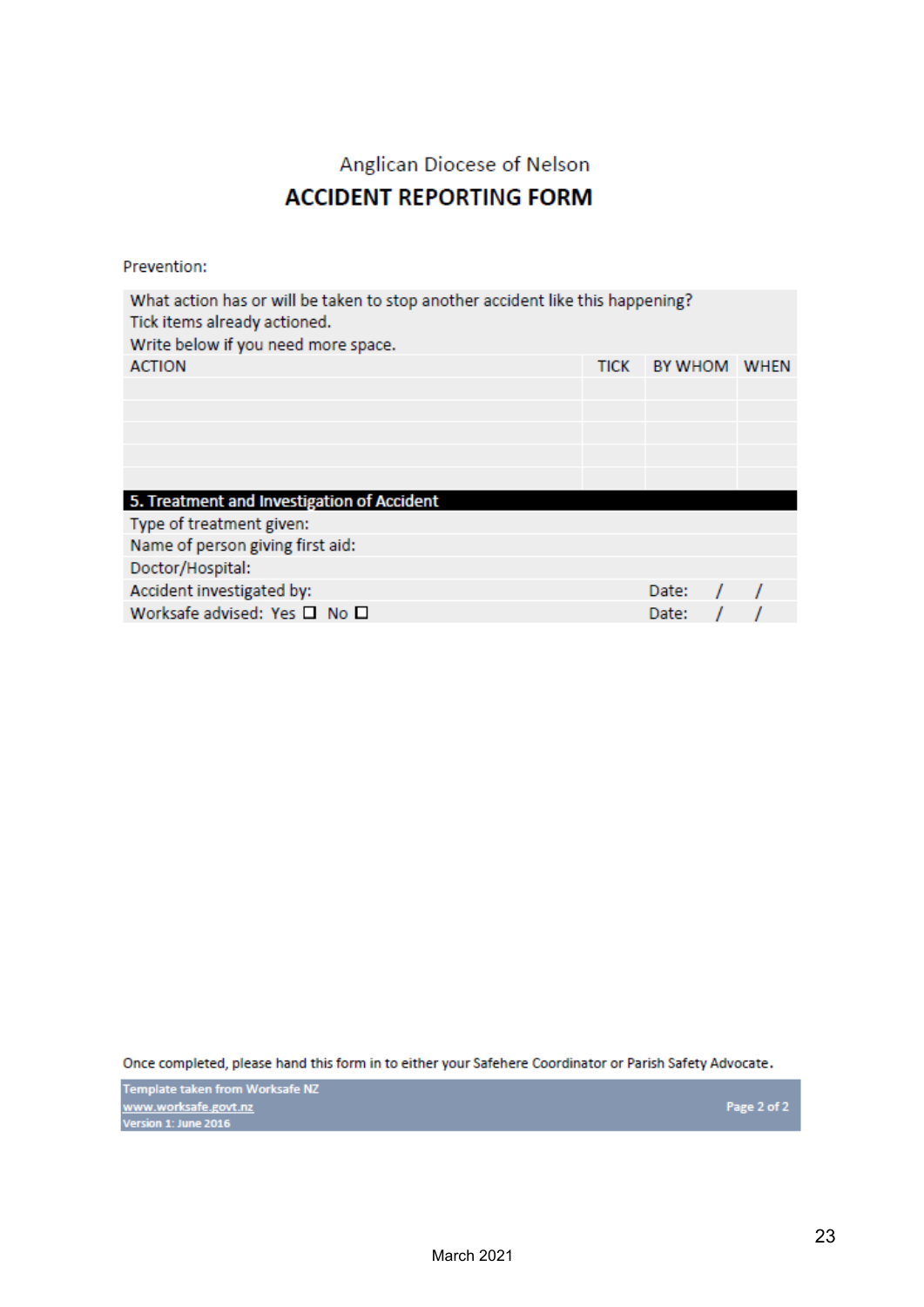Anglican Diocese of Nelson

# ACCIDENT REPORTING FORM

Prevention:

What action has or will be taken to stop another accident like this happening?
Tick items already actioned.
Write below if you need more space.

| ACTION | TICK | BY WHOM | WHEN |
|---|---|---|---|
| | | | |
| | | | |
| | | | |
| | | | |
| | | | |

**5. Treatment and Investigation of Accident**

Type of treatment given:

Name of person giving first aid:

Doctor/Hospital:

Accident investigated by: Date: / /

Worksafe advised: Yes ☐ No ☐ Date: / /

Once completed, please hand this form in to either your Safehere Coordinator or Parish Safety Advocate.

Template taken from Worksafe NZ
www.worksafe.govt.nz
Version 1: June 2016

March 2021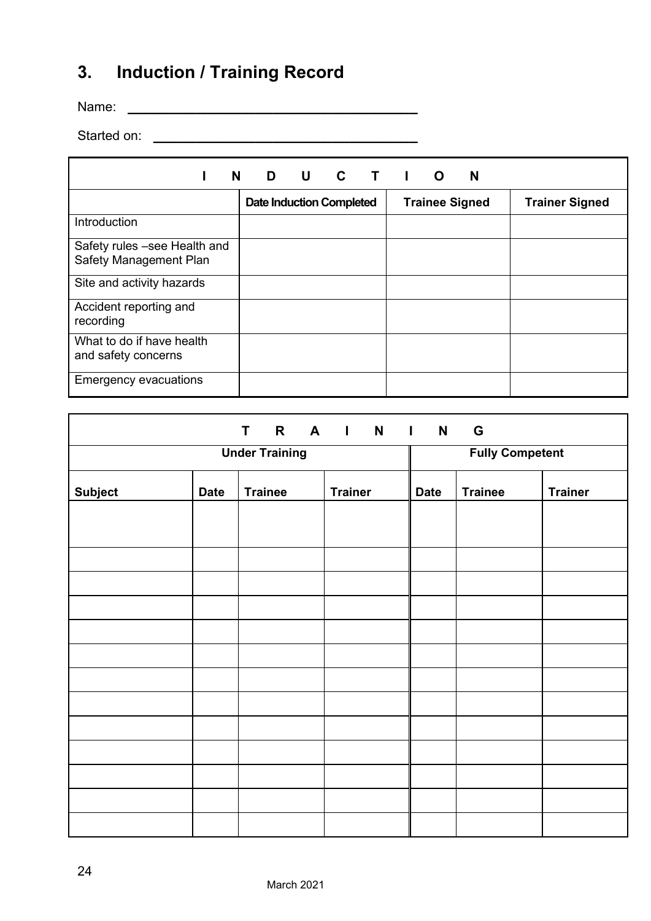## 3. Induction / Training Record

Name: ______________________________________

Started on: ________________________________

| INDUCTION | | | |
|---|---|---|---|
| | **Date Induction Completed** | **Trainee Signed** | **Trainer Signed** |
| Introduction | | | |
| Safety rules –see Health and Safety Management Plan | | | |
| Site and activity hazards | | | |
| Accident reporting and recording | | | |
| What to do if have health and safety concerns | | | |
| Emergency evacuations | | | |

| TRAINING | | | | | | |
|---|---|---|---|---|---|---|
| **Under Training** | | | | **Fully Competent** | | |
| **Subject** | **Date** | **Trainee** | **Trainer** | **Date** | **Trainee** | **Trainer** |
| | | | | | | |
| | | | | | | |
| | | | | | | |
| | | | | | | |
| | | | | | | |
| | | | | | | |
| | | | | | | |
| | | | | | | |
| | | | | | | |
| | | | | | | |
| | | | | | | |
| | | | | | | |
| | | | | | | |

March 2021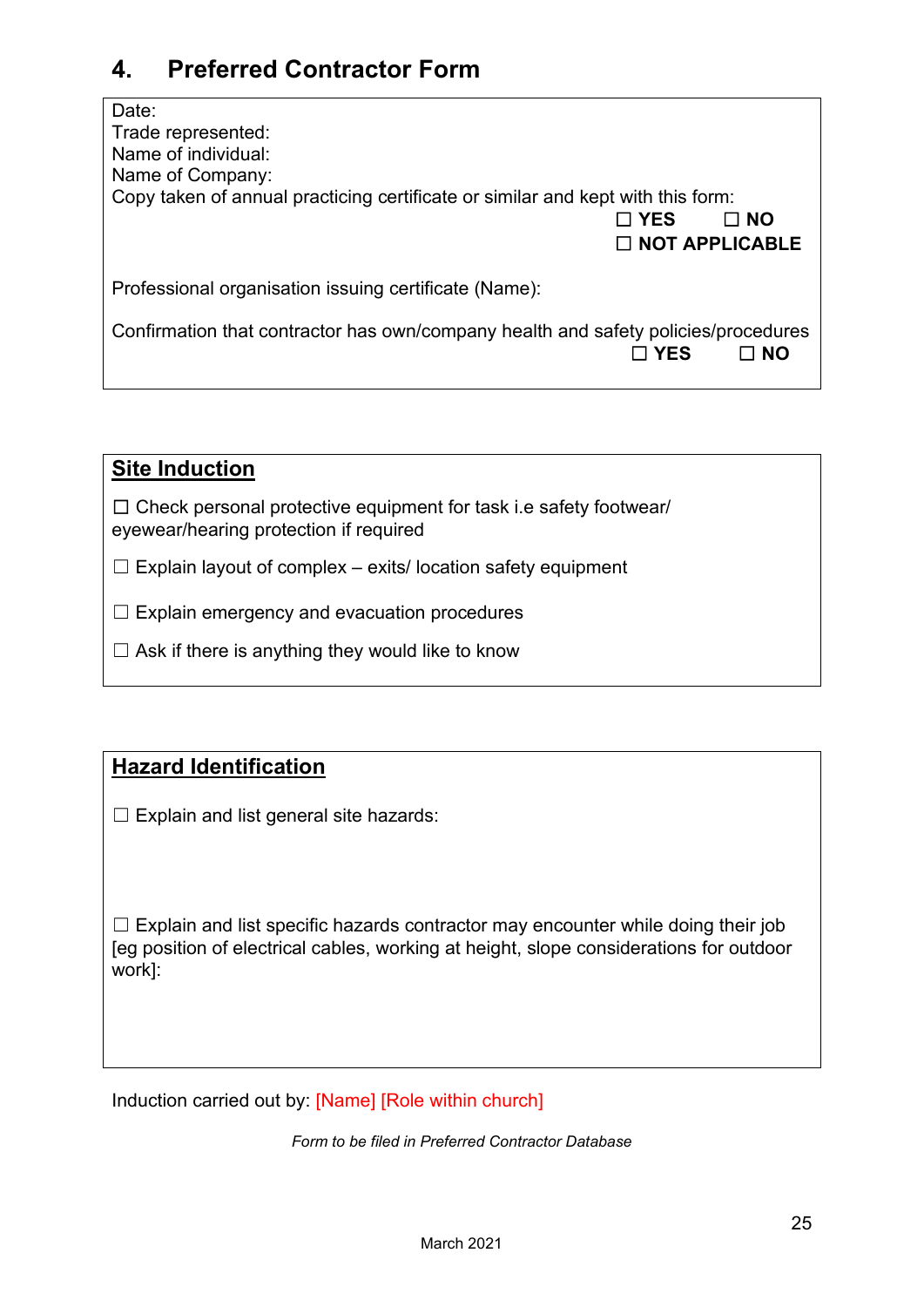## 4. Preferred Contractor Form

Date:
Trade represented:
Name of individual:
Name of Company:
Copy taken of annual practicing certificate or similar and kept with this form:

☐ **YES** ☐ **NO**
☐ **NOT APPLICABLE**

Professional organisation issuing certificate (Name):

Confirmation that contractor has own/company health and safety policies/procedures

☐ **YES** ☐ **NO**

### Site Induction

☐ Check personal protective equipment for task i.e safety footwear/ eyewear/hearing protection if required

☐ Explain layout of complex – exits/ location safety equipment

☐ Explain emergency and evacuation procedures

☐ Ask if there is anything they would like to know

### Hazard Identification

☐ Explain and list general site hazards:

☐ Explain and list specific hazards contractor may encounter while doing their job [eg position of electrical cables, working at height, slope considerations for outdoor work]:

Induction carried out by: [Name] [Role within church]

*Form to be filed in Preferred Contractor Database*

March 2021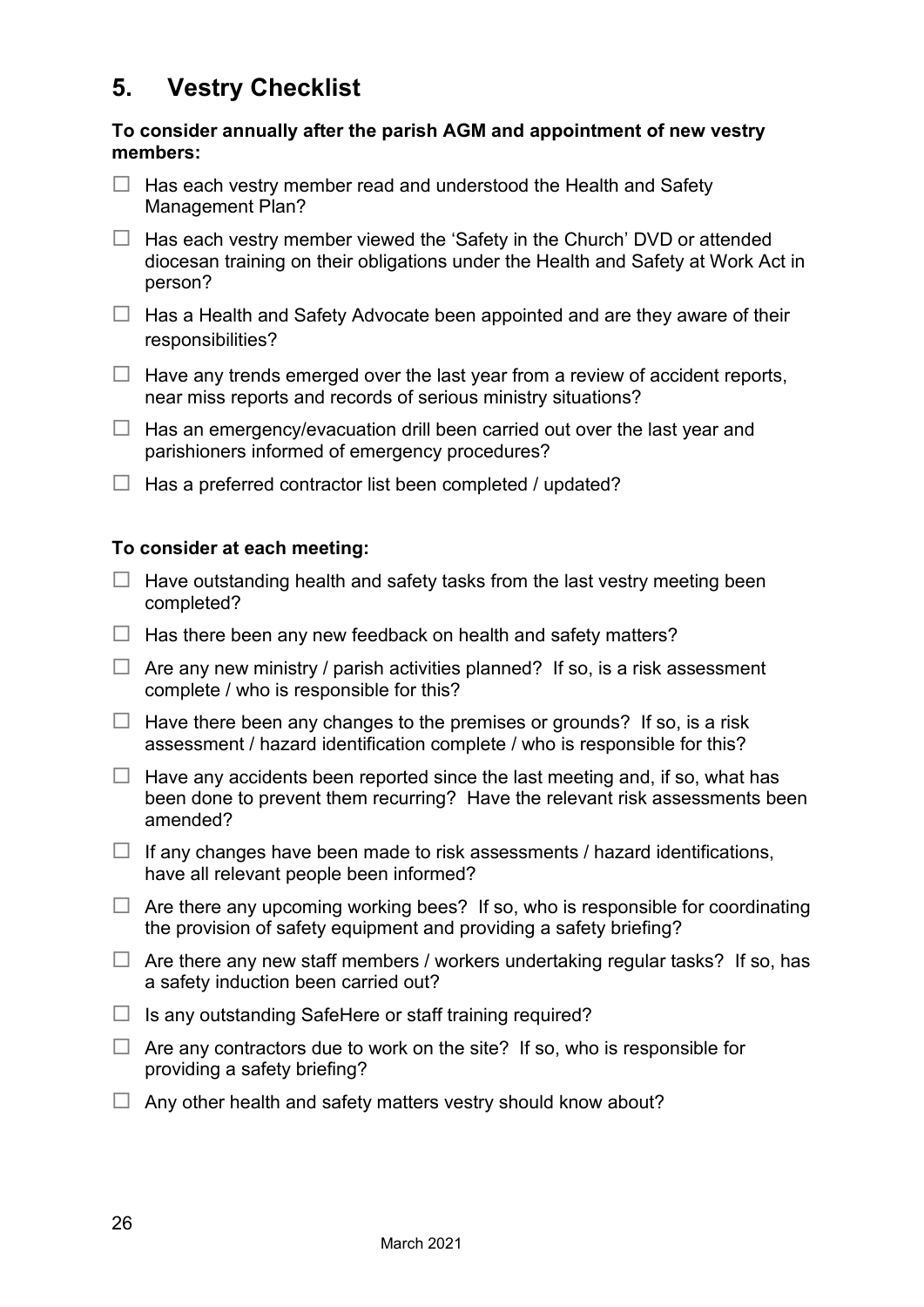# 5. Vestry Checklist

**To consider annually after the parish AGM and appointment of new vestry members:**

- ☐ Has each vestry member read and understood the Health and Safety Management Plan?
- ☐ Has each vestry member viewed the 'Safety in the Church' DVD or attended diocesan training on their obligations under the Health and Safety at Work Act in person?
- ☐ Has a Health and Safety Advocate been appointed and are they aware of their responsibilities?
- ☐ Have any trends emerged over the last year from a review of accident reports, near miss reports and records of serious ministry situations?
- ☐ Has an emergency/evacuation drill been carried out over the last year and parishioners informed of emergency procedures?
- ☐ Has a preferred contractor list been completed / updated?

**To consider at each meeting:**

- ☐ Have outstanding health and safety tasks from the last vestry meeting been completed?
- ☐ Has there been any new feedback on health and safety matters?
- ☐ Are any new ministry / parish activities planned? If so, is a risk assessment complete / who is responsible for this?
- ☐ Have there been any changes to the premises or grounds? If so, is a risk assessment / hazard identification complete / who is responsible for this?
- ☐ Have any accidents been reported since the last meeting and, if so, what has been done to prevent them recurring? Have the relevant risk assessments been amended?
- ☐ If any changes have been made to risk assessments / hazard identifications, have all relevant people been informed?
- ☐ Are there any upcoming working bees? If so, who is responsible for coordinating the provision of safety equipment and providing a safety briefing?
- ☐ Are there any new staff members / workers undertaking regular tasks? If so, has a safety induction been carried out?
- ☐ Is any outstanding SafeHere or staff training required?
- ☐ Are any contractors due to work on the site? If so, who is responsible for providing a safety briefing?
- ☐ Any other health and safety matters vestry should know about?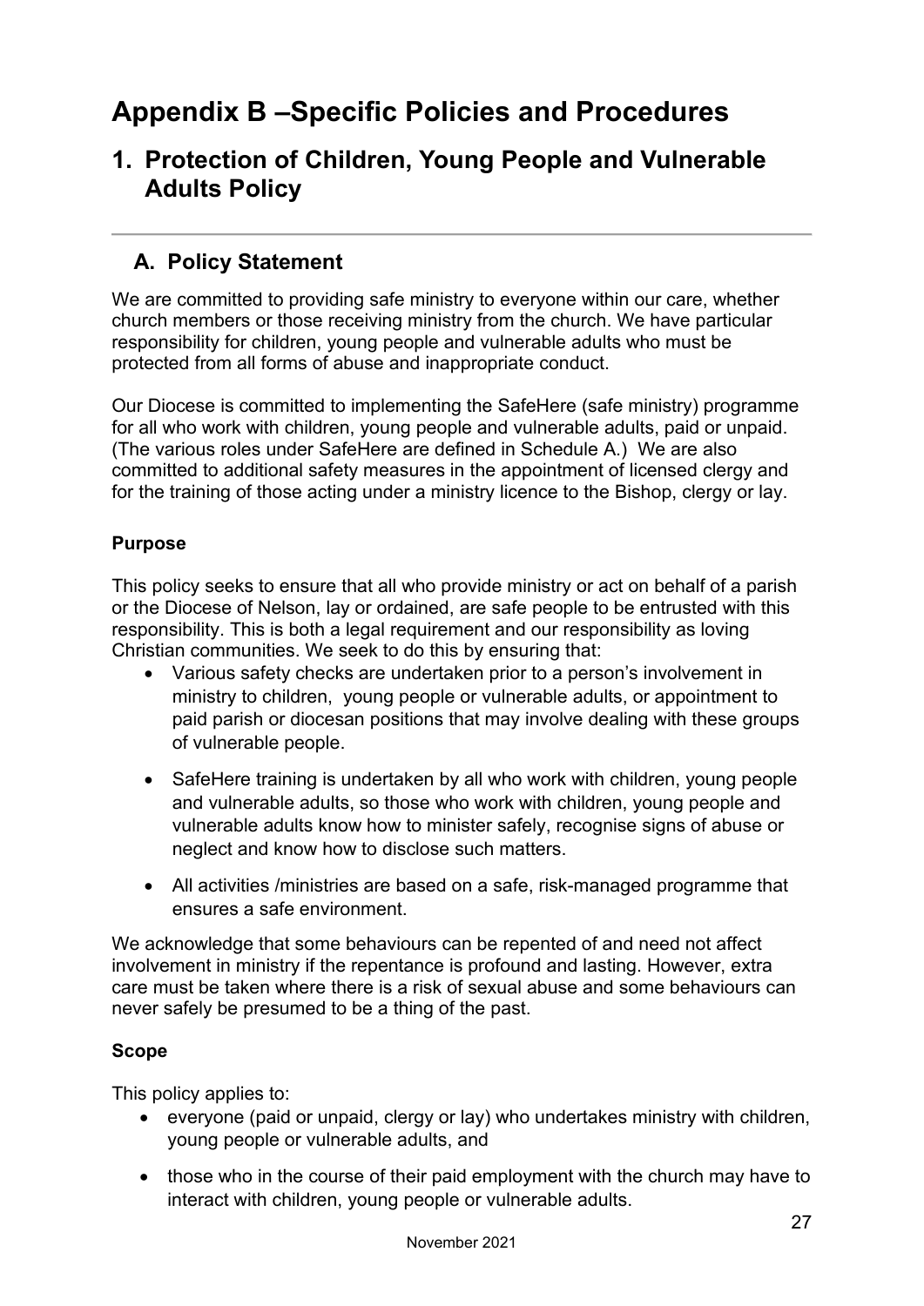# Appendix B –Specific Policies and Procedures

## 1. Protection of Children, Young People and Vulnerable Adults Policy

---

### A. Policy Statement

We are committed to providing safe ministry to everyone within our care, whether church members or those receiving ministry from the church. We have particular responsibility for children, young people and vulnerable adults who must be protected from all forms of abuse and inappropriate conduct.

Our Diocese is committed to implementing the SafeHere (safe ministry) programme for all who work with children, young people and vulnerable adults, paid or unpaid. (The various roles under SafeHere are defined in Schedule A.) We are also committed to additional safety measures in the appointment of licensed clergy and for the training of those acting under a ministry licence to the Bishop, clergy or lay.

**Purpose**

This policy seeks to ensure that all who provide ministry or act on behalf of a parish or the Diocese of Nelson, lay or ordained, are safe people to be entrusted with this responsibility. This is both a legal requirement and our responsibility as loving Christian communities. We seek to do this by ensuring that:

- Various safety checks are undertaken prior to a person's involvement in ministry to children, young people or vulnerable adults, or appointment to paid parish or diocesan positions that may involve dealing with these groups of vulnerable people.
- SafeHere training is undertaken by all who work with children, young people and vulnerable adults, so those who work with children, young people and vulnerable adults know how to minister safely, recognise signs of abuse or neglect and know how to disclose such matters.
- All activities /ministries are based on a safe, risk-managed programme that ensures a safe environment.

We acknowledge that some behaviours can be repented of and need not affect involvement in ministry if the repentance is profound and lasting. However, extra care must be taken where there is a risk of sexual abuse and some behaviours can never safely be presumed to be a thing of the past.

**Scope**

This policy applies to:

- everyone (paid or unpaid, clergy or lay) who undertakes ministry with children, young people or vulnerable adults, and
- those who in the course of their paid employment with the church may have to interact with children, young people or vulnerable adults.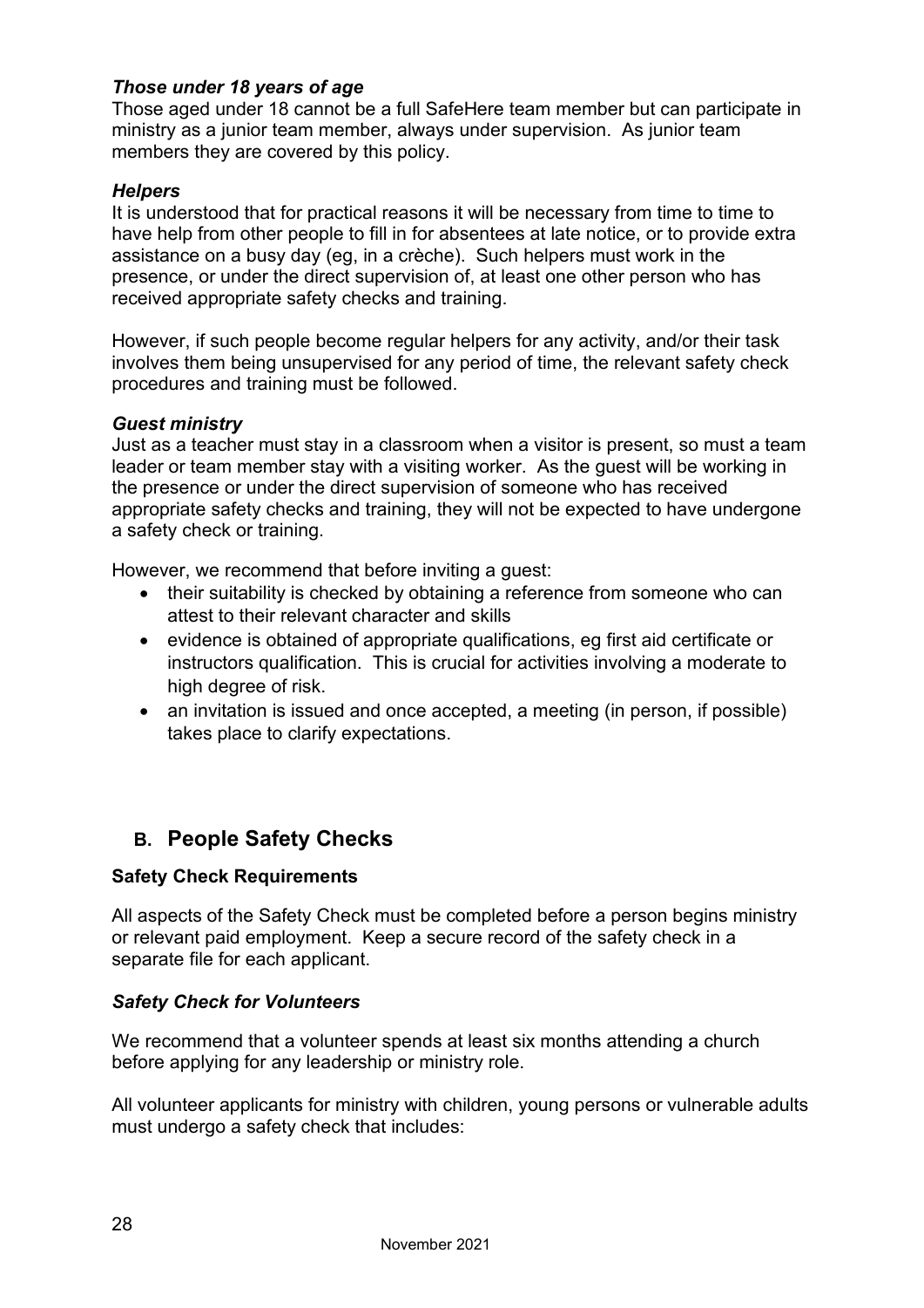### *Those under 18 years of age*

Those aged under 18 cannot be a full SafeHere team member but can participate in ministry as a junior team member, always under supervision. As junior team members they are covered by this policy.

### *Helpers*

It is understood that for practical reasons it will be necessary from time to time to have help from other people to fill in for absentees at late notice, or to provide extra assistance on a busy day (eg, in a crèche). Such helpers must work in the presence, or under the direct supervision of, at least one other person who has received appropriate safety checks and training.

However, if such people become regular helpers for any activity, and/or their task involves them being unsupervised for any period of time, the relevant safety check procedures and training must be followed.

### *Guest ministry*

Just as a teacher must stay in a classroom when a visitor is present, so must a team leader or team member stay with a visiting worker. As the guest will be working in the presence or under the direct supervision of someone who has received appropriate safety checks and training, they will not be expected to have undergone a safety check or training.

However, we recommend that before inviting a guest:

- their suitability is checked by obtaining a reference from someone who can attest to their relevant character and skills
- evidence is obtained of appropriate qualifications, eg first aid certificate or instructors qualification. This is crucial for activities involving a moderate to high degree of risk.
- an invitation is issued and once accepted, a meeting (in person, if possible) takes place to clarify expectations.

## B. People Safety Checks

### Safety Check Requirements

All aspects of the Safety Check must be completed before a person begins ministry or relevant paid employment. Keep a secure record of the safety check in a separate file for each applicant.

### *Safety Check for Volunteers*

We recommend that a volunteer spends at least six months attending a church before applying for any leadership or ministry role.

All volunteer applicants for ministry with children, young persons or vulnerable adults must undergo a safety check that includes: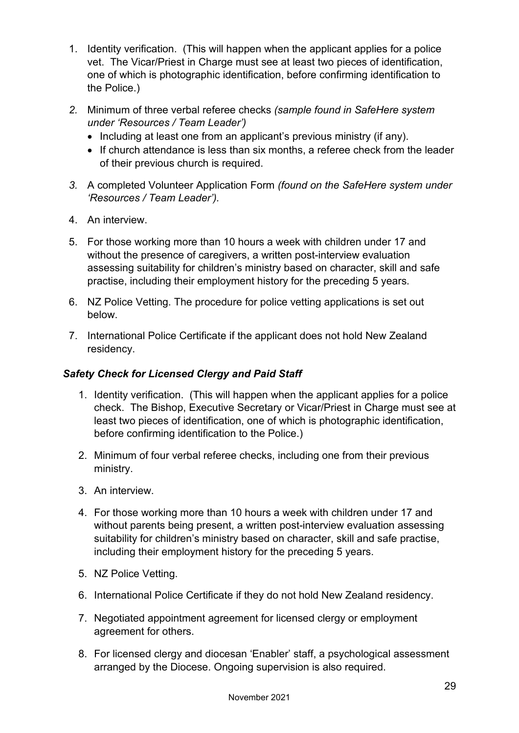1. Identity verification. (This will happen when the applicant applies for a police vet. The Vicar/Priest in Charge must see at least two pieces of identification, one of which is photographic identification, before confirming identification to the Police.)
2. Minimum of three verbal referee checks *(sample found in SafeHere system under 'Resources / Team Leader')*
   - Including at least one from an applicant's previous ministry (if any).
   - If church attendance is less than six months, a referee check from the leader of their previous church is required.
3. A completed Volunteer Application Form *(found on the SafeHere system under 'Resources / Team Leader').*
4. An interview.
5. For those working more than 10 hours a week with children under 17 and without the presence of caregivers, a written post-interview evaluation assessing suitability for children's ministry based on character, skill and safe practise, including their employment history for the preceding 5 years.
6. NZ Police Vetting. The procedure for police vetting applications is set out below.
7. International Police Certificate if the applicant does not hold New Zealand residency.

### *Safety Check for Licensed Clergy and Paid Staff*

1. Identity verification. (This will happen when the applicant applies for a police check. The Bishop, Executive Secretary or Vicar/Priest in Charge must see at least two pieces of identification, one of which is photographic identification, before confirming identification to the Police.)
2. Minimum of four verbal referee checks, including one from their previous ministry.
3. An interview.
4. For those working more than 10 hours a week with children under 17 and without parents being present, a written post-interview evaluation assessing suitability for children's ministry based on character, skill and safe practise, including their employment history for the preceding 5 years.
5. NZ Police Vetting.
6. International Police Certificate if they do not hold New Zealand residency.
7. Negotiated appointment agreement for licensed clergy or employment agreement for others.
8. For licensed clergy and diocesan 'Enabler' staff, a psychological assessment arranged by the Diocese. Ongoing supervision is also required.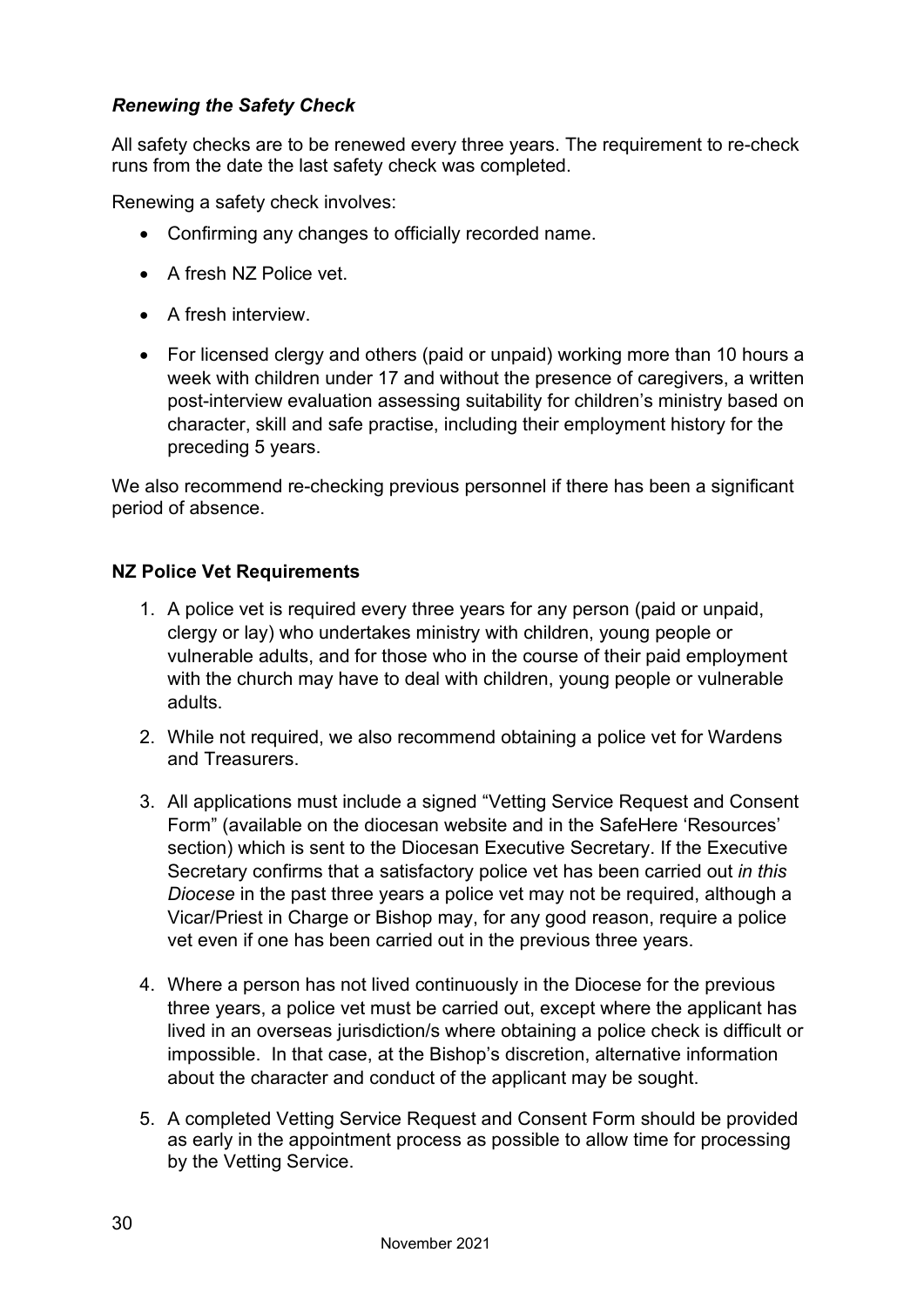### *Renewing the Safety Check*

All safety checks are to be renewed every three years. The requirement to re-check runs from the date the last safety check was completed.

Renewing a safety check involves:

- Confirming any changes to officially recorded name.
- A fresh NZ Police vet.
- A fresh interview.
- For licensed clergy and others (paid or unpaid) working more than 10 hours a week with children under 17 and without the presence of caregivers, a written post-interview evaluation assessing suitability for children's ministry based on character, skill and safe practise, including their employment history for the preceding 5 years.

We also recommend re-checking previous personnel if there has been a significant period of absence.

### **NZ Police Vet Requirements**

1. A police vet is required every three years for any person (paid or unpaid, clergy or lay) who undertakes ministry with children, young people or vulnerable adults, and for those who in the course of their paid employment with the church may have to deal with children, young people or vulnerable adults.
2. While not required, we also recommend obtaining a police vet for Wardens and Treasurers.
3. All applications must include a signed "Vetting Service Request and Consent Form" (available on the diocesan website and in the SafeHere 'Resources' section) which is sent to the Diocesan Executive Secretary. If the Executive Secretary confirms that a satisfactory police vet has been carried out *in this Diocese* in the past three years a police vet may not be required, although a Vicar/Priest in Charge or Bishop may, for any good reason, require a police vet even if one has been carried out in the previous three years.
4. Where a person has not lived continuously in the Diocese for the previous three years, a police vet must be carried out, except where the applicant has lived in an overseas jurisdiction/s where obtaining a police check is difficult or impossible. In that case, at the Bishop's discretion, alternative information about the character and conduct of the applicant may be sought.
5. A completed Vetting Service Request and Consent Form should be provided as early in the appointment process as possible to allow time for processing by the Vetting Service.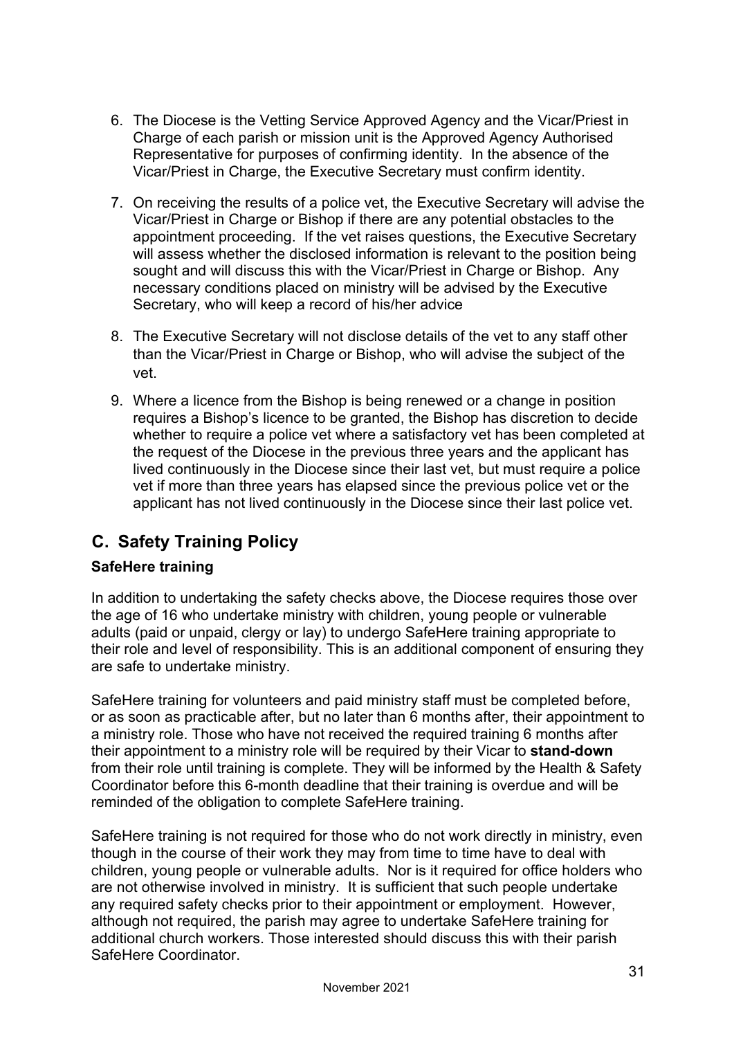6. The Diocese is the Vetting Service Approved Agency and the Vicar/Priest in Charge of each parish or mission unit is the Approved Agency Authorised Representative for purposes of confirming identity. In the absence of the Vicar/Priest in Charge, the Executive Secretary must confirm identity.

7. On receiving the results of a police vet, the Executive Secretary will advise the Vicar/Priest in Charge or Bishop if there are any potential obstacles to the appointment proceeding. If the vet raises questions, the Executive Secretary will assess whether the disclosed information is relevant to the position being sought and will discuss this with the Vicar/Priest in Charge or Bishop. Any necessary conditions placed on ministry will be advised by the Executive Secretary, who will keep a record of his/her advice

8. The Executive Secretary will not disclose details of the vet to any staff other than the Vicar/Priest in Charge or Bishop, who will advise the subject of the vet.

9. Where a licence from the Bishop is being renewed or a change in position requires a Bishop's licence to be granted, the Bishop has discretion to decide whether to require a police vet where a satisfactory vet has been completed at the request of the Diocese in the previous three years and the applicant has lived continuously in the Diocese since their last vet, but must require a police vet if more than three years has elapsed since the previous police vet or the applicant has not lived continuously in the Diocese since their last police vet.

## C. Safety Training Policy

### SafeHere training

In addition to undertaking the safety checks above, the Diocese requires those over the age of 16 who undertake ministry with children, young people or vulnerable adults (paid or unpaid, clergy or lay) to undergo SafeHere training appropriate to their role and level of responsibility. This is an additional component of ensuring they are safe to undertake ministry.

SafeHere training for volunteers and paid ministry staff must be completed before, or as soon as practicable after, but no later than 6 months after, their appointment to a ministry role. Those who have not received the required training 6 months after their appointment to a ministry role will be required by their Vicar to **stand-down** from their role until training is complete. They will be informed by the Health & Safety Coordinator before this 6-month deadline that their training is overdue and will be reminded of the obligation to complete SafeHere training.

SafeHere training is not required for those who do not work directly in ministry, even though in the course of their work they may from time to time have to deal with children, young people or vulnerable adults. Nor is it required for office holders who are not otherwise involved in ministry. It is sufficient that such people undertake any required safety checks prior to their appointment or employment. However, although not required, the parish may agree to undertake SafeHere training for additional church workers. Those interested should discuss this with their parish SafeHere Coordinator.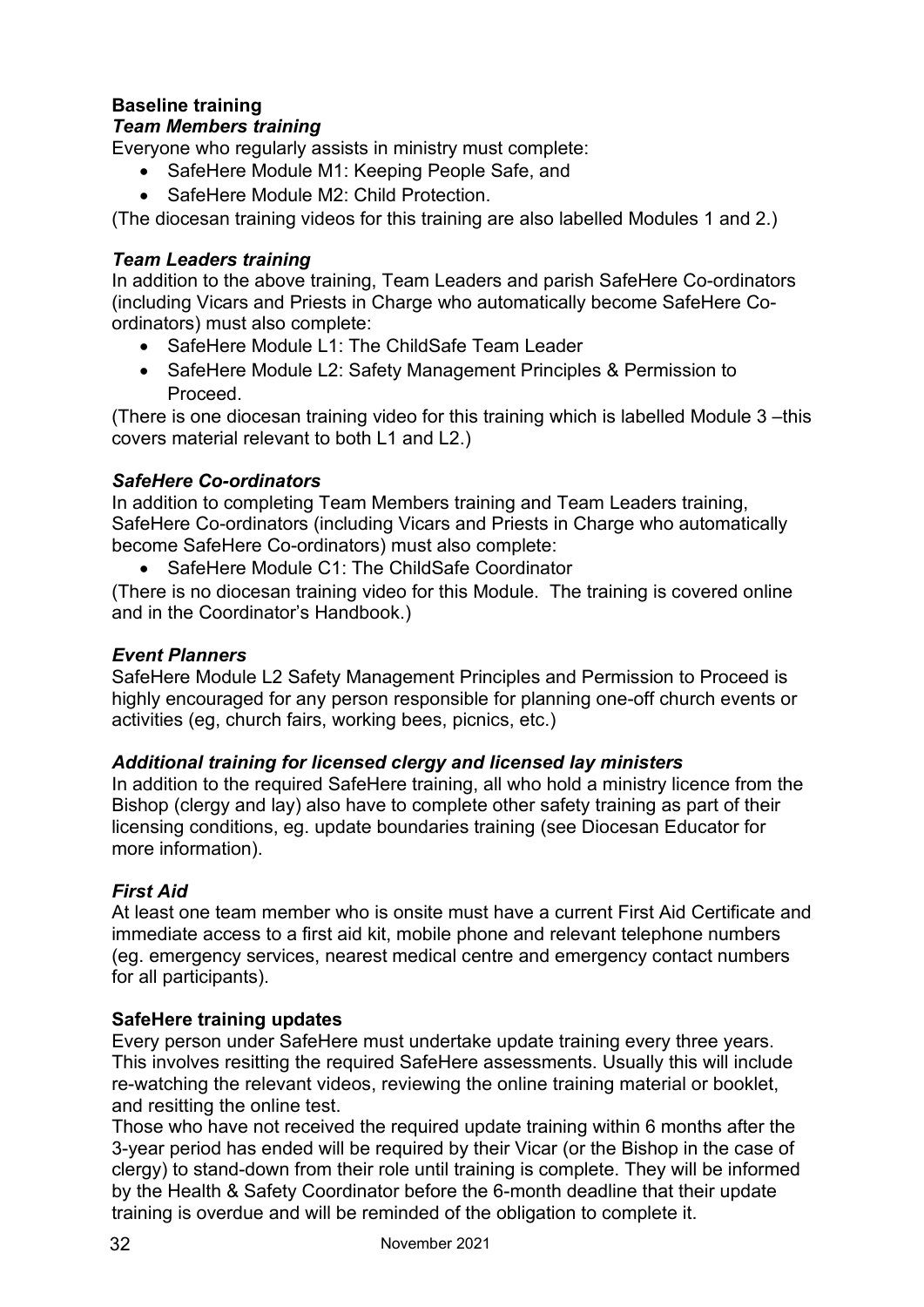**Baseline training**

***Team Members training***

Everyone who regularly assists in ministry must complete:

- SafeHere Module M1: Keeping People Safe, and
- SafeHere Module M2: Child Protection.

(The diocesan training videos for this training are also labelled Modules 1 and 2.)

***Team Leaders training***

In addition to the above training, Team Leaders and parish SafeHere Co-ordinators (including Vicars and Priests in Charge who automatically become SafeHere Co-ordinators) must also complete:

- SafeHere Module L1: The ChildSafe Team Leader
- SafeHere Module L2: Safety Management Principles & Permission to Proceed.

(There is one diocesan training video for this training which is labelled Module 3 –this covers material relevant to both L1 and L2.)

***SafeHere Co-ordinators***

In addition to completing Team Members training and Team Leaders training, SafeHere Co-ordinators (including Vicars and Priests in Charge who automatically become SafeHere Co-ordinators) must also complete:

- SafeHere Module C1: The ChildSafe Coordinator

(There is no diocesan training video for this Module. The training is covered online and in the Coordinator's Handbook.)

***Event Planners***

SafeHere Module L2 Safety Management Principles and Permission to Proceed is highly encouraged for any person responsible for planning one-off church events or activities (eg, church fairs, working bees, picnics, etc.)

***Additional training for licensed clergy and licensed lay ministers***

In addition to the required SafeHere training, all who hold a ministry licence from the Bishop (clergy and lay) also have to complete other safety training as part of their licensing conditions, eg. update boundaries training (see Diocesan Educator for more information).

***First Aid***

At least one team member who is onsite must have a current First Aid Certificate and immediate access to a first aid kit, mobile phone and relevant telephone numbers (eg. emergency services, nearest medical centre and emergency contact numbers for all participants).

**SafeHere training updates**

Every person under SafeHere must undertake update training every three years. This involves resitting the required SafeHere assessments. Usually this will include re-watching the relevant videos, reviewing the online training material or booklet, and resitting the online test.

Those who have not received the required update training within 6 months after the 3-year period has ended will be required by their Vicar (or the Bishop in the case of clergy) to stand-down from their role until training is complete. They will be informed by the Health & Safety Coordinator before the 6-month deadline that their update training is overdue and will be reminded of the obligation to complete it.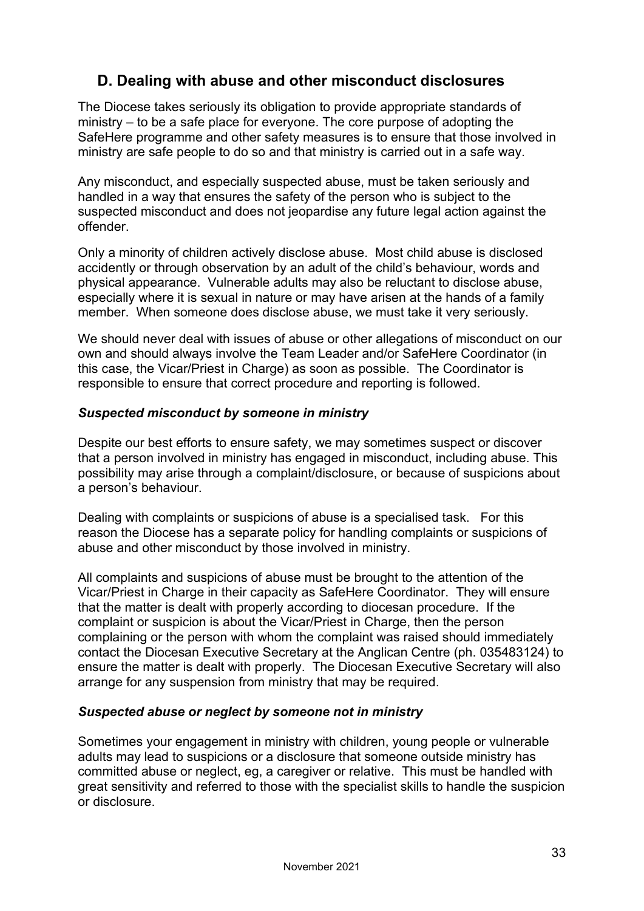## D. Dealing with abuse and other misconduct disclosures

The Diocese takes seriously its obligation to provide appropriate standards of ministry – to be a safe place for everyone. The core purpose of adopting the SafeHere programme and other safety measures is to ensure that those involved in ministry are safe people to do so and that ministry is carried out in a safe way.

Any misconduct, and especially suspected abuse, must be taken seriously and handled in a way that ensures the safety of the person who is subject to the suspected misconduct and does not jeopardise any future legal action against the offender.

Only a minority of children actively disclose abuse. Most child abuse is disclosed accidently or through observation by an adult of the child's behaviour, words and physical appearance. Vulnerable adults may also be reluctant to disclose abuse, especially where it is sexual in nature or may have arisen at the hands of a family member. When someone does disclose abuse, we must take it very seriously.

We should never deal with issues of abuse or other allegations of misconduct on our own and should always involve the Team Leader and/or SafeHere Coordinator (in this case, the Vicar/Priest in Charge) as soon as possible. The Coordinator is responsible to ensure that correct procedure and reporting is followed.

### *Suspected misconduct by someone in ministry*

Despite our best efforts to ensure safety, we may sometimes suspect or discover that a person involved in ministry has engaged in misconduct, including abuse. This possibility may arise through a complaint/disclosure, or because of suspicions about a person's behaviour.

Dealing with complaints or suspicions of abuse is a specialised task. For this reason the Diocese has a separate policy for handling complaints or suspicions of abuse and other misconduct by those involved in ministry.

All complaints and suspicions of abuse must be brought to the attention of the Vicar/Priest in Charge in their capacity as SafeHere Coordinator. They will ensure that the matter is dealt with properly according to diocesan procedure. If the complaint or suspicion is about the Vicar/Priest in Charge, then the person complaining or the person with whom the complaint was raised should immediately contact the Diocesan Executive Secretary at the Anglican Centre (ph. 035483124) to ensure the matter is dealt with properly. The Diocesan Executive Secretary will also arrange for any suspension from ministry that may be required.

### *Suspected abuse or neglect by someone not in ministry*

Sometimes your engagement in ministry with children, young people or vulnerable adults may lead to suspicions or a disclosure that someone outside ministry has committed abuse or neglect, eg, a caregiver or relative. This must be handled with great sensitivity and referred to those with the specialist skills to handle the suspicion or disclosure.

November 2021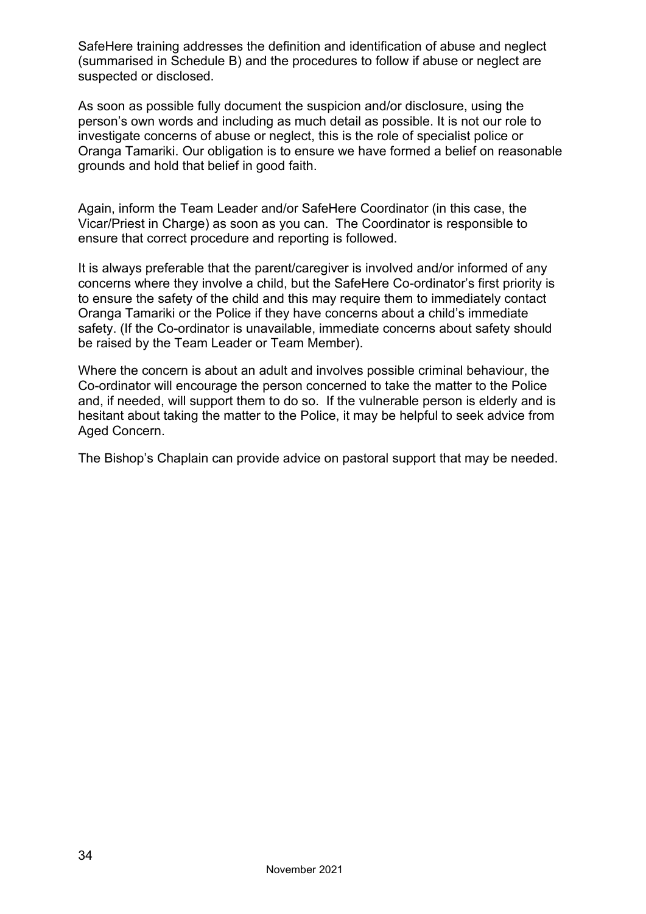SafeHere training addresses the definition and identification of abuse and neglect (summarised in Schedule B) and the procedures to follow if abuse or neglect are suspected or disclosed.

As soon as possible fully document the suspicion and/or disclosure, using the person's own words and including as much detail as possible. It is not our role to investigate concerns of abuse or neglect, this is the role of specialist police or Oranga Tamariki. Our obligation is to ensure we have formed a belief on reasonable grounds and hold that belief in good faith.

Again, inform the Team Leader and/or SafeHere Coordinator (in this case, the Vicar/Priest in Charge) as soon as you can. The Coordinator is responsible to ensure that correct procedure and reporting is followed.

It is always preferable that the parent/caregiver is involved and/or informed of any concerns where they involve a child, but the SafeHere Co-ordinator's first priority is to ensure the safety of the child and this may require them to immediately contact Oranga Tamariki or the Police if they have concerns about a child's immediate safety. (If the Co-ordinator is unavailable, immediate concerns about safety should be raised by the Team Leader or Team Member).

Where the concern is about an adult and involves possible criminal behaviour, the Co-ordinator will encourage the person concerned to take the matter to the Police and, if needed, will support them to do so. If the vulnerable person is elderly and is hesitant about taking the matter to the Police, it may be helpful to seek advice from Aged Concern.

The Bishop's Chaplain can provide advice on pastoral support that may be needed.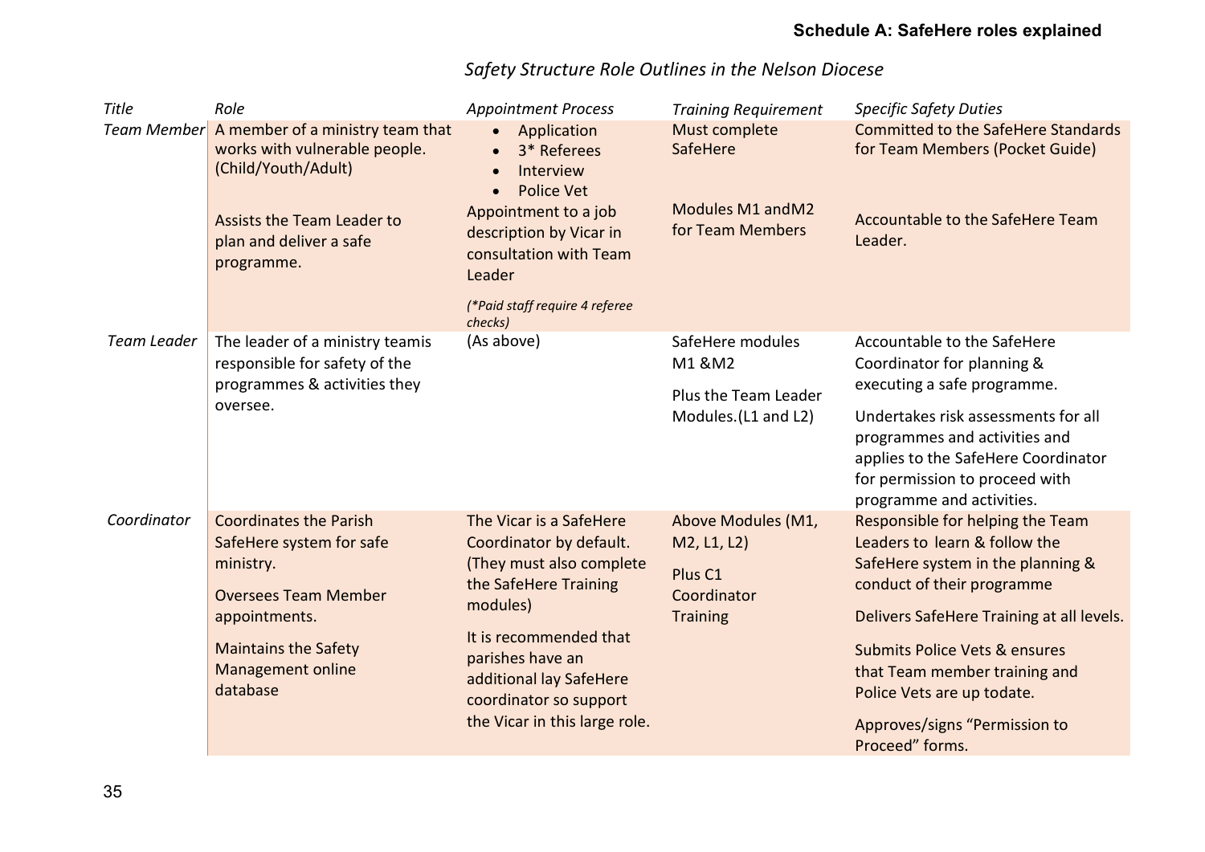**Schedule A: SafeHere roles explained**

*Safety Structure Role Outlines in the Nelson Diocese*

| *Title* | *Role* | *Appointment Process* | *Training Requirement* | *Specific Safety Duties* |
|---|---|---|---|---|
| *Team Member* | A member of a ministry team that works with vulnerable people. (Child/Youth/Adult)<br><br>Assists the Team Leader to plan and deliver a safe programme. | • Application<br>• 3* Referees<br>• Interview<br>• Police Vet<br>Appointment to a job description by Vicar in consultation with Team Leader<br><br>*(*Paid staff require 4 referee checks)* | Must complete SafeHere<br><br>Modules M1 andM2 for Team Members | Committed to the SafeHere Standards for Team Members (Pocket Guide)<br><br>Accountable to the SafeHere Team Leader. |
| *Team Leader* | The leader of a ministry teamis responsible for safety of the programmes & activities they oversee. | (As above) | SafeHere modules M1 &M2<br><br>Plus the Team Leader Modules.(L1 and L2) | Accountable to the SafeHere Coordinator for planning & executing a safe programme.<br><br>Undertakes risk assessments for all programmes and activities and applies to the SafeHere Coordinator for permission to proceed with programme and activities. |
| *Coordinator* | Coordinates the Parish SafeHere system for safe ministry.<br><br>Oversees Team Member appointments.<br><br>Maintains the Safety Management online database | The Vicar is a SafeHere Coordinator by default. (They must also complete the SafeHere Training modules)<br><br>It is recommended that parishes have an additional lay SafeHere coordinator so support the Vicar in this large role. | Above Modules (M1, M2, L1, L2)<br><br>Plus C1 Coordinator Training | Responsible for helping the Team Leaders to learn & follow the SafeHere system in the planning & conduct of their programme<br><br>Delivers SafeHere Training at all levels.<br><br>Submits Police Vets & ensures that Team member training and Police Vets are up todate.<br><br>Approves/signs "Permission to Proceed" forms. |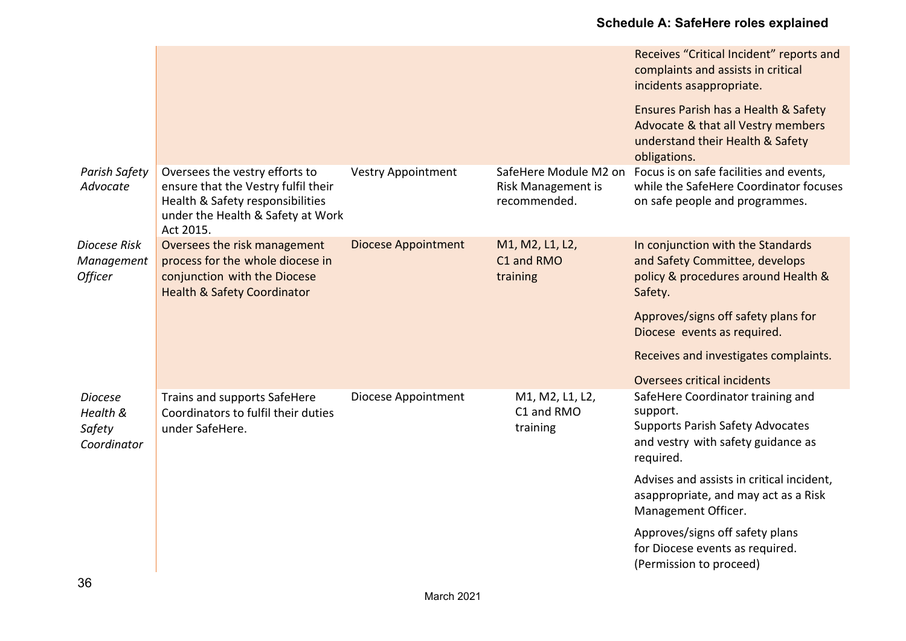## Schedule A: SafeHere roles explained

| | | | | |
|---|---|---|---|---|
| | | | | Receives “Critical Incident” reports and complaints and assists in critical incidents asappropriate.<br><br>Ensures Parish has a Health & Safety Advocate & that all Vestry members understand their Health & Safety obligations. |
| *Parish Safety Advocate* | Oversees the vestry efforts to ensure that the Vestry fulfil their Health & Safety responsibilities under the Health & Safety at Work Act 2015. | Vestry Appointment | SafeHere Module M2 on Risk Management is recommended. | Focus is on safe facilities and events, while the SafeHere Coordinator focuses on safe people and programmes. |
| *Diocese Risk Management Officer* | Oversees the risk management process for the whole diocese in conjunction with the Diocese Health & Safety Coordinator | Diocese Appointment | M1, M2, L1, L2, C1 and RMO training | In conjunction with the Standards and Safety Committee, develops policy & procedures around Health & Safety.<br><br>Approves/signs off safety plans for Diocese events as required.<br><br>Receives and investigates complaints.<br><br>Oversees critical incidents |
| *Diocese Health & Safety Coordinator* | Trains and supports SafeHere Coordinators to fulfil their duties under SafeHere. | Diocese Appointment | M1, M2, L1, L2, C1 and RMO training | SafeHere Coordinator training and support.<br>Supports Parish Safety Advocates and vestry with safety guidance as required.<br><br>Advises and assists in critical incident, asappropriate, and may act as a Risk Management Officer.<br><br>Approves/signs off safety plans for Diocese events as required. (Permission to proceed) |

March 2021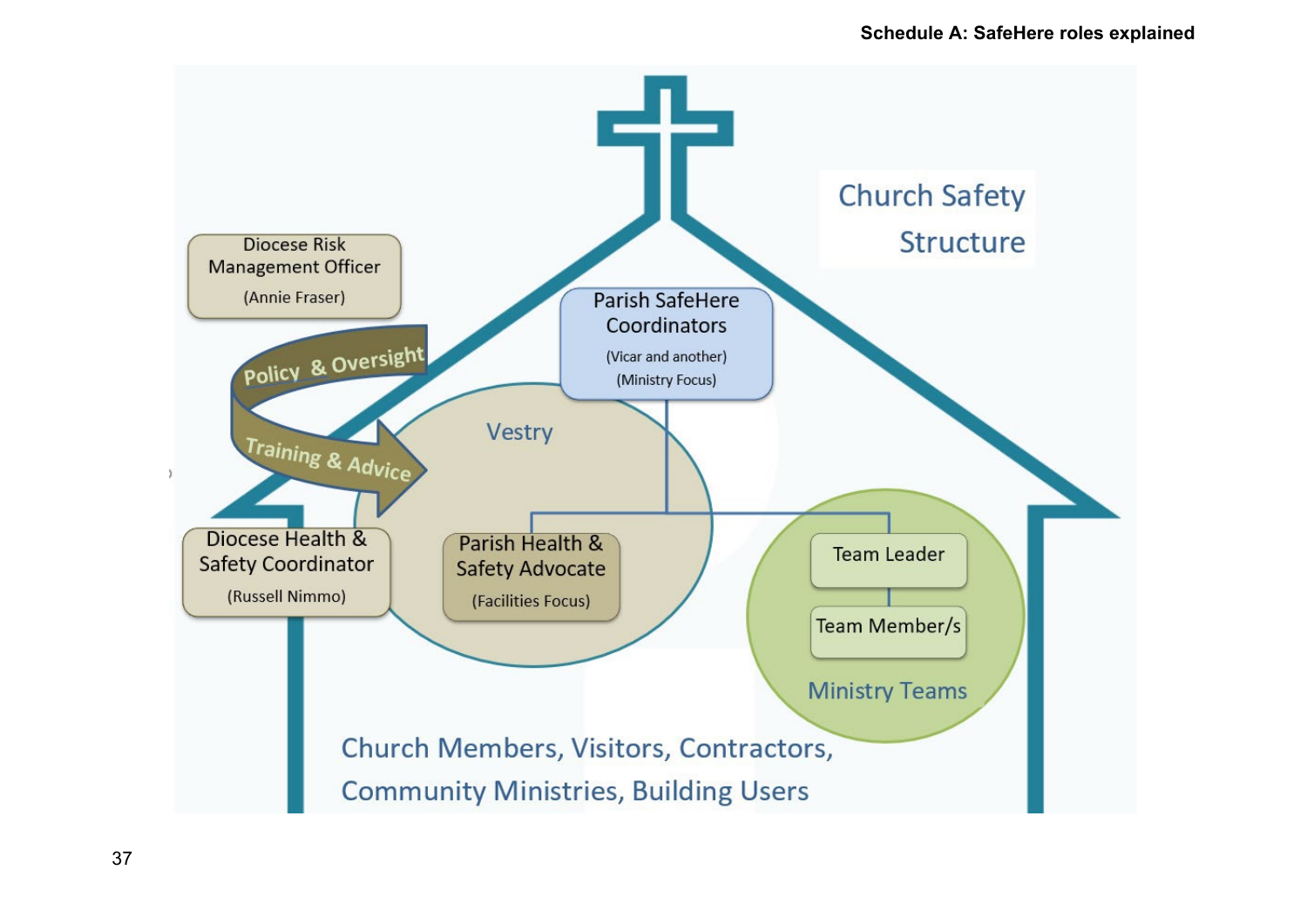## Schedule A: SafeHere roles explained

**Church Safety Structure**

Diocese Risk Management Officer
(Annie Fraser)

Policy & Oversight

Training & Advice

Diocese Health & Safety Coordinator
(Russell Nimmo)

Parish SafeHere Coordinators
(Vicar and another)
(Ministry Focus)

Vestry

Parish Health & Safety Advocate
(Facilities Focus)

Ministry Teams

- Team Leader
- Team Member/s

Church Members, Visitors, Contractors, Community Ministries, Building Users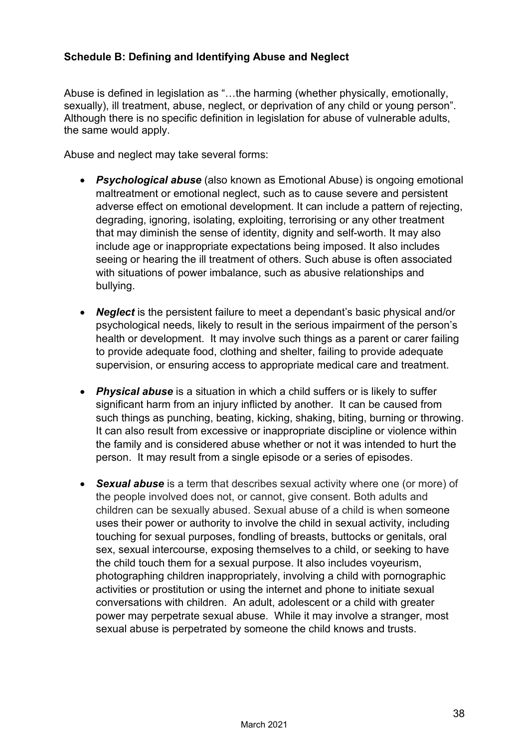**Schedule B: Defining and Identifying Abuse and Neglect**

Abuse is defined in legislation as "…the harming (whether physically, emotionally, sexually), ill treatment, abuse, neglect, or deprivation of any child or young person". Although there is no specific definition in legislation for abuse of vulnerable adults, the same would apply.

Abuse and neglect may take several forms:

- ***Psychological abuse*** (also known as Emotional Abuse) is ongoing emotional maltreatment or emotional neglect, such as to cause severe and persistent adverse effect on emotional development. It can include a pattern of rejecting, degrading, ignoring, isolating, exploiting, terrorising or any other treatment that may diminish the sense of identity, dignity and self-worth. It may also include age or inappropriate expectations being imposed. It also includes seeing or hearing the ill treatment of others. Such abuse is often associated with situations of power imbalance, such as abusive relationships and bullying.

- ***Neglect*** is the persistent failure to meet a dependant's basic physical and/or psychological needs, likely to result in the serious impairment of the person's health or development. It may involve such things as a parent or carer failing to provide adequate food, clothing and shelter, failing to provide adequate supervision, or ensuring access to appropriate medical care and treatment.

- ***Physical abuse*** is a situation in which a child suffers or is likely to suffer significant harm from an injury inflicted by another. It can be caused from such things as punching, beating, kicking, shaking, biting, burning or throwing. It can also result from excessive or inappropriate discipline or violence within the family and is considered abuse whether or not it was intended to hurt the person. It may result from a single episode or a series of episodes.

- ***Sexual abuse*** is a term that describes sexual activity where one (or more) of the people involved does not, or cannot, give consent. Both adults and children can be sexually abused. Sexual abuse of a child is when someone uses their power or authority to involve the child in sexual activity, including touching for sexual purposes, fondling of breasts, buttocks or genitals, oral sex, sexual intercourse, exposing themselves to a child, or seeking to have the child touch them for a sexual purpose. It also includes voyeurism, photographing children inappropriately, involving a child with pornographic activities or prostitution or using the internet and phone to initiate sexual conversations with children. An adult, adolescent or a child with greater power may perpetrate sexual abuse. While it may involve a stranger, most sexual abuse is perpetrated by someone the child knows and trusts.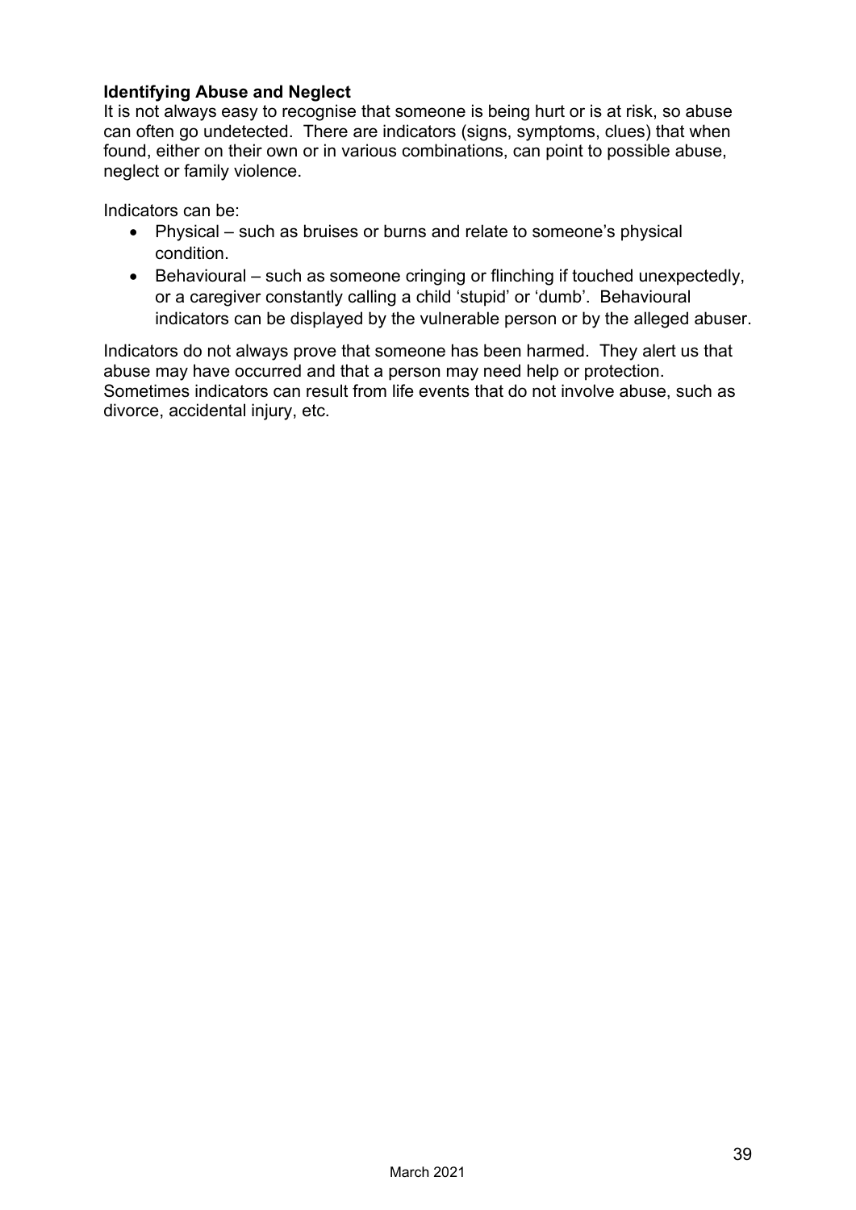### Identifying Abuse and Neglect

It is not always easy to recognise that someone is being hurt or is at risk, so abuse can often go undetected. There are indicators (signs, symptoms, clues) that when found, either on their own or in various combinations, can point to possible abuse, neglect or family violence.

Indicators can be:

- Physical – such as bruises or burns and relate to someone's physical condition.
- Behavioural – such as someone cringing or flinching if touched unexpectedly, or a caregiver constantly calling a child 'stupid' or 'dumb'. Behavioural indicators can be displayed by the vulnerable person or by the alleged abuser.

Indicators do not always prove that someone has been harmed. They alert us that abuse may have occurred and that a person may need help or protection. Sometimes indicators can result from life events that do not involve abuse, such as divorce, accidental injury, etc.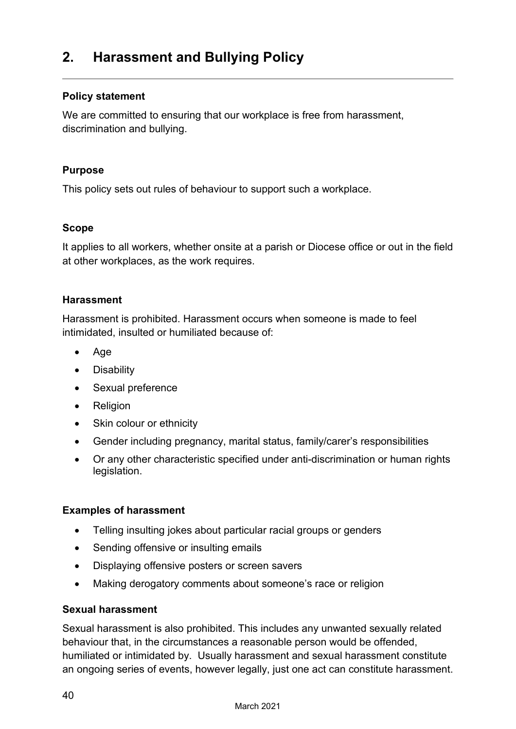## 2. Harassment and Bullying Policy

**Policy statement**

We are committed to ensuring that our workplace is free from harassment, discrimination and bullying.

**Purpose**

This policy sets out rules of behaviour to support such a workplace.

**Scope**

It applies to all workers, whether onsite at a parish or Diocese office or out in the field at other workplaces, as the work requires.

**Harassment**

Harassment is prohibited. Harassment occurs when someone is made to feel intimidated, insulted or humiliated because of:

- Age
- Disability
- Sexual preference
- Religion
- Skin colour or ethnicity
- Gender including pregnancy, marital status, family/carer's responsibilities
- Or any other characteristic specified under anti-discrimination or human rights legislation.

**Examples of harassment**

- Telling insulting jokes about particular racial groups or genders
- Sending offensive or insulting emails
- Displaying offensive posters or screen savers
- Making derogatory comments about someone's race or religion

**Sexual harassment**

Sexual harassment is also prohibited. This includes any unwanted sexually related behaviour that, in the circumstances a reasonable person would be offended, humiliated or intimidated by. Usually harassment and sexual harassment constitute an ongoing series of events, however legally, just one act can constitute harassment.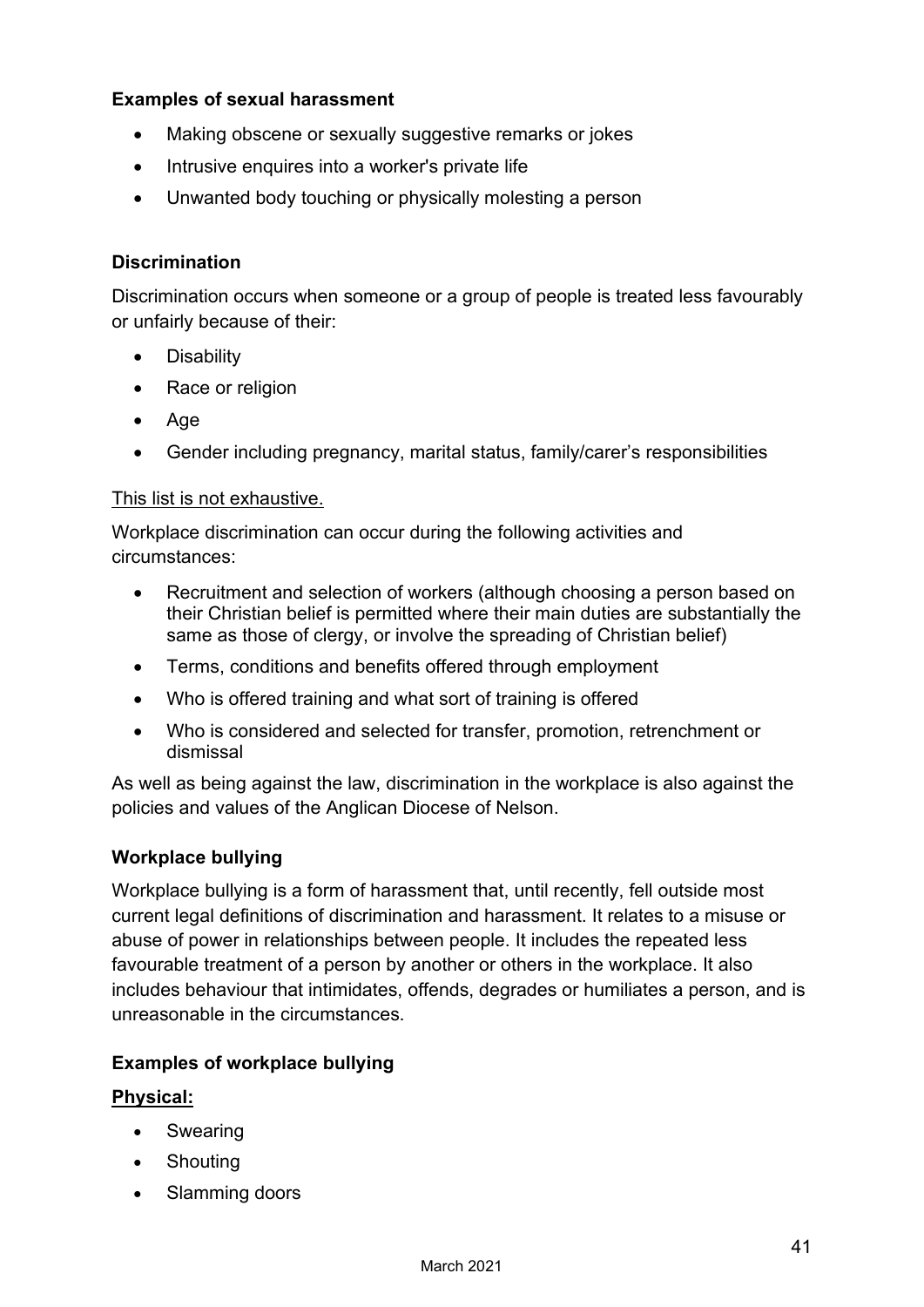**Examples of sexual harassment**

- Making obscene or sexually suggestive remarks or jokes
- Intrusive enquires into a worker's private life
- Unwanted body touching or physically molesting a person

**Discrimination**

Discrimination occurs when someone or a group of people is treated less favourably or unfairly because of their:

- Disability
- Race or religion
- Age
- Gender including pregnancy, marital status, family/carer's responsibilities

<u>This list is not exhaustive.</u>

Workplace discrimination can occur during the following activities and circumstances:

- Recruitment and selection of workers (although choosing a person based on their Christian belief is permitted where their main duties are substantially the same as those of clergy, or involve the spreading of Christian belief)
- Terms, conditions and benefits offered through employment
- Who is offered training and what sort of training is offered
- Who is considered and selected for transfer, promotion, retrenchment or dismissal

As well as being against the law, discrimination in the workplace is also against the policies and values of the Anglican Diocese of Nelson.

**Workplace bullying**

Workplace bullying is a form of harassment that, until recently, fell outside most current legal definitions of discrimination and harassment. It relates to a misuse or abuse of power in relationships between people. It includes the repeated less favourable treatment of a person by another or others in the workplace. It also includes behaviour that intimidates, offends, degrades or humiliates a person, and is unreasonable in the circumstances.

**Examples of workplace bullying**

**<u>Physical:</u>**

- Swearing
- Shouting
- Slamming doors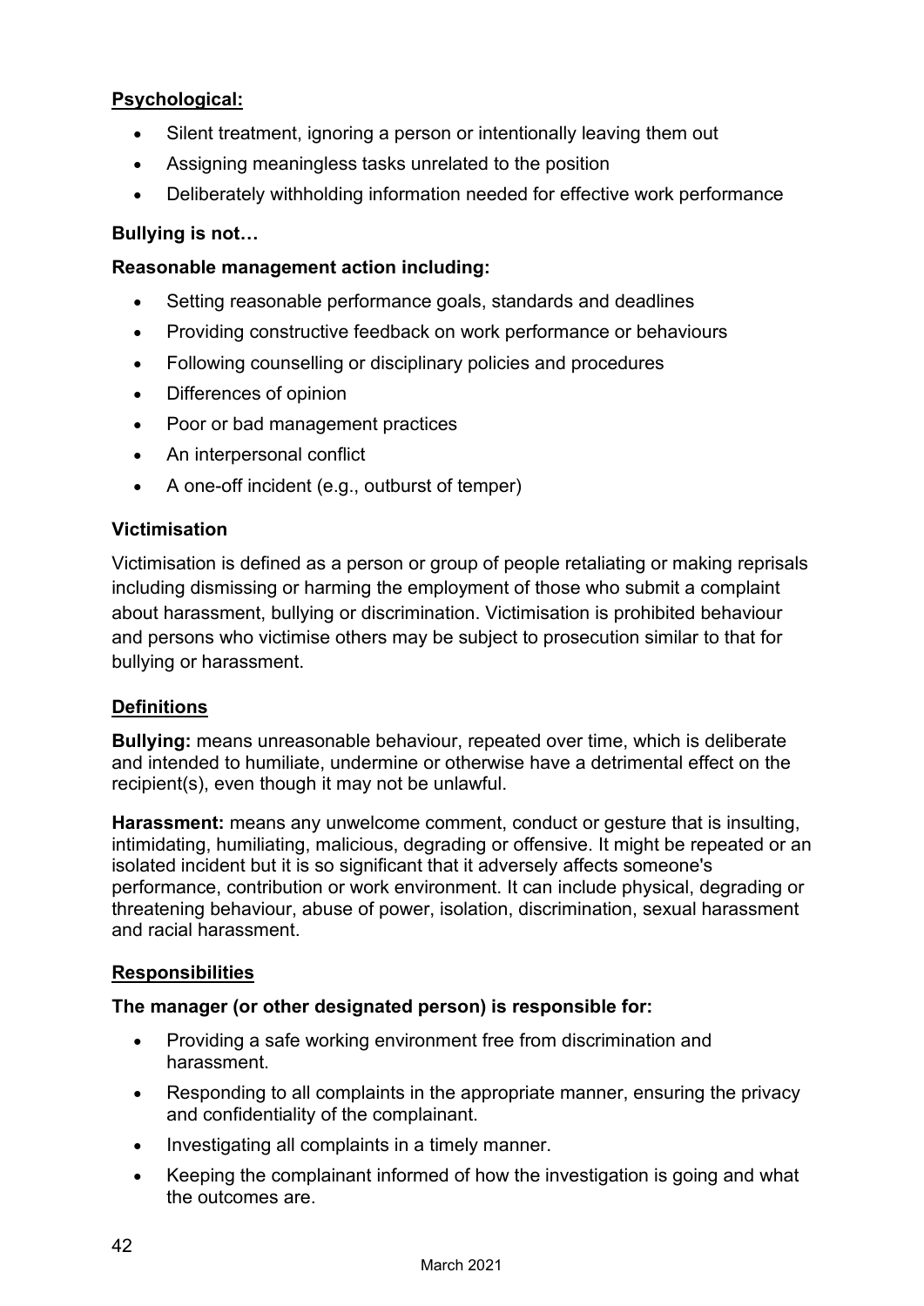**Psychological:**

- Silent treatment, ignoring a person or intentionally leaving them out
- Assigning meaningless tasks unrelated to the position
- Deliberately withholding information needed for effective work performance

**Bullying is not…**

**Reasonable management action including:**

- Setting reasonable performance goals, standards and deadlines
- Providing constructive feedback on work performance or behaviours
- Following counselling or disciplinary policies and procedures
- Differences of opinion
- Poor or bad management practices
- An interpersonal conflict
- A one-off incident (e.g., outburst of temper)

**Victimisation**

Victimisation is defined as a person or group of people retaliating or making reprisals including dismissing or harming the employment of those who submit a complaint about harassment, bullying or discrimination. Victimisation is prohibited behaviour and persons who victimise others may be subject to prosecution similar to that for bullying or harassment.

**Definitions**

**Bullying:** means unreasonable behaviour, repeated over time, which is deliberate and intended to humiliate, undermine or otherwise have a detrimental effect on the recipient(s), even though it may not be unlawful.

**Harassment:** means any unwelcome comment, conduct or gesture that is insulting, intimidating, humiliating, malicious, degrading or offensive. It might be repeated or an isolated incident but it is so significant that it adversely affects someone's performance, contribution or work environment. It can include physical, degrading or threatening behaviour, abuse of power, isolation, discrimination, sexual harassment and racial harassment.

**Responsibilities**

**The manager (or other designated person) is responsible for:**

- Providing a safe working environment free from discrimination and harassment.
- Responding to all complaints in the appropriate manner, ensuring the privacy and confidentiality of the complainant.
- Investigating all complaints in a timely manner.
- Keeping the complainant informed of how the investigation is going and what the outcomes are.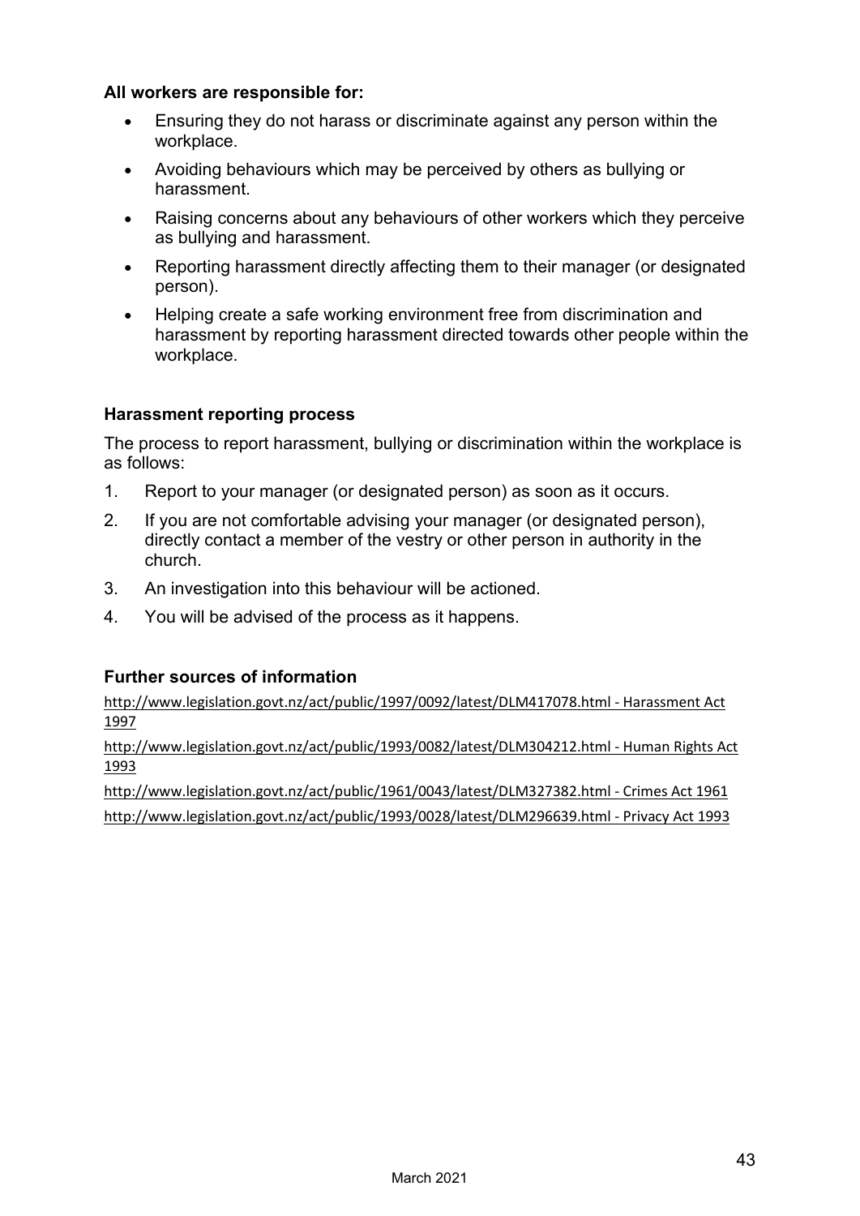**All workers are responsible for:**

- Ensuring they do not harass or discriminate against any person within the workplace.
- Avoiding behaviours which may be perceived by others as bullying or harassment.
- Raising concerns about any behaviours of other workers which they perceive as bullying and harassment.
- Reporting harassment directly affecting them to their manager (or designated person).
- Helping create a safe working environment free from discrimination and harassment by reporting harassment directed towards other people within the workplace.

### Harassment reporting process

The process to report harassment, bullying or discrimination within the workplace is as follows:

1. Report to your manager (or designated person) as soon as it occurs.
2. If you are not comfortable advising your manager (or designated person), directly contact a member of the vestry or other person in authority in the church.
3. An investigation into this behaviour will be actioned.
4. You will be advised of the process as it happens.

### Further sources of information

http://www.legislation.govt.nz/act/public/1997/0092/latest/DLM417078.html - Harassment Act 1997

http://www.legislation.govt.nz/act/public/1993/0082/latest/DLM304212.html - Human Rights Act 1993

http://www.legislation.govt.nz/act/public/1961/0043/latest/DLM327382.html - Crimes Act 1961

http://www.legislation.govt.nz/act/public/1993/0028/latest/DLM296639.html - Privacy Act 1993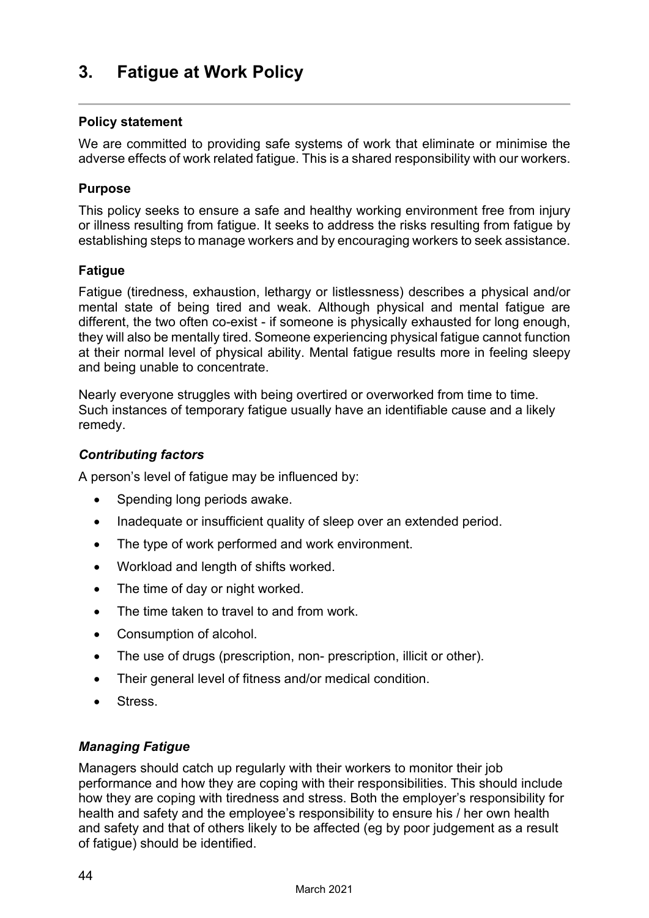# 3. Fatigue at Work Policy

**Policy statement**

We are committed to providing safe systems of work that eliminate or minimise the adverse effects of work related fatigue. This is a shared responsibility with our workers.

**Purpose**

This policy seeks to ensure a safe and healthy working environment free from injury or illness resulting from fatigue. It seeks to address the risks resulting from fatigue by establishing steps to manage workers and by encouraging workers to seek assistance.

**Fatigue**

Fatigue (tiredness, exhaustion, lethargy or listlessness) describes a physical and/or mental state of being tired and weak. Although physical and mental fatigue are different, the two often co-exist - if someone is physically exhausted for long enough, they will also be mentally tired. Someone experiencing physical fatigue cannot function at their normal level of physical ability. Mental fatigue results more in feeling sleepy and being unable to concentrate.

Nearly everyone struggles with being overtired or overworked from time to time. Such instances of temporary fatigue usually have an identifiable cause and a likely remedy.

***Contributing factors***

A person's level of fatigue may be influenced by:

- Spending long periods awake.
- Inadequate or insufficient quality of sleep over an extended period.
- The type of work performed and work environment.
- Workload and length of shifts worked.
- The time of day or night worked.
- The time taken to travel to and from work.
- Consumption of alcohol.
- The use of drugs (prescription, non- prescription, illicit or other).
- Their general level of fitness and/or medical condition.
- Stress.

***Managing Fatigue***

Managers should catch up regularly with their workers to monitor their job performance and how they are coping with their responsibilities. This should include how they are coping with tiredness and stress. Both the employer's responsibility for health and safety and the employee's responsibility to ensure his / her own health and safety and that of others likely to be affected (eg by poor judgement as a result of fatigue) should be identified.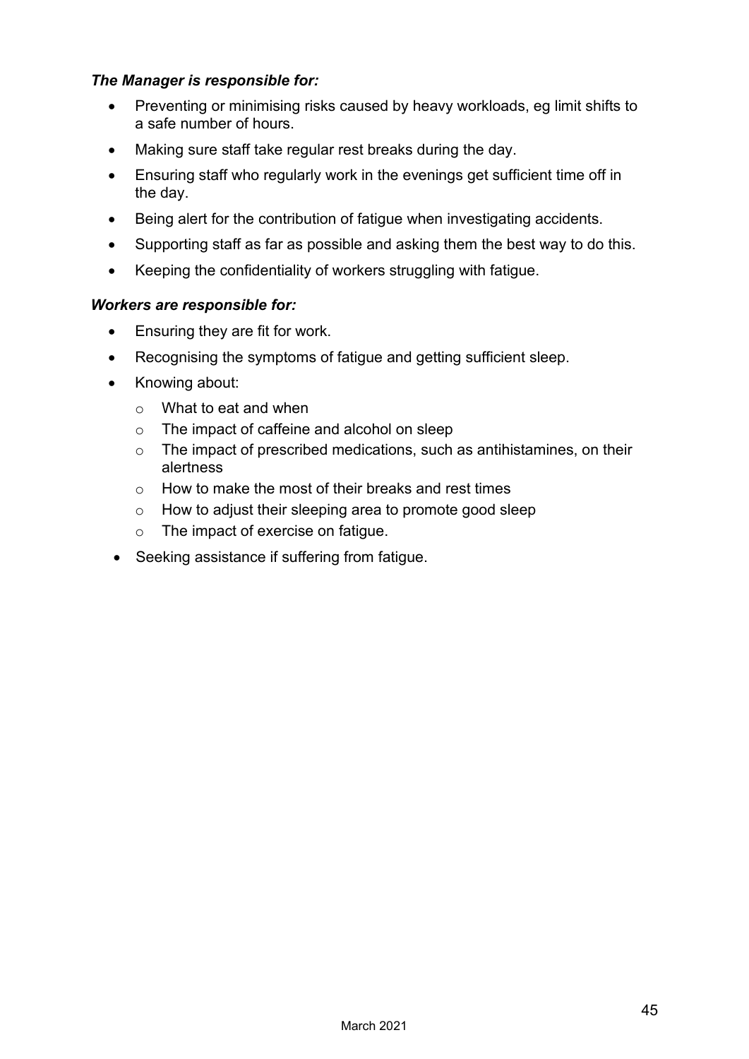***The Manager is responsible for:***

- Preventing or minimising risks caused by heavy workloads, eg limit shifts to a safe number of hours.
- Making sure staff take regular rest breaks during the day.
- Ensuring staff who regularly work in the evenings get sufficient time off in the day.
- Being alert for the contribution of fatigue when investigating accidents.
- Supporting staff as far as possible and asking them the best way to do this.
- Keeping the confidentiality of workers struggling with fatigue.

***Workers are responsible for:***

- Ensuring they are fit for work.
- Recognising the symptoms of fatigue and getting sufficient sleep.
- Knowing about:
    - What to eat and when
    - The impact of caffeine and alcohol on sleep
    - The impact of prescribed medications, such as antihistamines, on their alertness
    - How to make the most of their breaks and rest times
    - How to adjust their sleeping area to promote good sleep
    - The impact of exercise on fatigue.
- Seeking assistance if suffering from fatigue.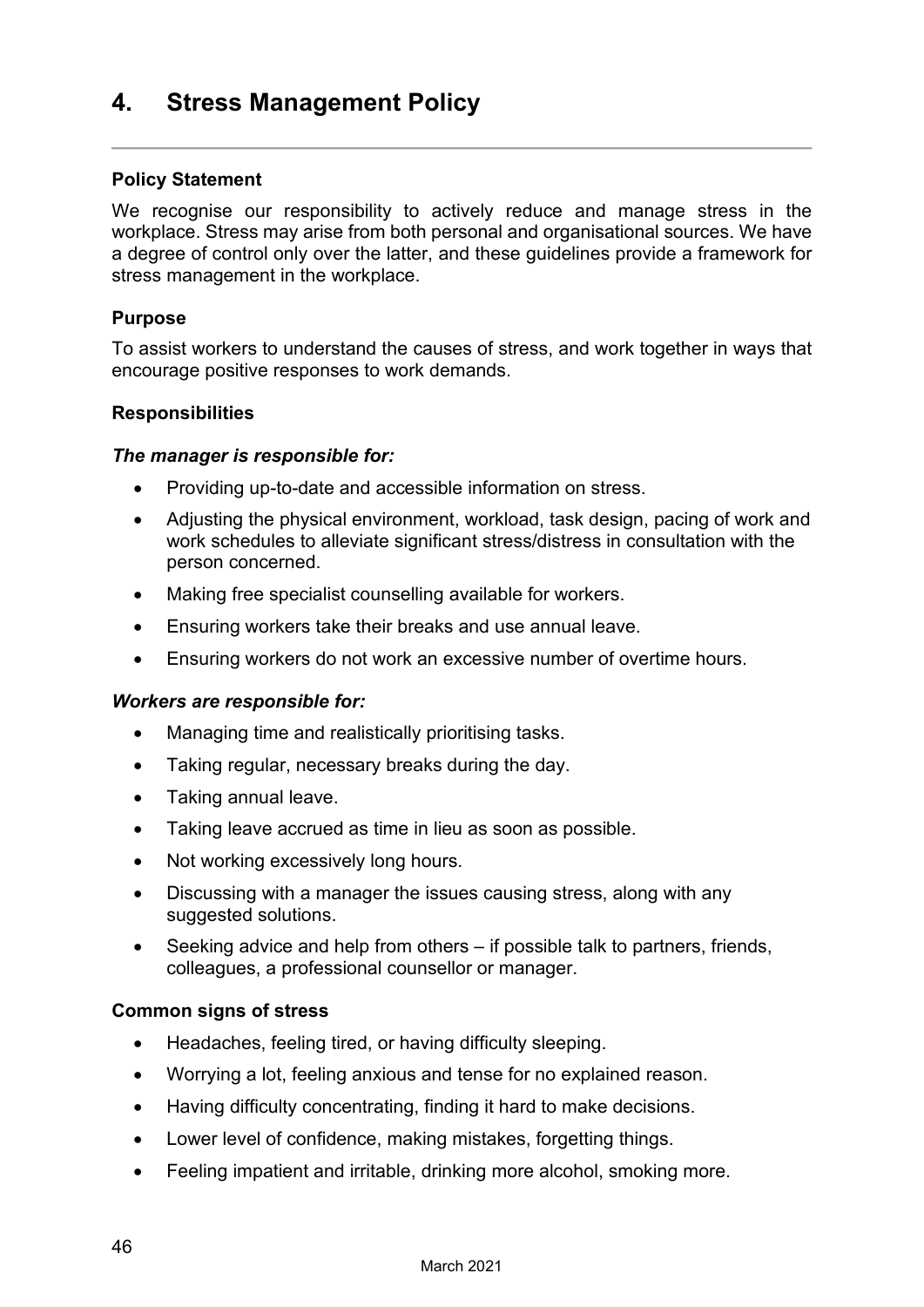# 4. Stress Management Policy

**Policy Statement**

We recognise our responsibility to actively reduce and manage stress in the workplace. Stress may arise from both personal and organisational sources. We have a degree of control only over the latter, and these guidelines provide a framework for stress management in the workplace.

**Purpose**

To assist workers to understand the causes of stress, and work together in ways that encourage positive responses to work demands.

**Responsibilities**

***The manager is responsible for:***

- Providing up-to-date and accessible information on stress.
- Adjusting the physical environment, workload, task design, pacing of work and work schedules to alleviate significant stress/distress in consultation with the person concerned.
- Making free specialist counselling available for workers.
- Ensuring workers take their breaks and use annual leave.
- Ensuring workers do not work an excessive number of overtime hours.

***Workers are responsible for:***

- Managing time and realistically prioritising tasks.
- Taking regular, necessary breaks during the day.
- Taking annual leave.
- Taking leave accrued as time in lieu as soon as possible.
- Not working excessively long hours.
- Discussing with a manager the issues causing stress, along with any suggested solutions.
- Seeking advice and help from others – if possible talk to partners, friends, colleagues, a professional counsellor or manager.

**Common signs of stress**

- Headaches, feeling tired, or having difficulty sleeping.
- Worrying a lot, feeling anxious and tense for no explained reason.
- Having difficulty concentrating, finding it hard to make decisions.
- Lower level of confidence, making mistakes, forgetting things.
- Feeling impatient and irritable, drinking more alcohol, smoking more.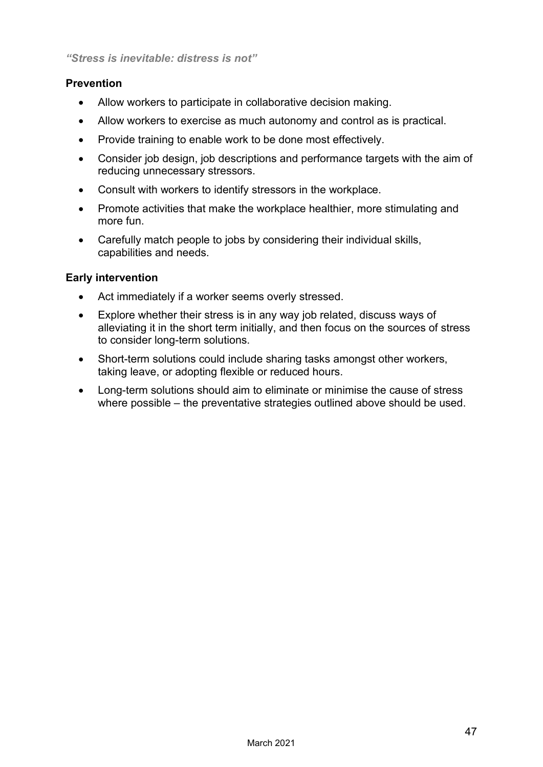***"Stress is inevitable: distress is not"***

**Prevention**

- Allow workers to participate in collaborative decision making.
- Allow workers to exercise as much autonomy and control as is practical.
- Provide training to enable work to be done most effectively.
- Consider job design, job descriptions and performance targets with the aim of reducing unnecessary stressors.
- Consult with workers to identify stressors in the workplace.
- Promote activities that make the workplace healthier, more stimulating and more fun.
- Carefully match people to jobs by considering their individual skills, capabilities and needs.

**Early intervention**

- Act immediately if a worker seems overly stressed.
- Explore whether their stress is in any way job related, discuss ways of alleviating it in the short term initially, and then focus on the sources of stress to consider long-term solutions.
- Short-term solutions could include sharing tasks amongst other workers, taking leave, or adopting flexible or reduced hours.
- Long-term solutions should aim to eliminate or minimise the cause of stress where possible – the preventative strategies outlined above should be used.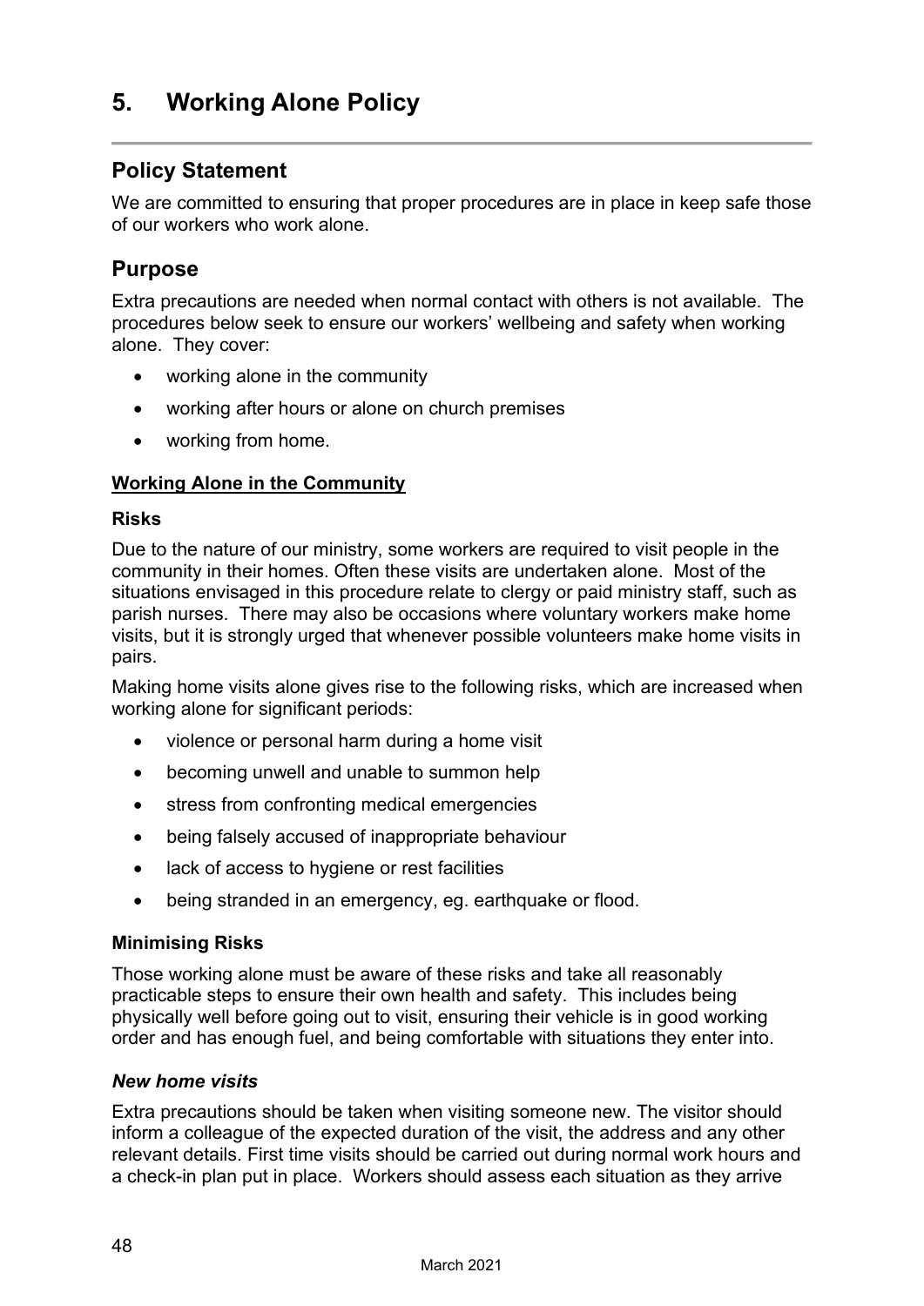# 5. Working Alone Policy

## Policy Statement

We are committed to ensuring that proper procedures are in place in keep safe those of our workers who work alone.

## Purpose

Extra precautions are needed when normal contact with others is not available. The procedures below seek to ensure our workers' wellbeing and safety when working alone. They cover:

- working alone in the community
- working after hours or alone on church premises
- working from home.

**Working Alone in the Community**

**Risks**

Due to the nature of our ministry, some workers are required to visit people in the community in their homes. Often these visits are undertaken alone. Most of the situations envisaged in this procedure relate to clergy or paid ministry staff, such as parish nurses. There may also be occasions where voluntary workers make home visits, but it is strongly urged that whenever possible volunteers make home visits in pairs.

Making home visits alone gives rise to the following risks, which are increased when working alone for significant periods:

- violence or personal harm during a home visit
- becoming unwell and unable to summon help
- stress from confronting medical emergencies
- being falsely accused of inappropriate behaviour
- lack of access to hygiene or rest facilities
- being stranded in an emergency, eg. earthquake or flood.

**Minimising Risks**

Those working alone must be aware of these risks and take all reasonably practicable steps to ensure their own health and safety. This includes being physically well before going out to visit, ensuring their vehicle is in good working order and has enough fuel, and being comfortable with situations they enter into.

***New home visits***

Extra precautions should be taken when visiting someone new. The visitor should inform a colleague of the expected duration of the visit, the address and any other relevant details. First time visits should be carried out during normal work hours and a check-in plan put in place. Workers should assess each situation as they arrive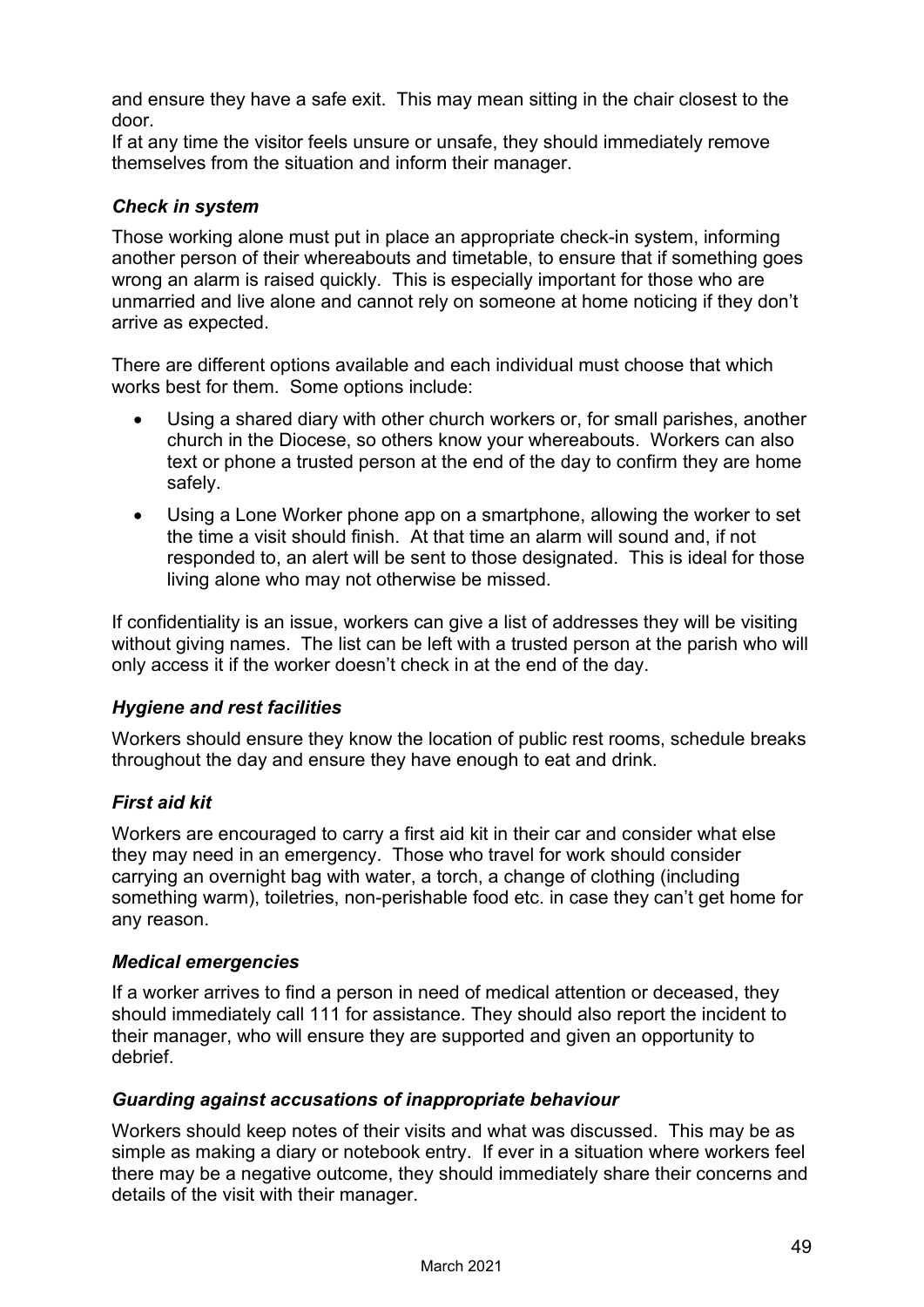and ensure they have a safe exit. This may mean sitting in the chair closest to the door.

If at any time the visitor feels unsure or unsafe, they should immediately remove themselves from the situation and inform their manager.

### *Check in system*

Those working alone must put in place an appropriate check-in system, informing another person of their whereabouts and timetable, to ensure that if something goes wrong an alarm is raised quickly. This is especially important for those who are unmarried and live alone and cannot rely on someone at home noticing if they don't arrive as expected.

There are different options available and each individual must choose that which works best for them. Some options include:

- Using a shared diary with other church workers or, for small parishes, another church in the Diocese, so others know your whereabouts. Workers can also text or phone a trusted person at the end of the day to confirm they are home safely.
- Using a Lone Worker phone app on a smartphone, allowing the worker to set the time a visit should finish. At that time an alarm will sound and, if not responded to, an alert will be sent to those designated. This is ideal for those living alone who may not otherwise be missed.

If confidentiality is an issue, workers can give a list of addresses they will be visiting without giving names. The list can be left with a trusted person at the parish who will only access it if the worker doesn't check in at the end of the day.

### *Hygiene and rest facilities*

Workers should ensure they know the location of public rest rooms, schedule breaks throughout the day and ensure they have enough to eat and drink.

### *First aid kit*

Workers are encouraged to carry a first aid kit in their car and consider what else they may need in an emergency. Those who travel for work should consider carrying an overnight bag with water, a torch, a change of clothing (including something warm), toiletries, non-perishable food etc. in case they can't get home for any reason.

### *Medical emergencies*

If a worker arrives to find a person in need of medical attention or deceased, they should immediately call 111 for assistance. They should also report the incident to their manager, who will ensure they are supported and given an opportunity to debrief.

### *Guarding against accusations of inappropriate behaviour*

Workers should keep notes of their visits and what was discussed. This may be as simple as making a diary or notebook entry. If ever in a situation where workers feel there may be a negative outcome, they should immediately share their concerns and details of the visit with their manager.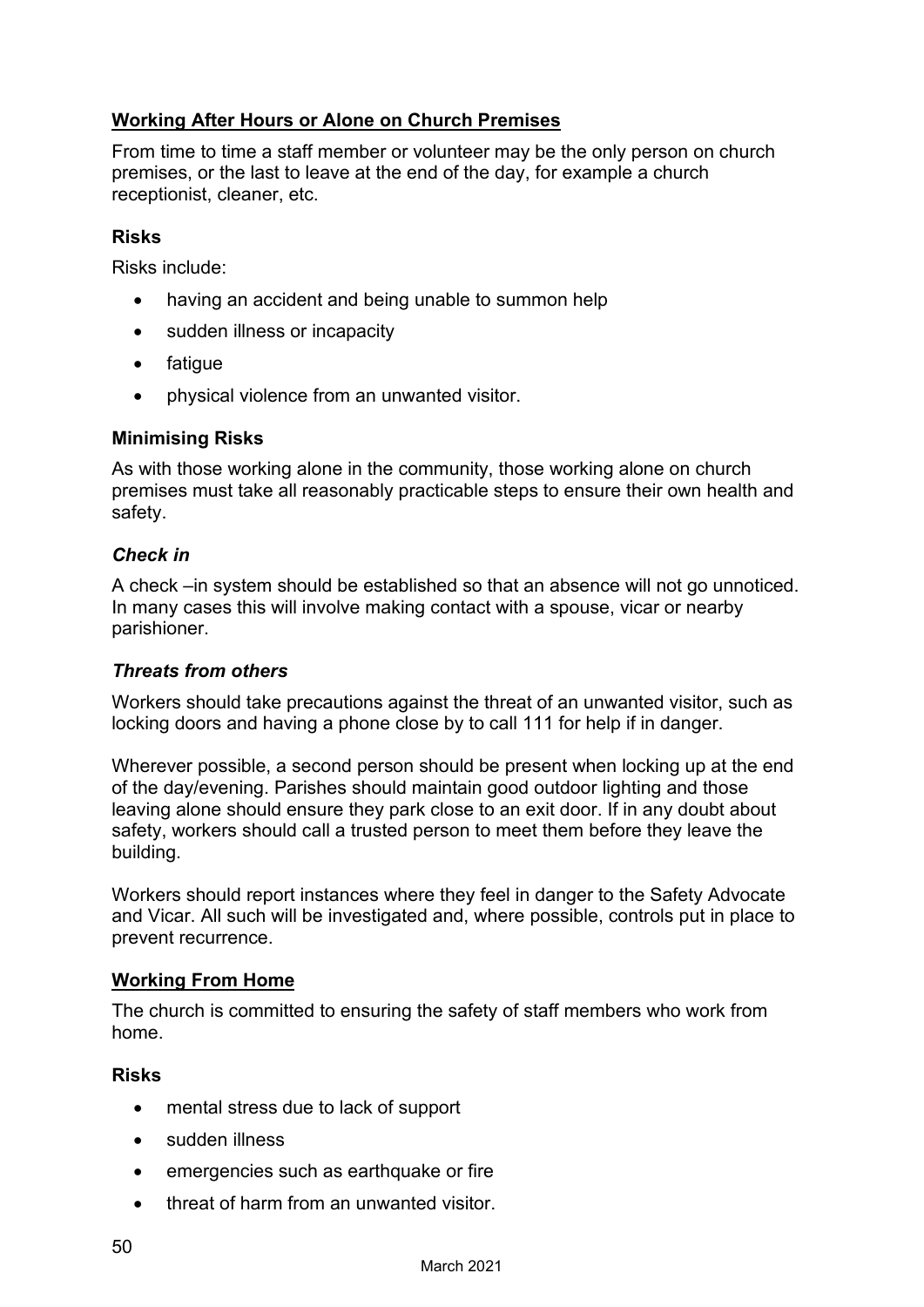## Working After Hours or Alone on Church Premises

From time to time a staff member or volunteer may be the only person on church premises, or the last to leave at the end of the day, for example a church receptionist, cleaner, etc.

### Risks

Risks include:

- having an accident and being unable to summon help
- sudden illness or incapacity
- fatigue
- physical violence from an unwanted visitor.

### Minimising Risks

As with those working alone in the community, those working alone on church premises must take all reasonably practicable steps to ensure their own health and safety.

#### *Check in*

A check –in system should be established so that an absence will not go unnoticed. In many cases this will involve making contact with a spouse, vicar or nearby parishioner.

#### *Threats from others*

Workers should take precautions against the threat of an unwanted visitor, such as locking doors and having a phone close by to call 111 for help if in danger.

Wherever possible, a second person should be present when locking up at the end of the day/evening. Parishes should maintain good outdoor lighting and those leaving alone should ensure they park close to an exit door. If in any doubt about safety, workers should call a trusted person to meet them before they leave the building.

Workers should report instances where they feel in danger to the Safety Advocate and Vicar. All such will be investigated and, where possible, controls put in place to prevent recurrence.

## Working From Home

The church is committed to ensuring the safety of staff members who work from home.

### Risks

- mental stress due to lack of support
- sudden illness
- emergencies such as earthquake or fire
- threat of harm from an unwanted visitor.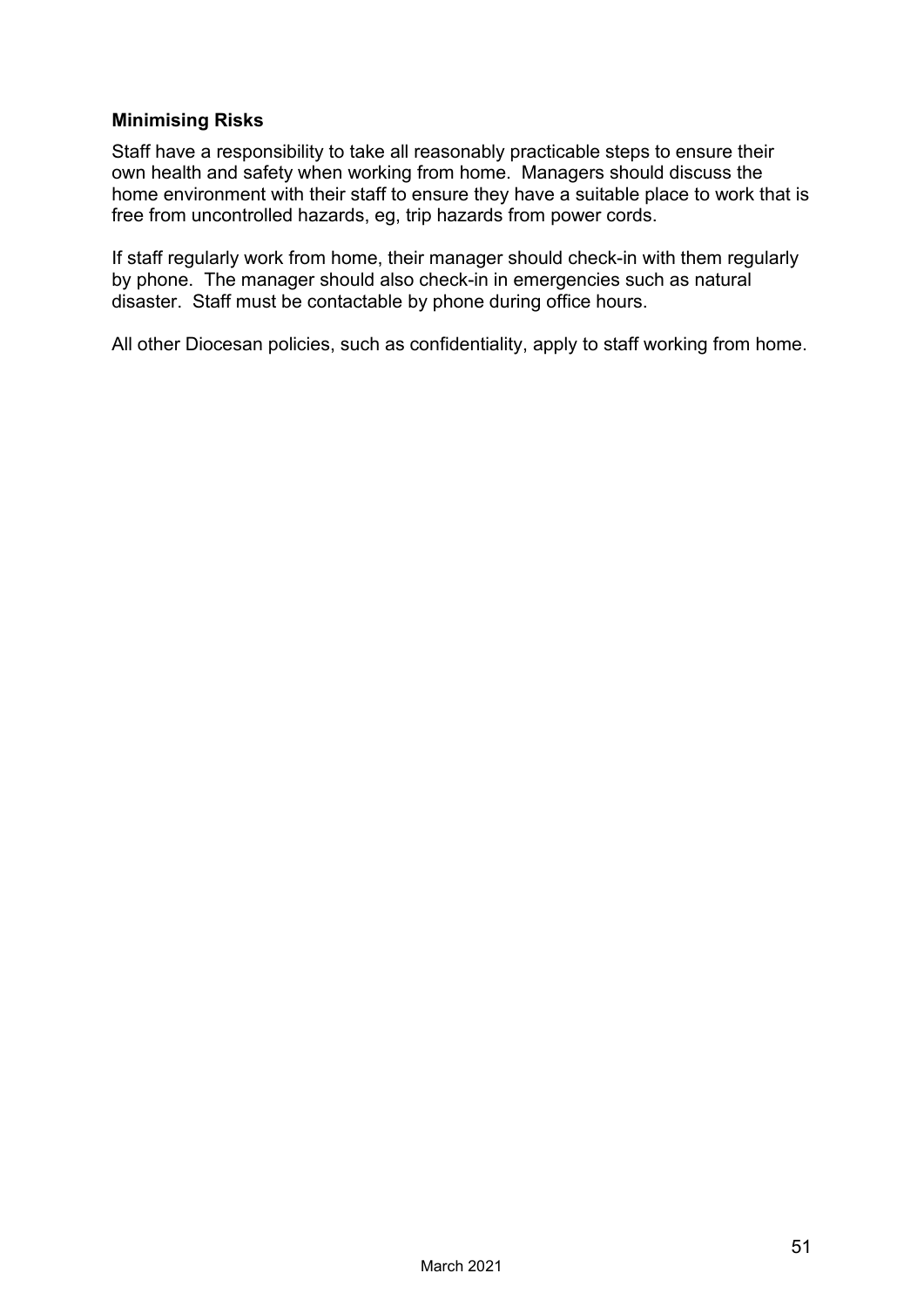### Minimising Risks

Staff have a responsibility to take all reasonably practicable steps to ensure their own health and safety when working from home. Managers should discuss the home environment with their staff to ensure they have a suitable place to work that is free from uncontrolled hazards, eg, trip hazards from power cords.

If staff regularly work from home, their manager should check-in with them regularly by phone. The manager should also check-in in emergencies such as natural disaster. Staff must be contactable by phone during office hours.

All other Diocesan policies, such as confidentiality, apply to staff working from home.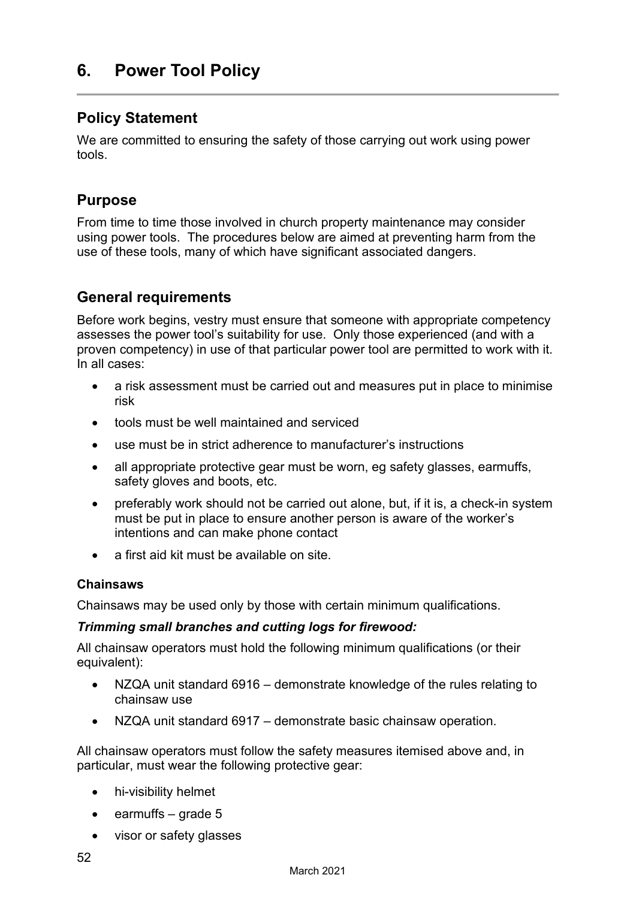# 6. Power Tool Policy

## Policy Statement

We are committed to ensuring the safety of those carrying out work using power tools.

## Purpose

From time to time those involved in church property maintenance may consider using power tools. The procedures below are aimed at preventing harm from the use of these tools, many of which have significant associated dangers.

## General requirements

Before work begins, vestry must ensure that someone with appropriate competency assesses the power tool's suitability for use. Only those experienced (and with a proven competency) in use of that particular power tool are permitted to work with it. In all cases:

- a risk assessment must be carried out and measures put in place to minimise risk
- tools must be well maintained and serviced
- use must be in strict adherence to manufacturer's instructions
- all appropriate protective gear must be worn, eg safety glasses, earmuffs, safety gloves and boots, etc.
- preferably work should not be carried out alone, but, if it is, a check-in system must be put in place to ensure another person is aware of the worker's intentions and can make phone contact
- a first aid kit must be available on site.

### Chainsaws

Chainsaws may be used only by those with certain minimum qualifications.

***Trimming small branches and cutting logs for firewood:***

All chainsaw operators must hold the following minimum qualifications (or their equivalent):

- NZQA unit standard 6916 – demonstrate knowledge of the rules relating to chainsaw use
- NZQA unit standard 6917 – demonstrate basic chainsaw operation.

All chainsaw operators must follow the safety measures itemised above and, in particular, must wear the following protective gear:

- hi-visibility helmet
- earmuffs – grade 5
- visor or safety glasses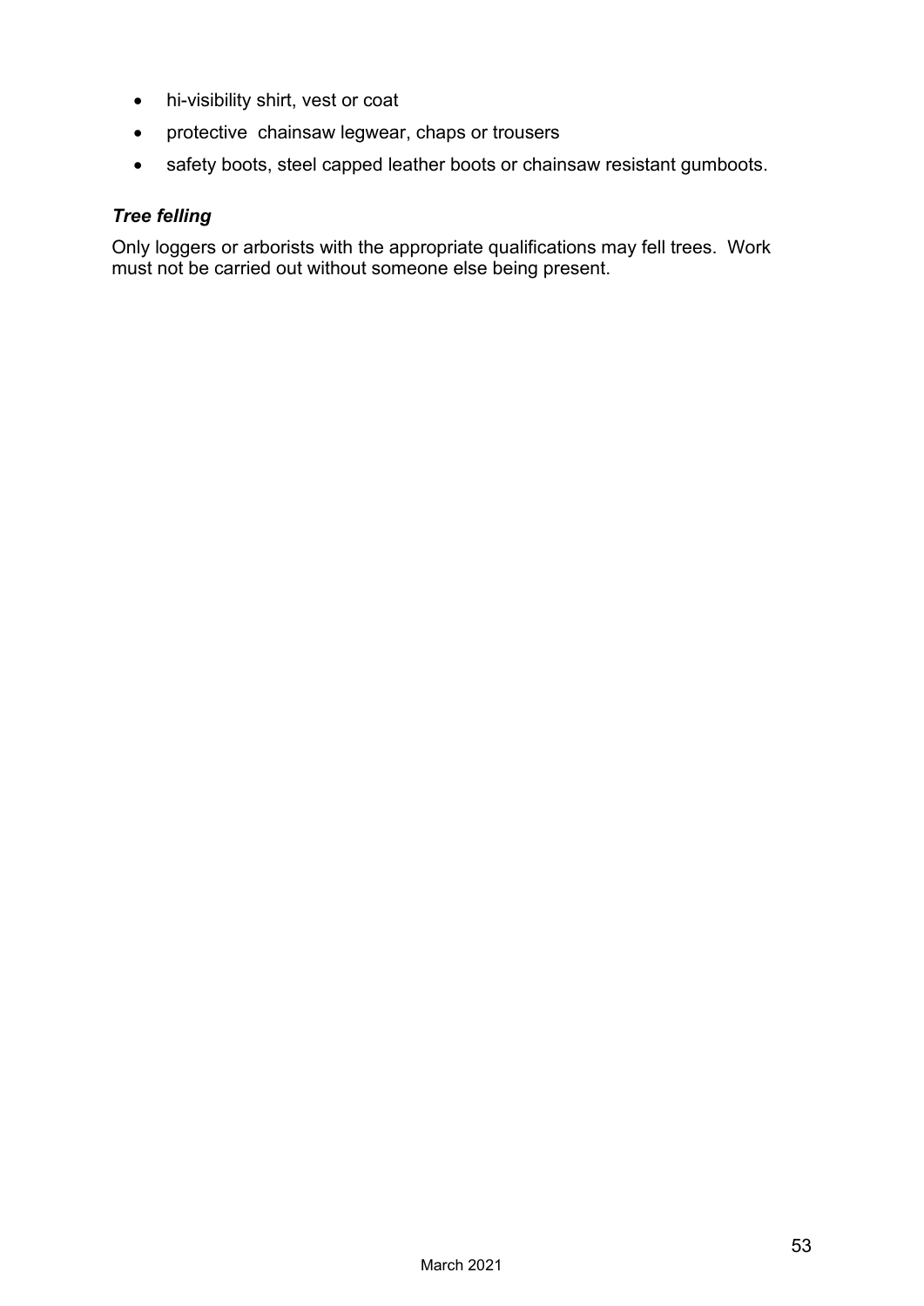- hi-visibility shirt, vest or coat
- protective chainsaw legwear, chaps or trousers
- safety boots, steel capped leather boots or chainsaw resistant gumboots.

***Tree felling***

Only loggers or arborists with the appropriate qualifications may fell trees. Work must not be carried out without someone else being present.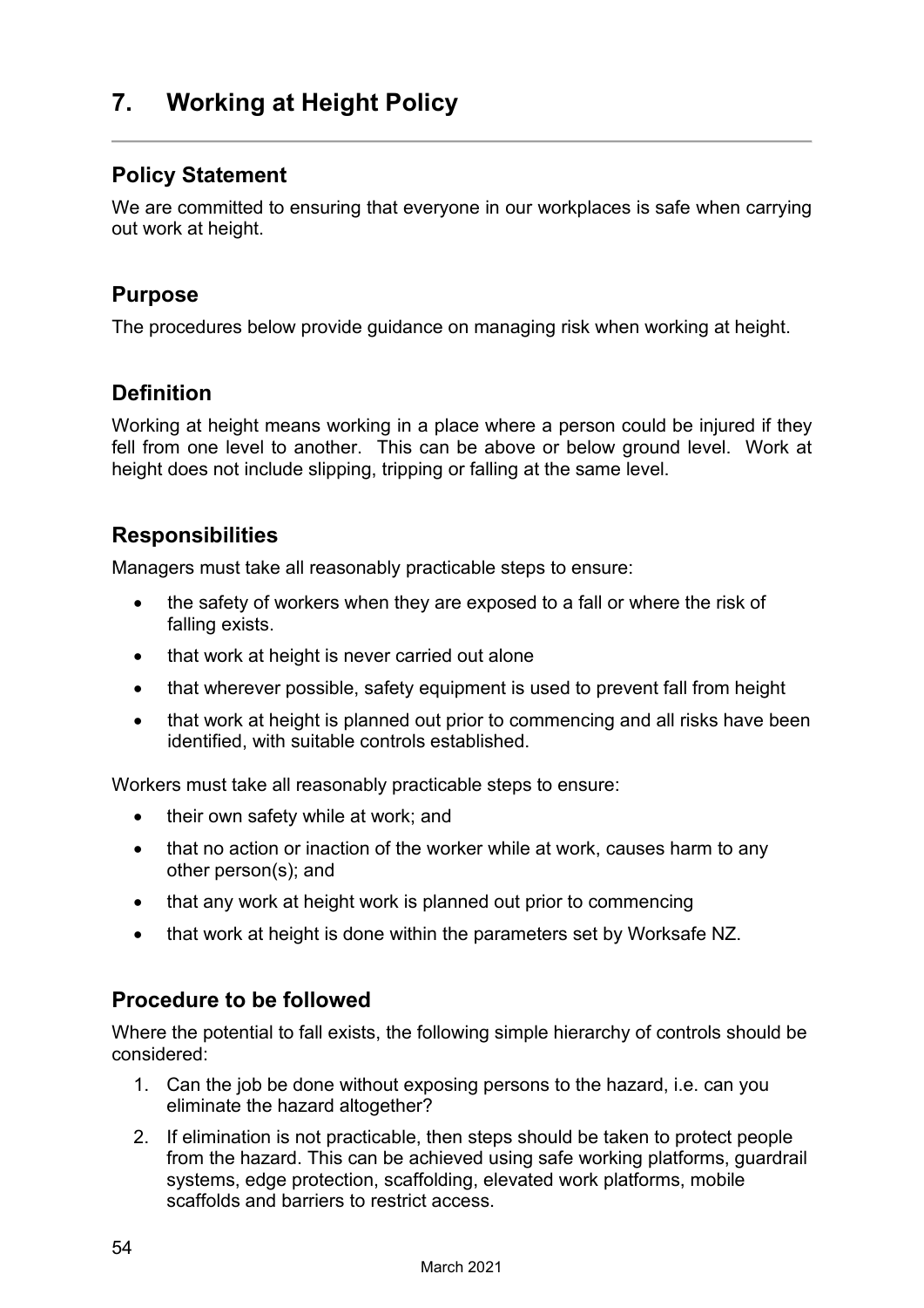# 7. Working at Height Policy

## Policy Statement

We are committed to ensuring that everyone in our workplaces is safe when carrying out work at height.

## Purpose

The procedures below provide guidance on managing risk when working at height.

## Definition

Working at height means working in a place where a person could be injured if they fell from one level to another. This can be above or below ground level. Work at height does not include slipping, tripping or falling at the same level.

## Responsibilities

Managers must take all reasonably practicable steps to ensure:

- the safety of workers when they are exposed to a fall or where the risk of falling exists.
- that work at height is never carried out alone
- that wherever possible, safety equipment is used to prevent fall from height
- that work at height is planned out prior to commencing and all risks have been identified, with suitable controls established.

Workers must take all reasonably practicable steps to ensure:

- their own safety while at work; and
- that no action or inaction of the worker while at work, causes harm to any other person(s); and
- that any work at height work is planned out prior to commencing
- that work at height is done within the parameters set by Worksafe NZ.

## Procedure to be followed

Where the potential to fall exists, the following simple hierarchy of controls should be considered:

1. Can the job be done without exposing persons to the hazard, i.e. can you eliminate the hazard altogether?
2. If elimination is not practicable, then steps should be taken to protect people from the hazard. This can be achieved using safe working platforms, guardrail systems, edge protection, scaffolding, elevated work platforms, mobile scaffolds and barriers to restrict access.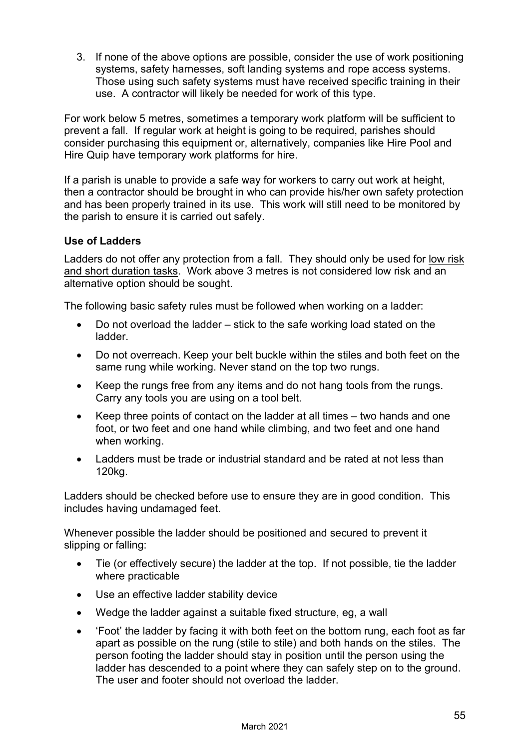3. If none of the above options are possible, consider the use of work positioning systems, safety harnesses, soft landing systems and rope access systems. Those using such safety systems must have received specific training in their use. A contractor will likely be needed for work of this type.

For work below 5 metres, sometimes a temporary work platform will be sufficient to prevent a fall. If regular work at height is going to be required, parishes should consider purchasing this equipment or, alternatively, companies like Hire Pool and Hire Quip have temporary work platforms for hire.

If a parish is unable to provide a safe way for workers to carry out work at height, then a contractor should be brought in who can provide his/her own safety protection and has been properly trained in its use. This work will still need to be monitored by the parish to ensure it is carried out safely.

**Use of Ladders**

Ladders do not offer any protection from a fall. They should only be used for low risk and short duration tasks. Work above 3 metres is not considered low risk and an alternative option should be sought.

The following basic safety rules must be followed when working on a ladder:

- Do not overload the ladder – stick to the safe working load stated on the ladder.
- Do not overreach. Keep your belt buckle within the stiles and both feet on the same rung while working. Never stand on the top two rungs.
- Keep the rungs free from any items and do not hang tools from the rungs. Carry any tools you are using on a tool belt.
- Keep three points of contact on the ladder at all times – two hands and one foot, or two feet and one hand while climbing, and two feet and one hand when working.
- Ladders must be trade or industrial standard and be rated at not less than 120kg.

Ladders should be checked before use to ensure they are in good condition. This includes having undamaged feet.

Whenever possible the ladder should be positioned and secured to prevent it slipping or falling:

- Tie (or effectively secure) the ladder at the top. If not possible, tie the ladder where practicable
- Use an effective ladder stability device
- Wedge the ladder against a suitable fixed structure, eg, a wall
- 'Foot' the ladder by facing it with both feet on the bottom rung, each foot as far apart as possible on the rung (stile to stile) and both hands on the stiles. The person footing the ladder should stay in position until the person using the ladder has descended to a point where they can safely step on to the ground. The user and footer should not overload the ladder.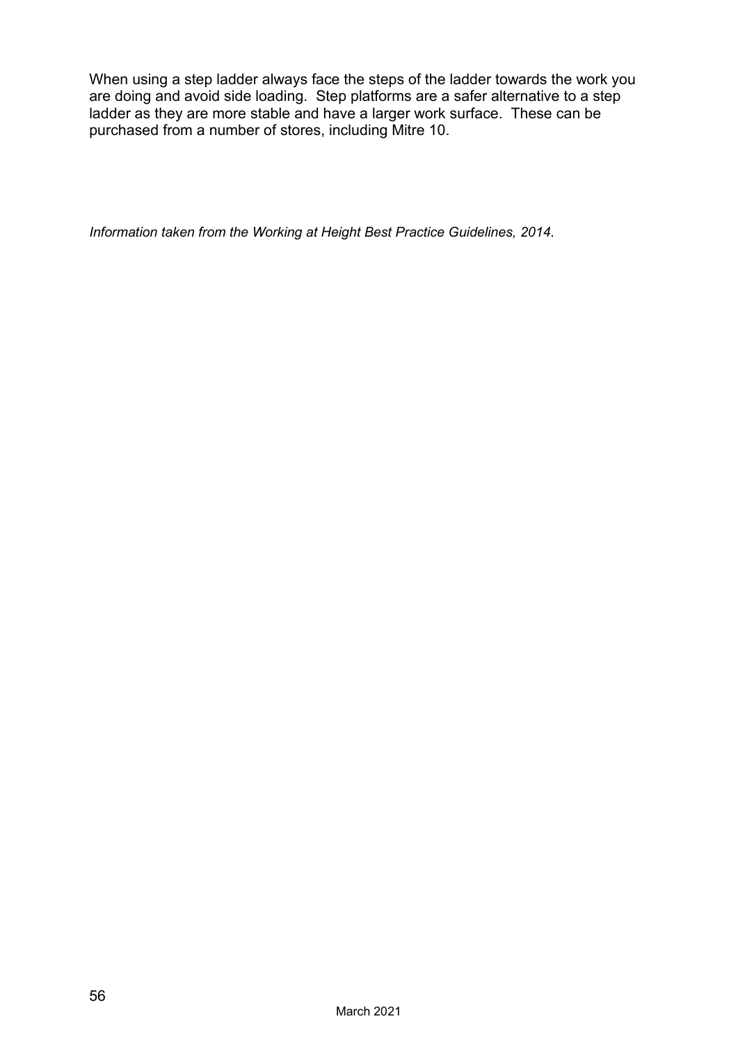When using a step ladder always face the steps of the ladder towards the work you are doing and avoid side loading. Step platforms are a safer alternative to a step ladder as they are more stable and have a larger work surface. These can be purchased from a number of stores, including Mitre 10.

*Information taken from the Working at Height Best Practice Guidelines, 2014.*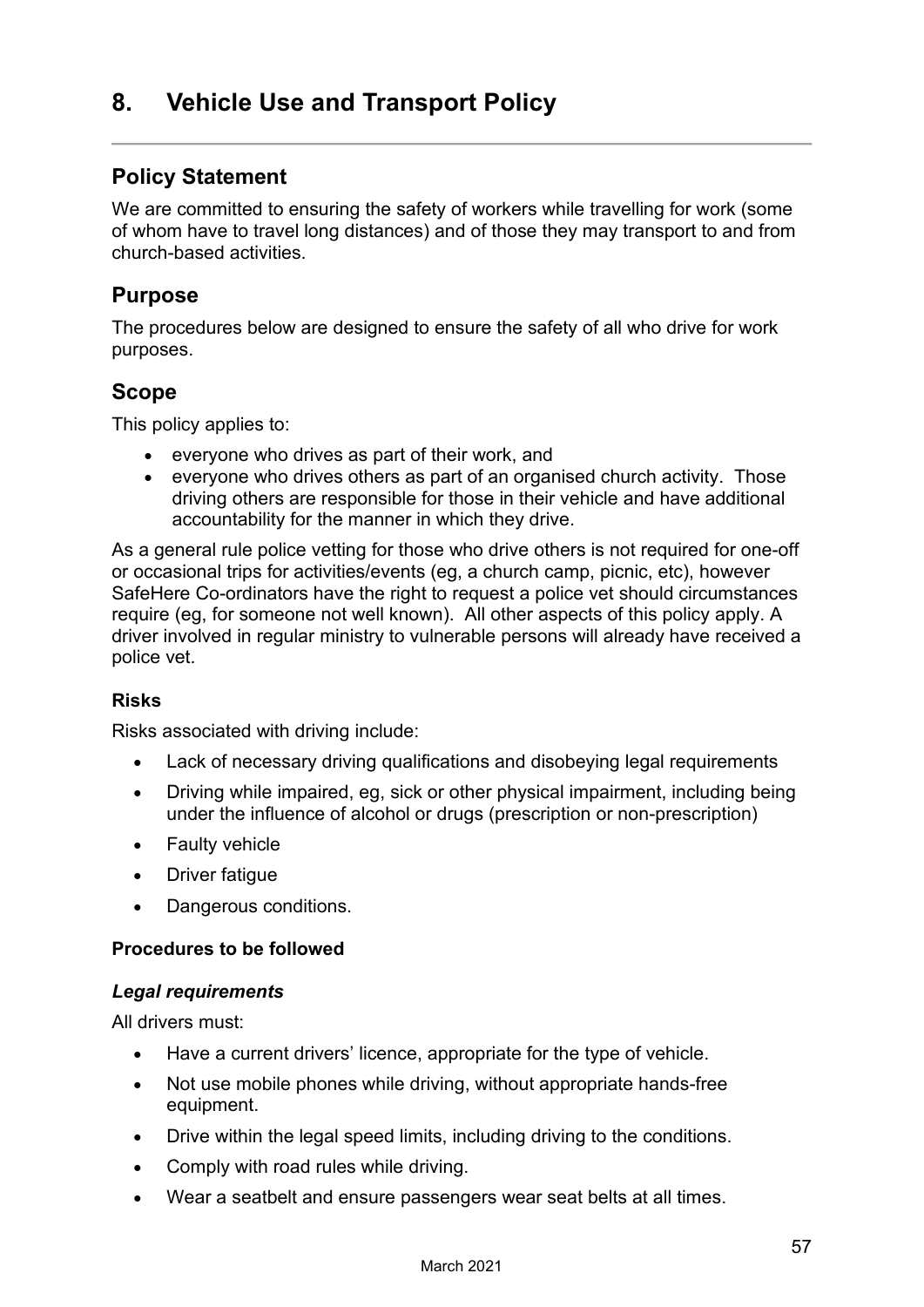# 8. Vehicle Use and Transport Policy

---

## Policy Statement

We are committed to ensuring the safety of workers while travelling for work (some of whom have to travel long distances) and of those they may transport to and from church-based activities.

## Purpose

The procedures below are designed to ensure the safety of all who drive for work purposes.

## Scope

This policy applies to:

- everyone who drives as part of their work, and
- everyone who drives others as part of an organised church activity. Those driving others are responsible for those in their vehicle and have additional accountability for the manner in which they drive.

As a general rule police vetting for those who drive others is not required for one-off or occasional trips for activities/events (eg, a church camp, picnic, etc), however SafeHere Co-ordinators have the right to request a police vet should circumstances require (eg, for someone not well known). All other aspects of this policy apply. A driver involved in regular ministry to vulnerable persons will already have received a police vet.

### Risks

Risks associated with driving include:

- Lack of necessary driving qualifications and disobeying legal requirements
- Driving while impaired, eg, sick or other physical impairment, including being under the influence of alcohol or drugs (prescription or non-prescription)
- Faulty vehicle
- Driver fatigue
- Dangerous conditions.

### Procedures to be followed

#### *Legal requirements*

All drivers must:

- Have a current drivers' licence, appropriate for the type of vehicle.
- Not use mobile phones while driving, without appropriate hands-free equipment.
- Drive within the legal speed limits, including driving to the conditions.
- Comply with road rules while driving.
- Wear a seatbelt and ensure passengers wear seat belts at all times.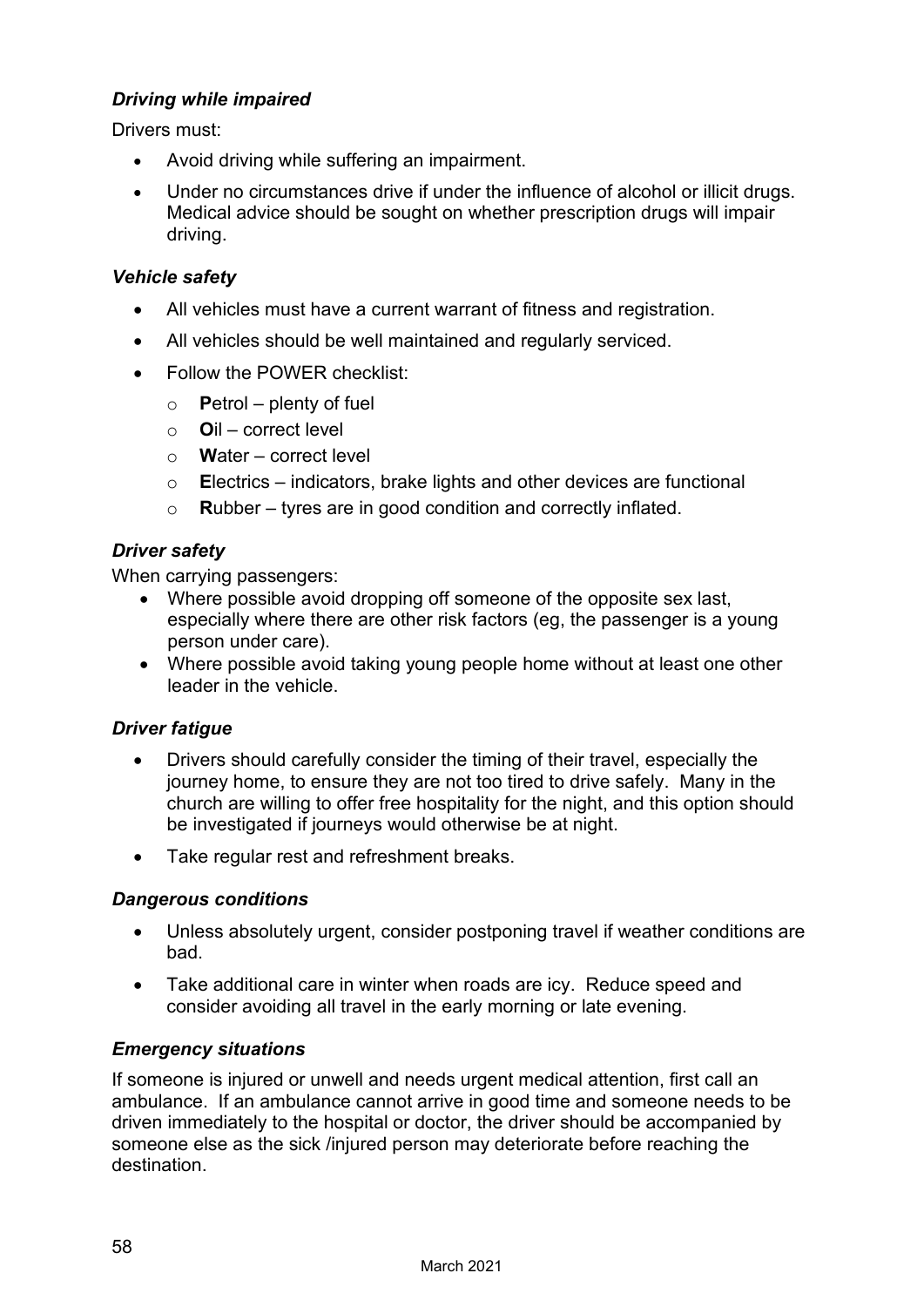***Driving while impaired***

Drivers must:

- Avoid driving while suffering an impairment.
- Under no circumstances drive if under the influence of alcohol or illicit drugs. Medical advice should be sought on whether prescription drugs will impair driving.

***Vehicle safety***

- All vehicles must have a current warrant of fitness and registration.
- All vehicles should be well maintained and regularly serviced.
- Follow the POWER checklist:
  - **P**etrol – plenty of fuel
  - **O**il – correct level
  - **W**ater – correct level
  - **E**lectrics – indicators, brake lights and other devices are functional
  - **R**ubber – tyres are in good condition and correctly inflated.

***Driver safety***

When carrying passengers:

- Where possible avoid dropping off someone of the opposite sex last, especially where there are other risk factors (eg, the passenger is a young person under care).
- Where possible avoid taking young people home without at least one other leader in the vehicle.

***Driver fatigue***

- Drivers should carefully consider the timing of their travel, especially the journey home, to ensure they are not too tired to drive safely. Many in the church are willing to offer free hospitality for the night, and this option should be investigated if journeys would otherwise be at night.
- Take regular rest and refreshment breaks.

***Dangerous conditions***

- Unless absolutely urgent, consider postponing travel if weather conditions are bad.
- Take additional care in winter when roads are icy. Reduce speed and consider avoiding all travel in the early morning or late evening.

***Emergency situations***

If someone is injured or unwell and needs urgent medical attention, first call an ambulance. If an ambulance cannot arrive in good time and someone needs to be driven immediately to the hospital or doctor, the driver should be accompanied by someone else as the sick /injured person may deteriorate before reaching the destination.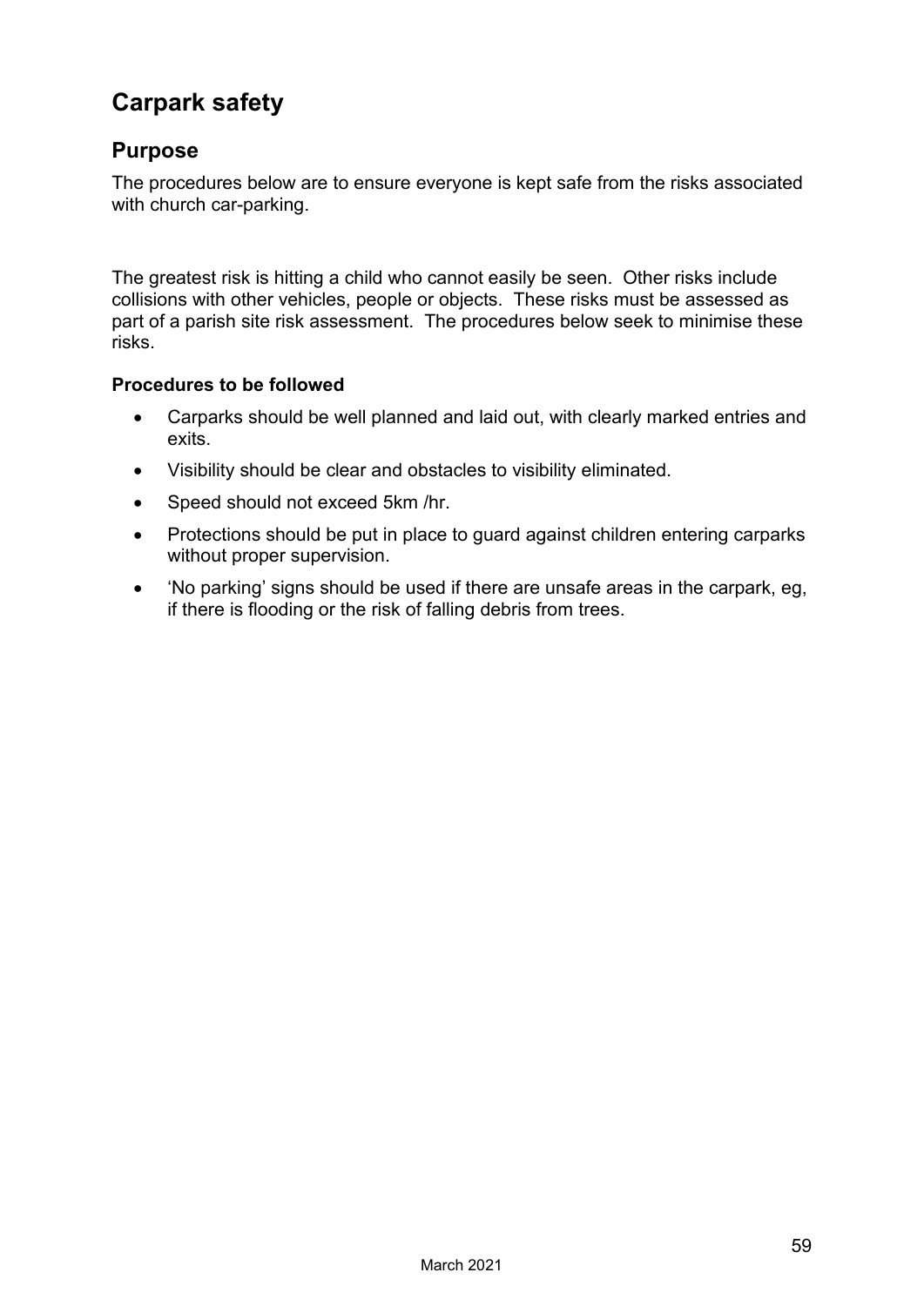# Carpark safety

## Purpose

The procedures below are to ensure everyone is kept safe from the risks associated with church car-parking.

The greatest risk is hitting a child who cannot easily be seen. Other risks include collisions with other vehicles, people or objects. These risks must be assessed as part of a parish site risk assessment. The procedures below seek to minimise these risks.

**Procedures to be followed**

- Carparks should be well planned and laid out, with clearly marked entries and exits.
- Visibility should be clear and obstacles to visibility eliminated.
- Speed should not exceed 5km /hr.
- Protections should be put in place to guard against children entering carparks without proper supervision.
- 'No parking' signs should be used if there are unsafe areas in the carpark, eg, if there is flooding or the risk of falling debris from trees.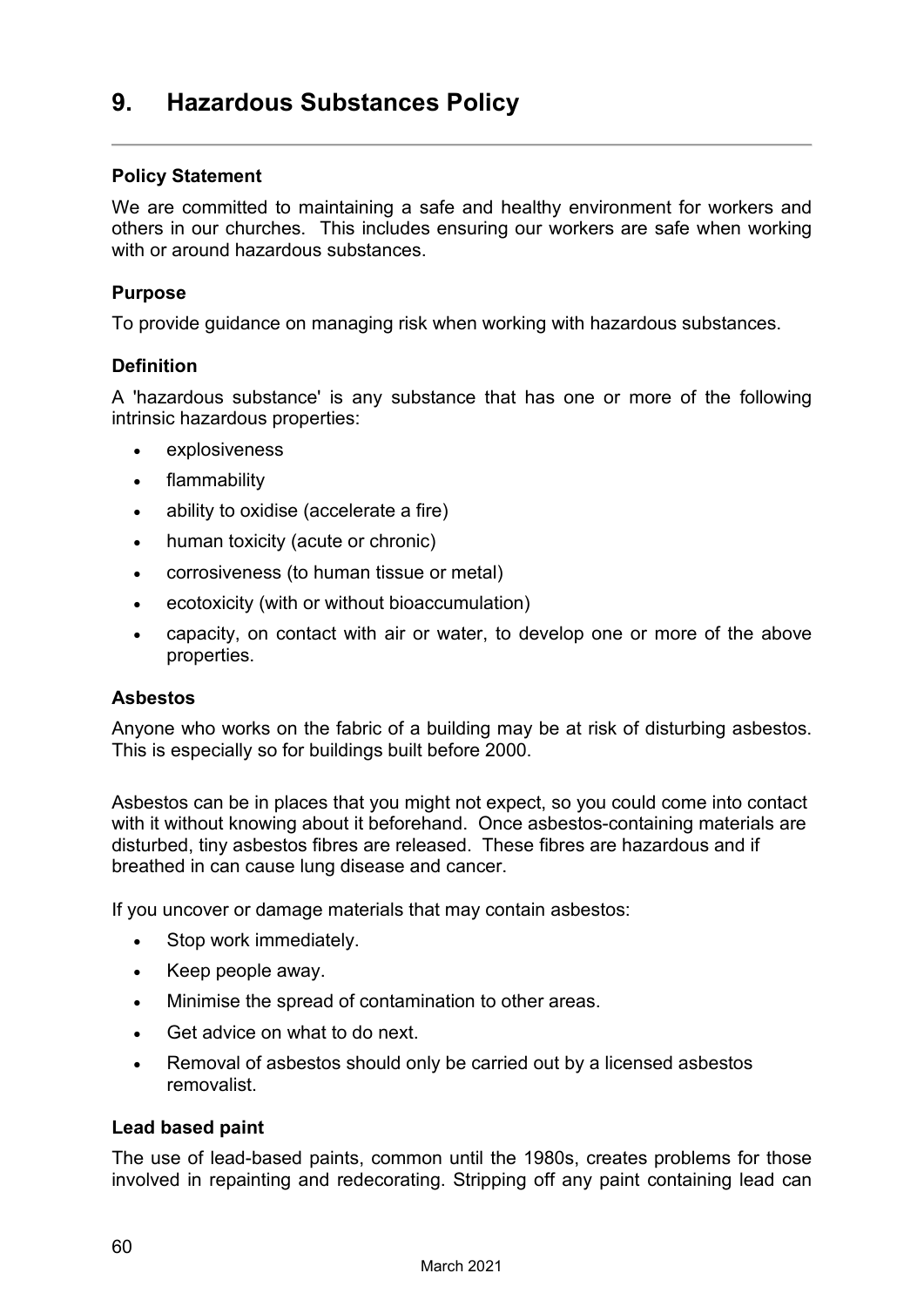# 9. Hazardous Substances Policy

**Policy Statement**

We are committed to maintaining a safe and healthy environment for workers and others in our churches. This includes ensuring our workers are safe when working with or around hazardous substances.

**Purpose**

To provide guidance on managing risk when working with hazardous substances.

**Definition**

A 'hazardous substance' is any substance that has one or more of the following intrinsic hazardous properties:

- explosiveness
- flammability
- ability to oxidise (accelerate a fire)
- human toxicity (acute or chronic)
- corrosiveness (to human tissue or metal)
- ecotoxicity (with or without bioaccumulation)
- capacity, on contact with air or water, to develop one or more of the above properties.

**Asbestos**

Anyone who works on the fabric of a building may be at risk of disturbing asbestos. This is especially so for buildings built before 2000.

Asbestos can be in places that you might not expect, so you could come into contact with it without knowing about it beforehand. Once asbestos-containing materials are disturbed, tiny asbestos fibres are released. These fibres are hazardous and if breathed in can cause lung disease and cancer.

If you uncover or damage materials that may contain asbestos:

- Stop work immediately.
- Keep people away.
- Minimise the spread of contamination to other areas.
- Get advice on what to do next.
- Removal of asbestos should only be carried out by a licensed asbestos removalist.

**Lead based paint**

The use of lead-based paints, common until the 1980s, creates problems for those involved in repainting and redecorating. Stripping off any paint containing lead can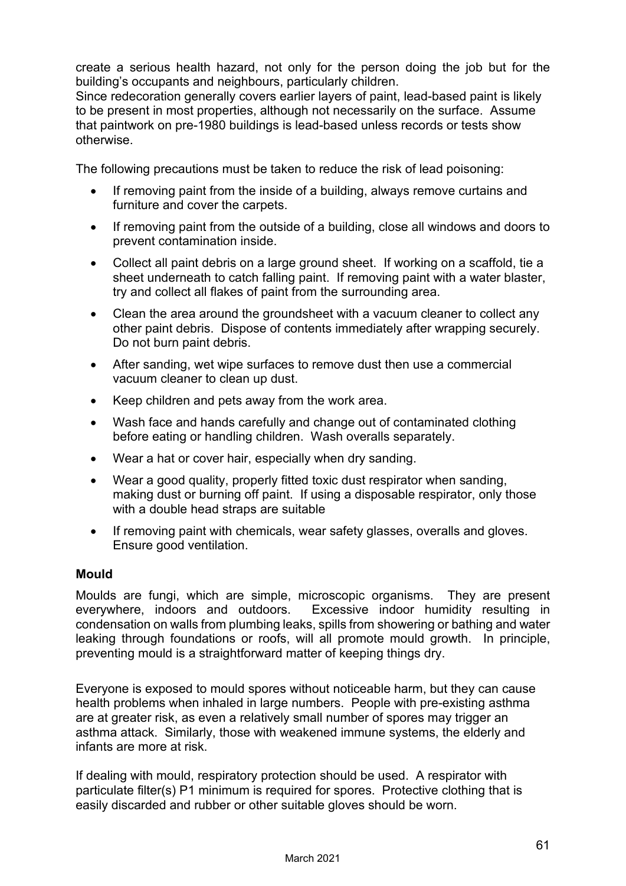create a serious health hazard, not only for the person doing the job but for the building's occupants and neighbours, particularly children.
Since redecoration generally covers earlier layers of paint, lead-based paint is likely to be present in most properties, although not necessarily on the surface. Assume that paintwork on pre-1980 buildings is lead-based unless records or tests show otherwise.

The following precautions must be taken to reduce the risk of lead poisoning:

- If removing paint from the inside of a building, always remove curtains and furniture and cover the carpets.
- If removing paint from the outside of a building, close all windows and doors to prevent contamination inside.
- Collect all paint debris on a large ground sheet. If working on a scaffold, tie a sheet underneath to catch falling paint. If removing paint with a water blaster, try and collect all flakes of paint from the surrounding area.
- Clean the area around the groundsheet with a vacuum cleaner to collect any other paint debris. Dispose of contents immediately after wrapping securely. Do not burn paint debris.
- After sanding, wet wipe surfaces to remove dust then use a commercial vacuum cleaner to clean up dust.
- Keep children and pets away from the work area.
- Wash face and hands carefully and change out of contaminated clothing before eating or handling children. Wash overalls separately.
- Wear a hat or cover hair, especially when dry sanding.
- Wear a good quality, properly fitted toxic dust respirator when sanding, making dust or burning off paint. If using a disposable respirator, only those with a double head straps are suitable
- If removing paint with chemicals, wear safety glasses, overalls and gloves. Ensure good ventilation.

**Mould**

Moulds are fungi, which are simple, microscopic organisms. They are present everywhere, indoors and outdoors. Excessive indoor humidity resulting in condensation on walls from plumbing leaks, spills from showering or bathing and water leaking through foundations or roofs, will all promote mould growth. In principle, preventing mould is a straightforward matter of keeping things dry.

Everyone is exposed to mould spores without noticeable harm, but they can cause health problems when inhaled in large numbers. People with pre-existing asthma are at greater risk, as even a relatively small number of spores may trigger an asthma attack. Similarly, those with weakened immune systems, the elderly and infants are more at risk.

If dealing with mould, respiratory protection should be used. A respirator with particulate filter(s) P1 minimum is required for spores. Protective clothing that is easily discarded and rubber or other suitable gloves should be worn.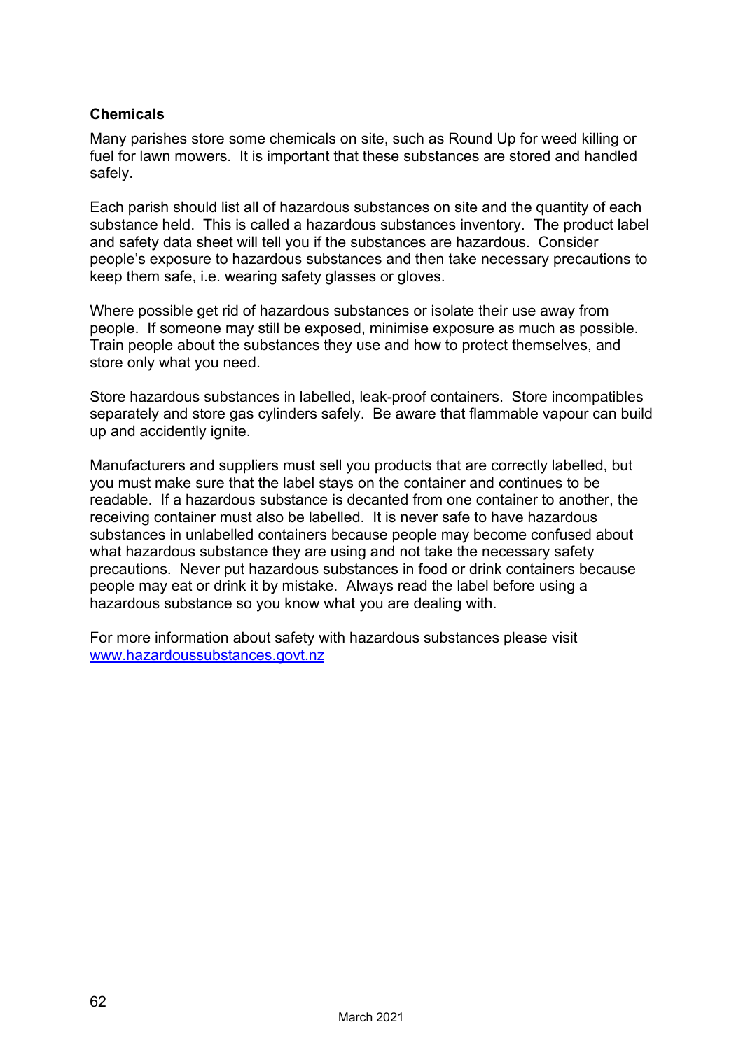**Chemicals**

Many parishes store some chemicals on site, such as Round Up for weed killing or fuel for lawn mowers. It is important that these substances are stored and handled safely.

Each parish should list all of hazardous substances on site and the quantity of each substance held. This is called a hazardous substances inventory. The product label and safety data sheet will tell you if the substances are hazardous. Consider people's exposure to hazardous substances and then take necessary precautions to keep them safe, i.e. wearing safety glasses or gloves.

Where possible get rid of hazardous substances or isolate their use away from people. If someone may still be exposed, minimise exposure as much as possible. Train people about the substances they use and how to protect themselves, and store only what you need.

Store hazardous substances in labelled, leak-proof containers. Store incompatibles separately and store gas cylinders safely. Be aware that flammable vapour can build up and accidently ignite.

Manufacturers and suppliers must sell you products that are correctly labelled, but you must make sure that the label stays on the container and continues to be readable. If a hazardous substance is decanted from one container to another, the receiving container must also be labelled. It is never safe to have hazardous substances in unlabelled containers because people may become confused about what hazardous substance they are using and not take the necessary safety precautions. Never put hazardous substances in food or drink containers because people may eat or drink it by mistake. Always read the label before using a hazardous substance so you know what you are dealing with.

For more information about safety with hazardous substances please visit [www.hazardoussubstances.govt.nz](http://www.hazardoussubstances.govt.nz)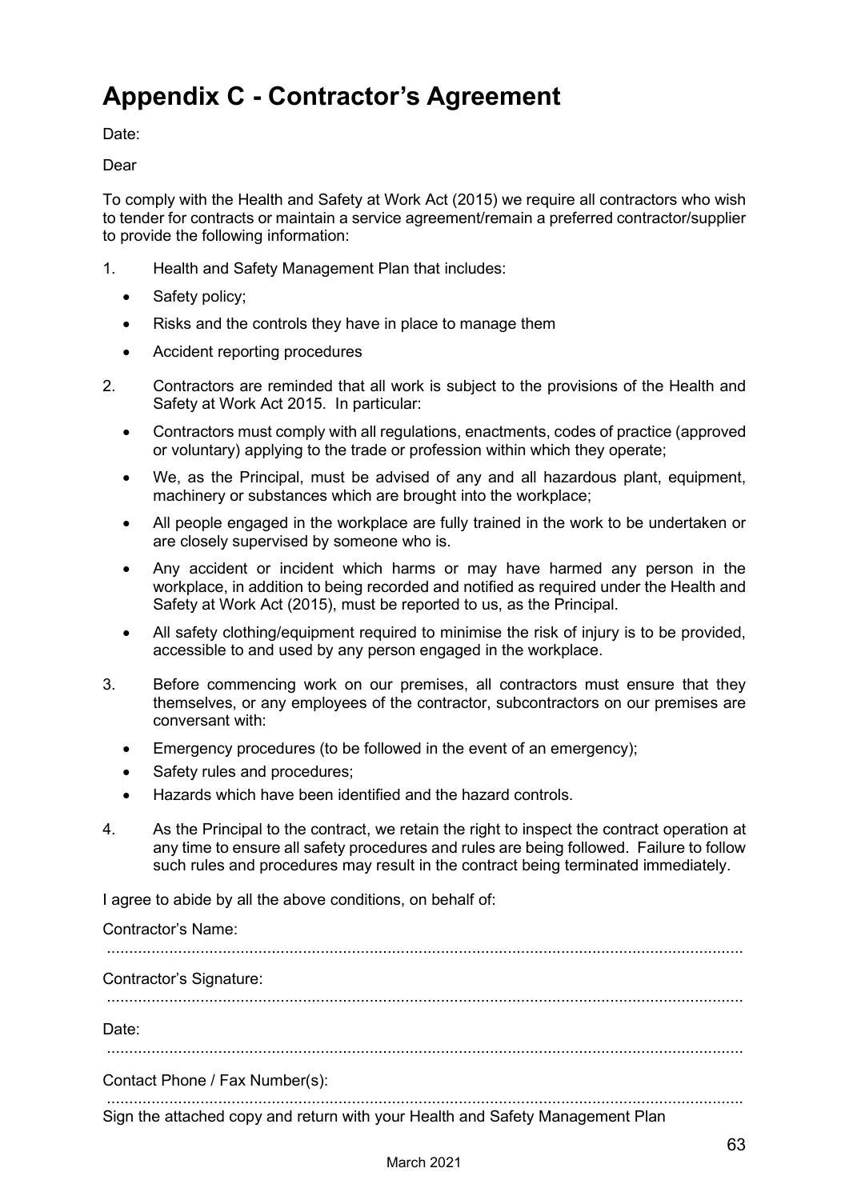# Appendix C - Contractor's Agreement

Date:

Dear

To comply with the Health and Safety at Work Act (2015) we require all contractors who wish to tender for contracts or maintain a service agreement/remain a preferred contractor/supplier to provide the following information:

1. Health and Safety Management Plan that includes:
   - Safety policy;
   - Risks and the controls they have in place to manage them
   - Accident reporting procedures
2. Contractors are reminded that all work is subject to the provisions of the Health and Safety at Work Act 2015. In particular:
   - Contractors must comply with all regulations, enactments, codes of practice (approved or voluntary) applying to the trade or profession within which they operate;
   - We, as the Principal, must be advised of any and all hazardous plant, equipment, machinery or substances which are brought into the workplace;
   - All people engaged in the workplace are fully trained in the work to be undertaken or are closely supervised by someone who is.
   - Any accident or incident which harms or may have harmed any person in the workplace, in addition to being recorded and notified as required under the Health and Safety at Work Act (2015), must be reported to us, as the Principal.
   - All safety clothing/equipment required to minimise the risk of injury is to be provided, accessible to and used by any person engaged in the workplace.
3. Before commencing work on our premises, all contractors must ensure that they themselves, or any employees of the contractor, subcontractors on our premises are conversant with:
   - Emergency procedures (to be followed in the event of an emergency);
   - Safety rules and procedures;
   - Hazards which have been identified and the hazard controls.
4. As the Principal to the contract, we retain the right to inspect the contract operation at any time to ensure all safety procedures and rules are being followed. Failure to follow such rules and procedures may result in the contract being terminated immediately.

I agree to abide by all the above conditions, on behalf of:

Contractor's Name:

.................................................................................................................................................

Contractor's Signature:

.................................................................................................................................................

Date:

.................................................................................................................................................

Contact Phone / Fax Number(s):

.................................................................................................................................................

Sign the attached copy and return with your Health and Safety Management Plan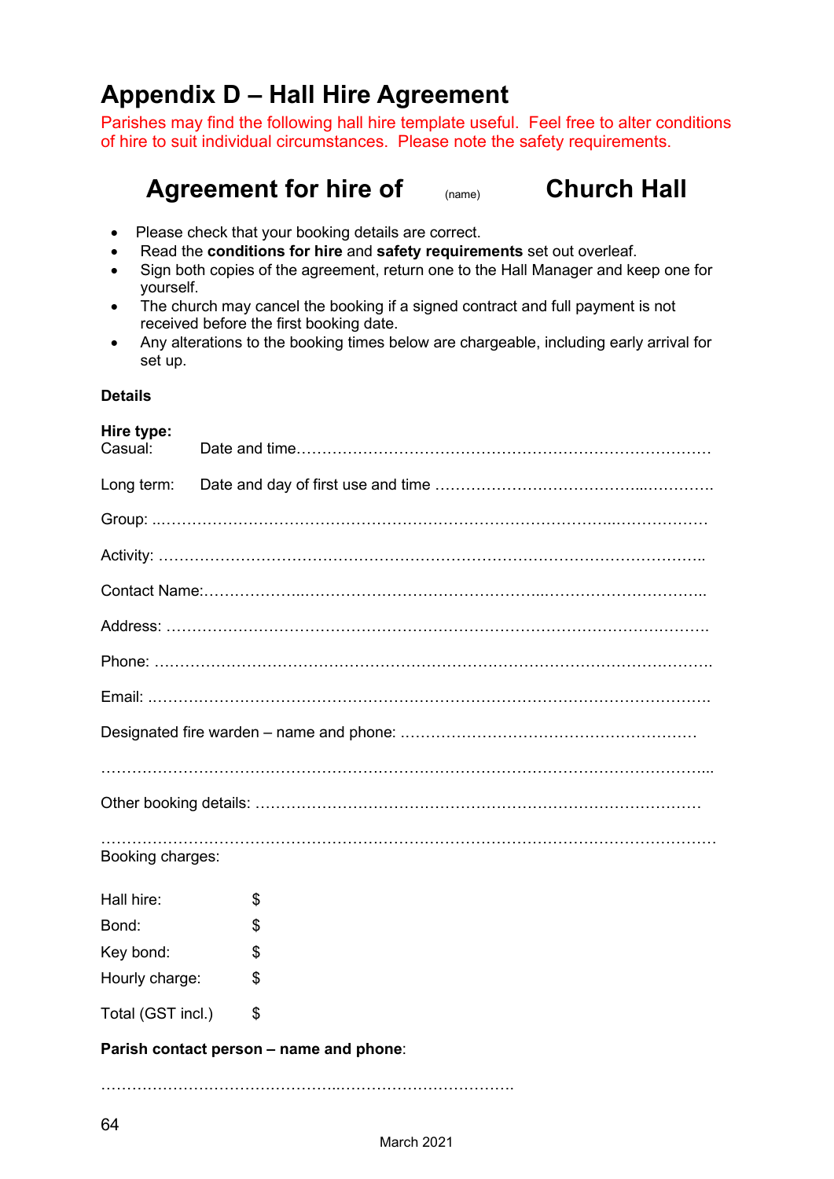# Appendix D – Hall Hire Agreement

Parishes may find the following hall hire template useful. Feel free to alter conditions of hire to suit individual circumstances. Please note the safety requirements.

## Agreement for hire of (name) Church Hall

- Please check that your booking details are correct.
- Read the **conditions for hire** and **safety requirements** set out overleaf.
- Sign both copies of the agreement, return one to the Hall Manager and keep one for yourself.
- The church may cancel the booking if a signed contract and full payment is not received before the first booking date.
- Any alterations to the booking times below are chargeable, including early arrival for set up.

**Details**

**Hire type:**
Casual: Date and time………………………………………………………………………

Long term: Date and day of first use and time …………………………………..………….

Group: ..……………………………………………………………………………..………………

Activity: ………………………………………………………………………………………….

Contact Name:………………..……………………………………..…………………………..

Address: ……………………………………………………………………………………….

Phone: ………………………………………………………………………………………….

Email: ..………………………………………………………………………………………….

Designated fire warden – name and phone: …………………………………………………

……………………………………………………………………………………………………...

Other booking details: ………………………………………………………………………….

…………………………………………………………………………………………………….
Booking charges:

Hall hire: $

Bond: $

Key bond: $

Hourly charge: $

Total (GST incl.) $

**Parish contact person – name and phone**:

………………………………………..…………………………….

March 2021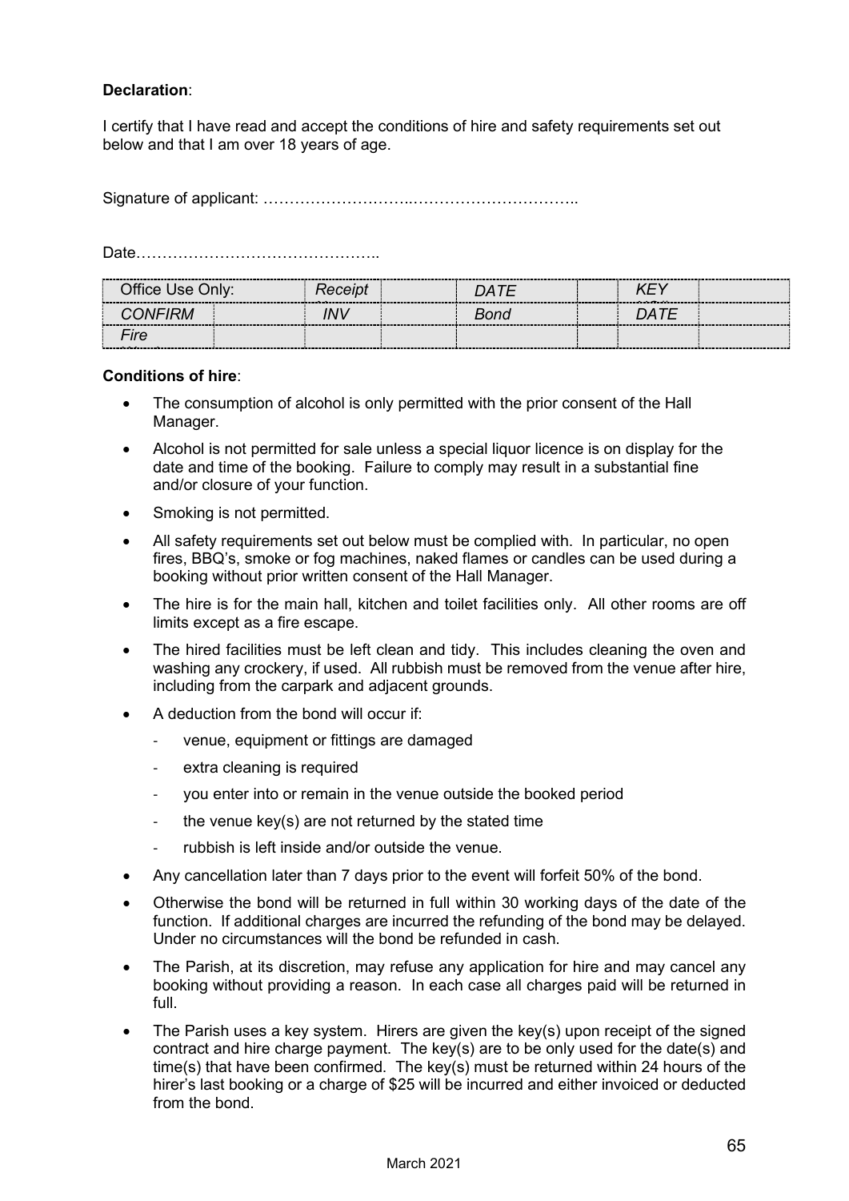**Declaration**:

I certify that I have read and accept the conditions of hire and safety requirements set out below and that I am over 18 years of age.

Signature of applicant: ……………………..…………………………..

Date……………………………………..

| Office Use Only: | | *Receipt* | | *DATE* | | *KEY* | |
|---|---|---|---|---|---|---|---|
| *CONFIRM* | | *INV* | | *Bond* | | *DATE* | |
| *Fire* | | | | | | | |

**Conditions of hire**:

- The consumption of alcohol is only permitted with the prior consent of the Hall Manager.
- Alcohol is not permitted for sale unless a special liquor licence is on display for the date and time of the booking. Failure to comply may result in a substantial fine and/or closure of your function.
- Smoking is not permitted.
- All safety requirements set out below must be complied with. In particular, no open fires, BBQ's, smoke or fog machines, naked flames or candles can be used during a booking without prior written consent of the Hall Manager.
- The hire is for the main hall, kitchen and toilet facilities only. All other rooms are off limits except as a fire escape.
- The hired facilities must be left clean and tidy. This includes cleaning the oven and washing any crockery, if used. All rubbish must be removed from the venue after hire, including from the carpark and adjacent grounds.
- A deduction from the bond will occur if:
  - venue, equipment or fittings are damaged
  - extra cleaning is required
  - you enter into or remain in the venue outside the booked period
  - the venue key(s) are not returned by the stated time
  - rubbish is left inside and/or outside the venue.
- Any cancellation later than 7 days prior to the event will forfeit 50% of the bond.
- Otherwise the bond will be returned in full within 30 working days of the date of the function. If additional charges are incurred the refunding of the bond may be delayed. Under no circumstances will the bond be refunded in cash.
- The Parish, at its discretion, may refuse any application for hire and may cancel any booking without providing a reason. In each case all charges paid will be returned in full.
- The Parish uses a key system. Hirers are given the key(s) upon receipt of the signed contract and hire charge payment. The key(s) are to be only used for the date(s) and time(s) that have been confirmed. The key(s) must be returned within 24 hours of the hirer's last booking or a charge of $25 will be incurred and either invoiced or deducted from the bond.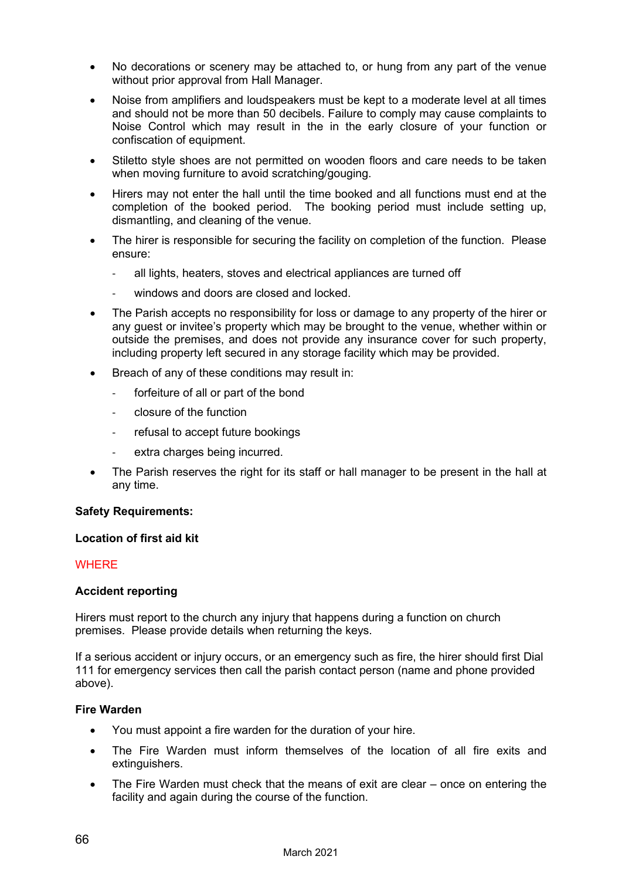- No decorations or scenery may be attached to, or hung from any part of the venue without prior approval from Hall Manager.
- Noise from amplifiers and loudspeakers must be kept to a moderate level at all times and should not be more than 50 decibels. Failure to comply may cause complaints to Noise Control which may result in the in the early closure of your function or confiscation of equipment.
- Stiletto style shoes are not permitted on wooden floors and care needs to be taken when moving furniture to avoid scratching/gouging.
- Hirers may not enter the hall until the time booked and all functions must end at the completion of the booked period. The booking period must include setting up, dismantling, and cleaning of the venue.
- The hirer is responsible for securing the facility on completion of the function. Please ensure:
  - all lights, heaters, stoves and electrical appliances are turned off
  - windows and doors are closed and locked.
- The Parish accepts no responsibility for loss or damage to any property of the hirer or any guest or invitee's property which may be brought to the venue, whether within or outside the premises, and does not provide any insurance cover for such property, including property left secured in any storage facility which may be provided.
- Breach of any of these conditions may result in:
  - forfeiture of all or part of the bond
  - closure of the function
  - refusal to accept future bookings
  - extra charges being incurred.
- The Parish reserves the right for its staff or hall manager to be present in the hall at any time.

**Safety Requirements:**

**Location of first aid kit**

WHERE

**Accident reporting**

Hirers must report to the church any injury that happens during a function on church premises. Please provide details when returning the keys.

If a serious accident or injury occurs, or an emergency such as fire, the hirer should first Dial 111 for emergency services then call the parish contact person (name and phone provided above).

**Fire Warden**

- You must appoint a fire warden for the duration of your hire.
- The Fire Warden must inform themselves of the location of all fire exits and extinguishers.
- The Fire Warden must check that the means of exit are clear – once on entering the facility and again during the course of the function.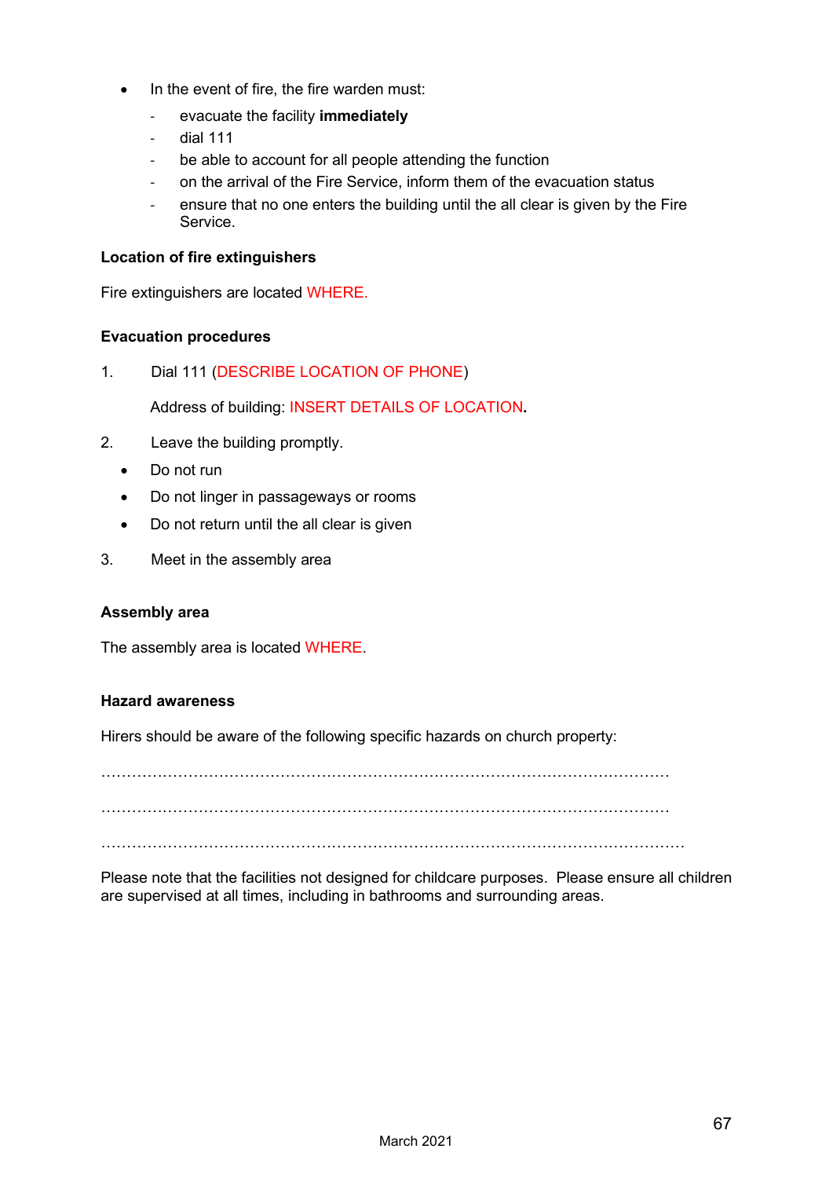- In the event of fire, the fire warden must:
  - evacuate the facility **immediately**
  - dial 111
  - be able to account for all people attending the function
  - on the arrival of the Fire Service, inform them of the evacuation status
  - ensure that no one enters the building until the all clear is given by the Fire Service.

**Location of fire extinguishers**

Fire extinguishers are located WHERE.

**Evacuation procedures**

1. Dial 111 (DESCRIBE LOCATION OF PHONE)

   Address of building: INSERT DETAILS OF LOCATION.

2. Leave the building promptly.
   - Do not run
   - Do not linger in passageways or rooms
   - Do not return until the all clear is given

3. Meet in the assembly area

**Assembly area**

The assembly area is located WHERE.

**Hazard awareness**

Hirers should be aware of the following specific hazards on church property:

……………………………………………………………………………………………

……………………………………………………………………………………………

……………………………………………………………………………………………

Please note that the facilities not designed for childcare purposes. Please ensure all children are supervised at all times, including in bathrooms and surrounding areas.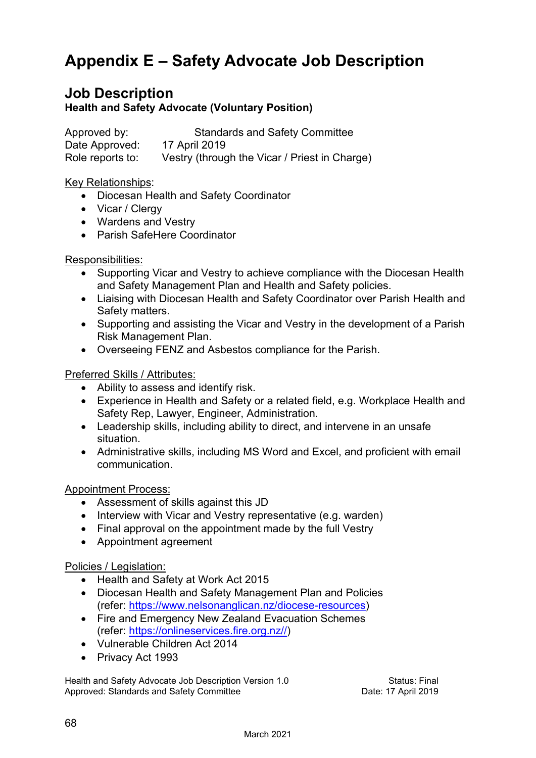# Appendix E – Safety Advocate Job Description

## Job Description

**Health and Safety Advocate (Voluntary Position)**

Approved by: Standards and Safety Committee
Date Approved: 17 April 2019
Role reports to: Vestry (through the Vicar / Priest in Charge)

Key Relationships:

- Diocesan Health and Safety Coordinator
- Vicar / Clergy
- Wardens and Vestry
- Parish SafeHere Coordinator

Responsibilities:

- Supporting Vicar and Vestry to achieve compliance with the Diocesan Health and Safety Management Plan and Health and Safety policies.
- Liaising with Diocesan Health and Safety Coordinator over Parish Health and Safety matters.
- Supporting and assisting the Vicar and Vestry in the development of a Parish Risk Management Plan.
- Overseeing FENZ and Asbestos compliance for the Parish.

Preferred Skills / Attributes:

- Ability to assess and identify risk.
- Experience in Health and Safety or a related field, e.g. Workplace Health and Safety Rep, Lawyer, Engineer, Administration.
- Leadership skills, including ability to direct, and intervene in an unsafe situation.
- Administrative skills, including MS Word and Excel, and proficient with email communication.

Appointment Process:

- Assessment of skills against this JD
- Interview with Vicar and Vestry representative (e.g. warden)
- Final approval on the appointment made by the full Vestry
- Appointment agreement

Policies / Legislation:

- Health and Safety at Work Act 2015
- Diocesan Health and Safety Management Plan and Policies (refer: https://www.nelsonanglican.nz/diocese-resources)
- Fire and Emergency New Zealand Evacuation Schemes (refer: https://onlineservices.fire.org.nz//)
- Vulnerable Children Act 2014
- Privacy Act 1993

Health and Safety Advocate Job Description Version 1.0 Status: Final
Approved: Standards and Safety Committee Date: 17 April 2019